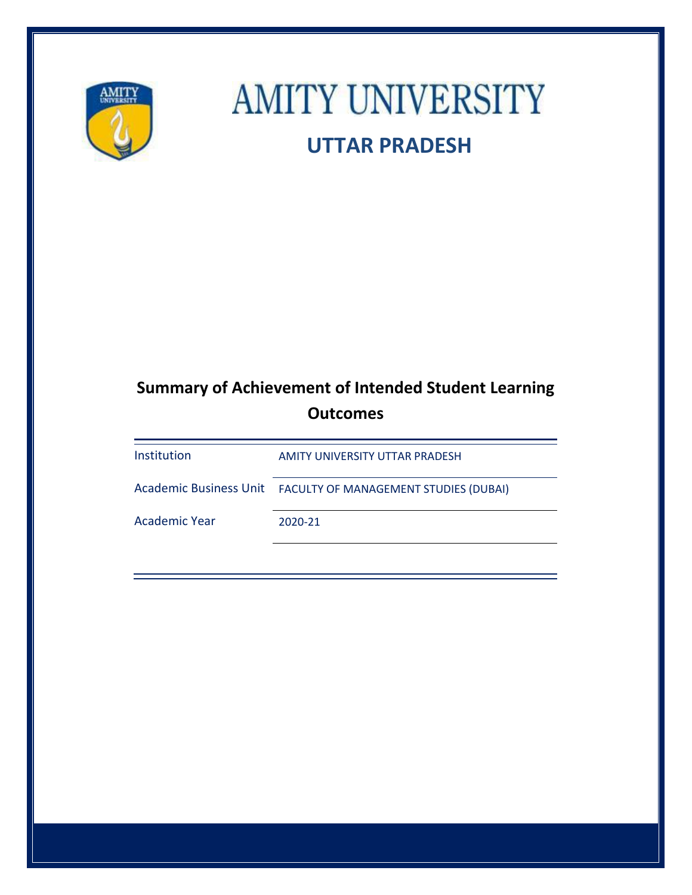# AMITY UNIVERSITY

## UTTAR PRADESH

## Summary of Achievement of Intended Student Learning Outcomes

| | |
|---|---|
| Institution | AMITY UNIVERSITY UTTAR PRADESH |
| Academic Business Unit | FACULTY OF MANAGEMENT STUDIES (DUBAI) |
| Academic Year | 2020-21 |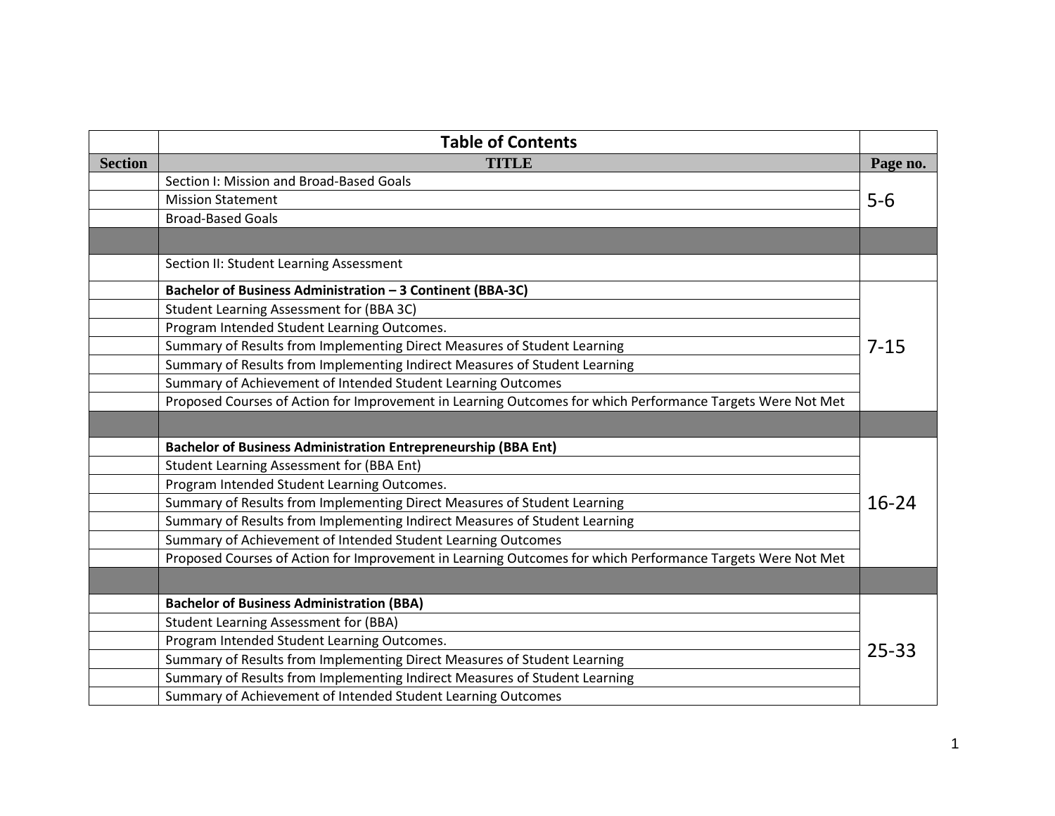| | Table of Contents | |
|---|---|---|
| **Section** | **TITLE** | **Page no.** |
| | Section I: Mission and Broad-Based Goals | 5-6 |
| | Mission Statement | |
| | Broad-Based Goals | |
| | | |
| | Section II: Student Learning Assessment | |
| | **Bachelor of Business Administration – 3 Continent (BBA-3C)** | 7-15 |
| | Student Learning Assessment for (BBA 3C) | |
| | Program Intended Student Learning Outcomes. | |
| | Summary of Results from Implementing Direct Measures of Student Learning | |
| | Summary of Results from Implementing Indirect Measures of Student Learning | |
| | Summary of Achievement of Intended Student Learning Outcomes | |
| | Proposed Courses of Action for Improvement in Learning Outcomes for which Performance Targets Were Not Met | |
| | | |
| | **Bachelor of Business Administration Entrepreneurship (BBA Ent)** | 16-24 |
| | Student Learning Assessment for (BBA Ent) | |
| | Program Intended Student Learning Outcomes. | |
| | Summary of Results from Implementing Direct Measures of Student Learning | |
| | Summary of Results from Implementing Indirect Measures of Student Learning | |
| | Summary of Achievement of Intended Student Learning Outcomes | |
| | Proposed Courses of Action for Improvement in Learning Outcomes for which Performance Targets Were Not Met | |
| | | |
| | **Bachelor of Business Administration (BBA)** | 25-33 |
| | Student Learning Assessment for (BBA) | |
| | Program Intended Student Learning Outcomes. | |
| | Summary of Results from Implementing Direct Measures of Student Learning | |
| | Summary of Results from Implementing Indirect Measures of Student Learning | |
| | Summary of Achievement of Intended Student Learning Outcomes | |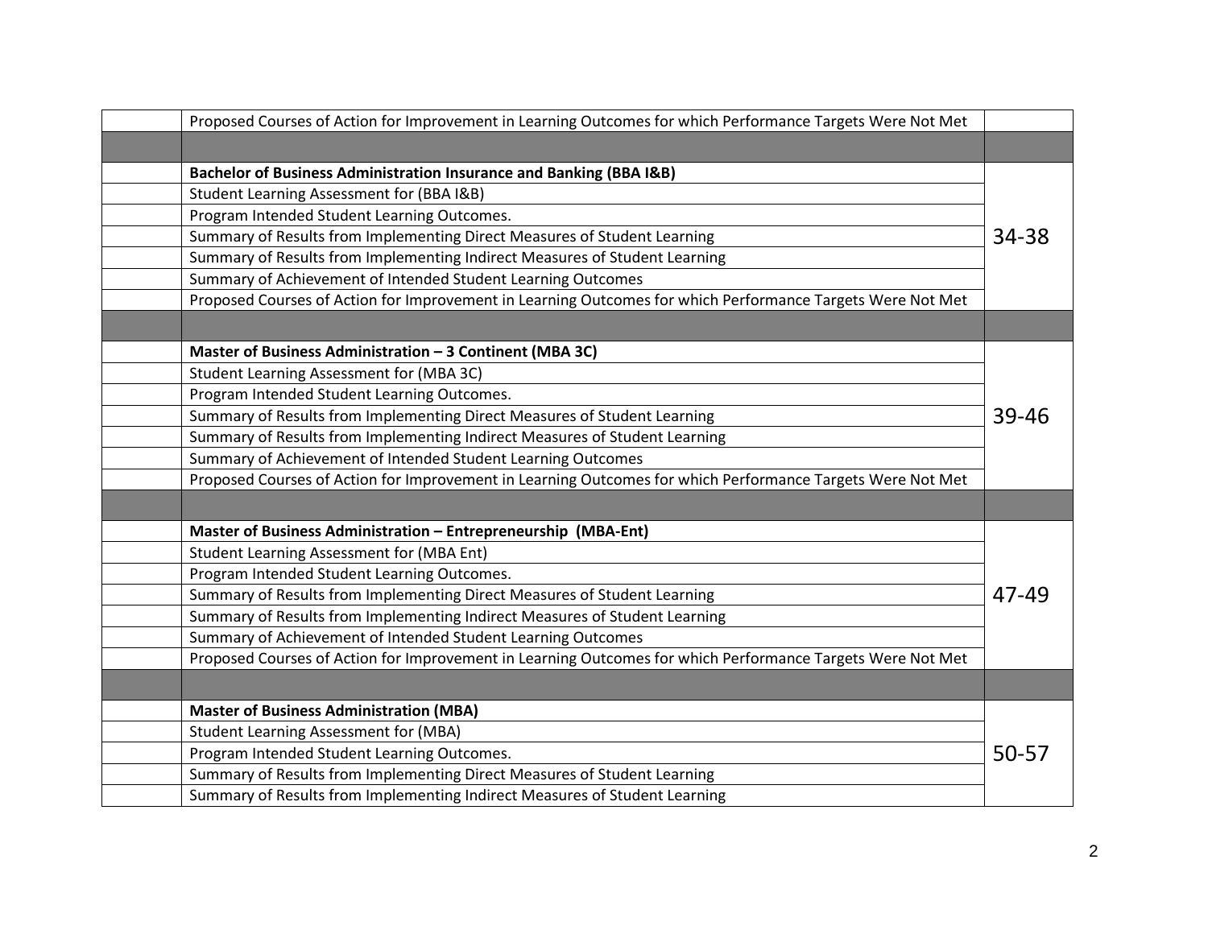| | | |
|---|---|---|
| | Proposed Courses of Action for Improvement in Learning Outcomes for which Performance Targets Were Not Met | |
| | | |
| | **Bachelor of Business Administration Insurance and Banking (BBA I&B)** | 34-38 |
| | Student Learning Assessment for (BBA I&B) | |
| | Program Intended Student Learning Outcomes. | |
| | Summary of Results from Implementing Direct Measures of Student Learning | |
| | Summary of Results from Implementing Indirect Measures of Student Learning | |
| | Summary of Achievement of Intended Student Learning Outcomes | |
| | Proposed Courses of Action for Improvement in Learning Outcomes for which Performance Targets Were Not Met | |
| | | |
| | **Master of Business Administration – 3 Continent (MBA 3C)** | 39-46 |
| | Student Learning Assessment for (MBA 3C) | |
| | Program Intended Student Learning Outcomes. | |
| | Summary of Results from Implementing Direct Measures of Student Learning | |
| | Summary of Results from Implementing Indirect Measures of Student Learning | |
| | Summary of Achievement of Intended Student Learning Outcomes | |
| | Proposed Courses of Action for Improvement in Learning Outcomes for which Performance Targets Were Not Met | |
| | | |
| | **Master of Business Administration – Entrepreneurship (MBA-Ent)** | 47-49 |
| | Student Learning Assessment for (MBA Ent) | |
| | Program Intended Student Learning Outcomes. | |
| | Summary of Results from Implementing Direct Measures of Student Learning | |
| | Summary of Results from Implementing Indirect Measures of Student Learning | |
| | Summary of Achievement of Intended Student Learning Outcomes | |
| | Proposed Courses of Action for Improvement in Learning Outcomes for which Performance Targets Were Not Met | |
| | | |
| | **Master of Business Administration (MBA)** | 50-57 |
| | Student Learning Assessment for (MBA) | |
| | Program Intended Student Learning Outcomes. | |
| | Summary of Results from Implementing Direct Measures of Student Learning | |
| | Summary of Results from Implementing Indirect Measures of Student Learning | |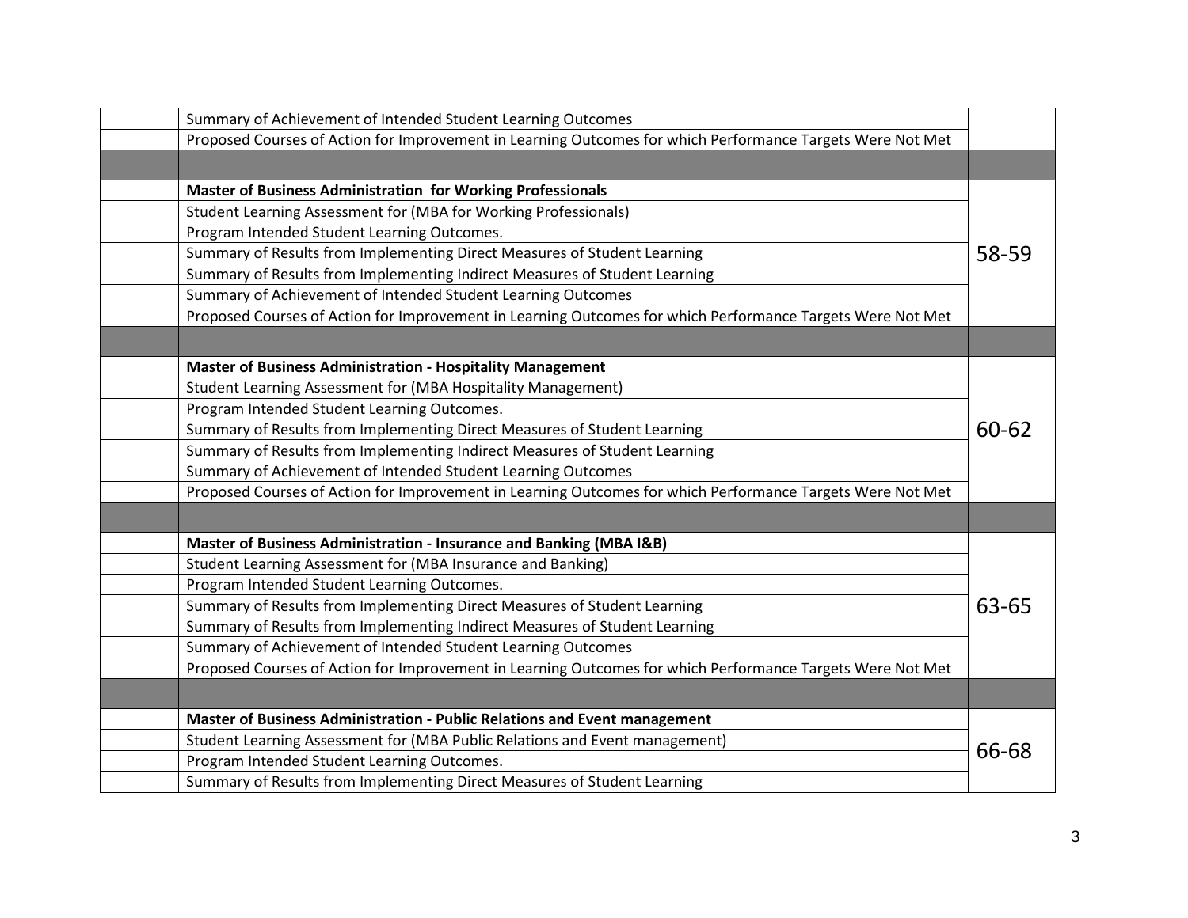| | | |
|---|---|---|
| | Summary of Achievement of Intended Student Learning Outcomes | |
| | Proposed Courses of Action for Improvement in Learning Outcomes for which Performance Targets Were Not Met | |
| | | |
| | **Master of Business Administration for Working Professionals** | 58-59 |
| | Student Learning Assessment for (MBA for Working Professionals) | |
| | Program Intended Student Learning Outcomes. | |
| | Summary of Results from Implementing Direct Measures of Student Learning | |
| | Summary of Results from Implementing Indirect Measures of Student Learning | |
| | Summary of Achievement of Intended Student Learning Outcomes | |
| | Proposed Courses of Action for Improvement in Learning Outcomes for which Performance Targets Were Not Met | |
| | | |
| | **Master of Business Administration - Hospitality Management** | 60-62 |
| | Student Learning Assessment for (MBA Hospitality Management) | |
| | Program Intended Student Learning Outcomes. | |
| | Summary of Results from Implementing Direct Measures of Student Learning | |
| | Summary of Results from Implementing Indirect Measures of Student Learning | |
| | Summary of Achievement of Intended Student Learning Outcomes | |
| | Proposed Courses of Action for Improvement in Learning Outcomes for which Performance Targets Were Not Met | |
| | | |
| | **Master of Business Administration - Insurance and Banking (MBA I&B)** | 63-65 |
| | Student Learning Assessment for (MBA Insurance and Banking) | |
| | Program Intended Student Learning Outcomes. | |
| | Summary of Results from Implementing Direct Measures of Student Learning | |
| | Summary of Results from Implementing Indirect Measures of Student Learning | |
| | Summary of Achievement of Intended Student Learning Outcomes | |
| | Proposed Courses of Action for Improvement in Learning Outcomes for which Performance Targets Were Not Met | |
| | | |
| | **Master of Business Administration - Public Relations and Event management** | 66-68 |
| | Student Learning Assessment for (MBA Public Relations and Event management) | |
| | Program Intended Student Learning Outcomes. | |
| | Summary of Results from Implementing Direct Measures of Student Learning | |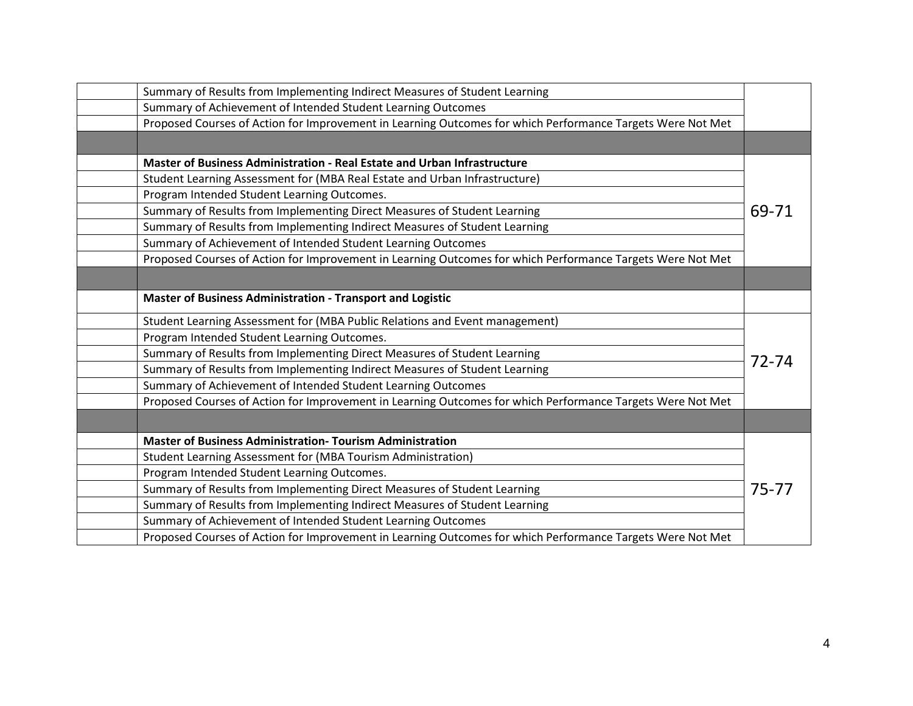| | | |
|---|---|---|
| | Summary of Results from Implementing Indirect Measures of Student Learning | |
| | Summary of Achievement of Intended Student Learning Outcomes | |
| | Proposed Courses of Action for Improvement in Learning Outcomes for which Performance Targets Were Not Met | |
| | | |
| | **Master of Business Administration - Real Estate and Urban Infrastructure** | 69-71 |
| | Student Learning Assessment for (MBA Real Estate and Urban Infrastructure) | |
| | Program Intended Student Learning Outcomes. | |
| | Summary of Results from Implementing Direct Measures of Student Learning | |
| | Summary of Results from Implementing Indirect Measures of Student Learning | |
| | Summary of Achievement of Intended Student Learning Outcomes | |
| | Proposed Courses of Action for Improvement in Learning Outcomes for which Performance Targets Were Not Met | |
| | | |
| | **Master of Business Administration - Transport and Logistic** | |
| | Student Learning Assessment for (MBA Public Relations and Event management) | 72-74 |
| | Program Intended Student Learning Outcomes. | |
| | Summary of Results from Implementing Direct Measures of Student Learning | |
| | Summary of Results from Implementing Indirect Measures of Student Learning | |
| | Summary of Achievement of Intended Student Learning Outcomes | |
| | Proposed Courses of Action for Improvement in Learning Outcomes for which Performance Targets Were Not Met | |
| | | |
| | **Master of Business Administration- Tourism Administration** | 75-77 |
| | Student Learning Assessment for (MBA Tourism Administration) | |
| | Program Intended Student Learning Outcomes. | |
| | Summary of Results from Implementing Direct Measures of Student Learning | |
| | Summary of Results from Implementing Indirect Measures of Student Learning | |
| | Summary of Achievement of Intended Student Learning Outcomes | |
| | Proposed Courses of Action for Improvement in Learning Outcomes for which Performance Targets Were Not Met | |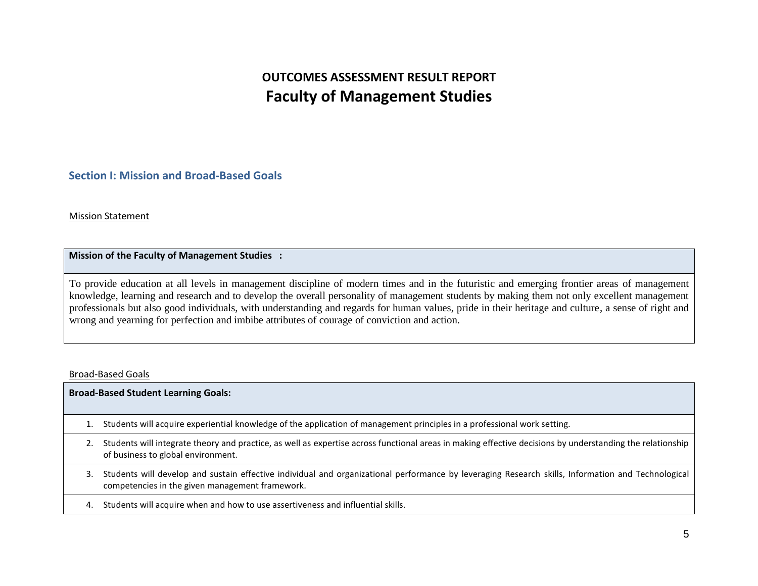# OUTCOMES ASSESSMENT RESULT REPORT

# Faculty of Management Studies

## Section I: Mission and Broad-Based Goals

Mission Statement

| **Mission of the Faculty of Management Studies :** |
|---|
| To provide education at all levels in management discipline of modern times and in the futuristic and emerging frontier areas of management knowledge, learning and research and to develop the overall personality of management students by making them not only excellent management professionals but also good individuals, with understanding and regards for human values, pride in their heritage and culture, a sense of right and wrong and yearning for perfection and imbibe attributes of courage of conviction and action. |

Broad-Based Goals

| **Broad-Based Student Learning Goals:** |
|---|
| 1. Students will acquire experiential knowledge of the application of management principles in a professional work setting. |
| 2. Students will integrate theory and practice, as well as expertise across functional areas in making effective decisions by understanding the relationship of business to global environment. |
| 3. Students will develop and sustain effective individual and organizational performance by leveraging Research skills, Information and Technological competencies in the given management framework. |
| 4. Students will acquire when and how to use assertiveness and influential skills. |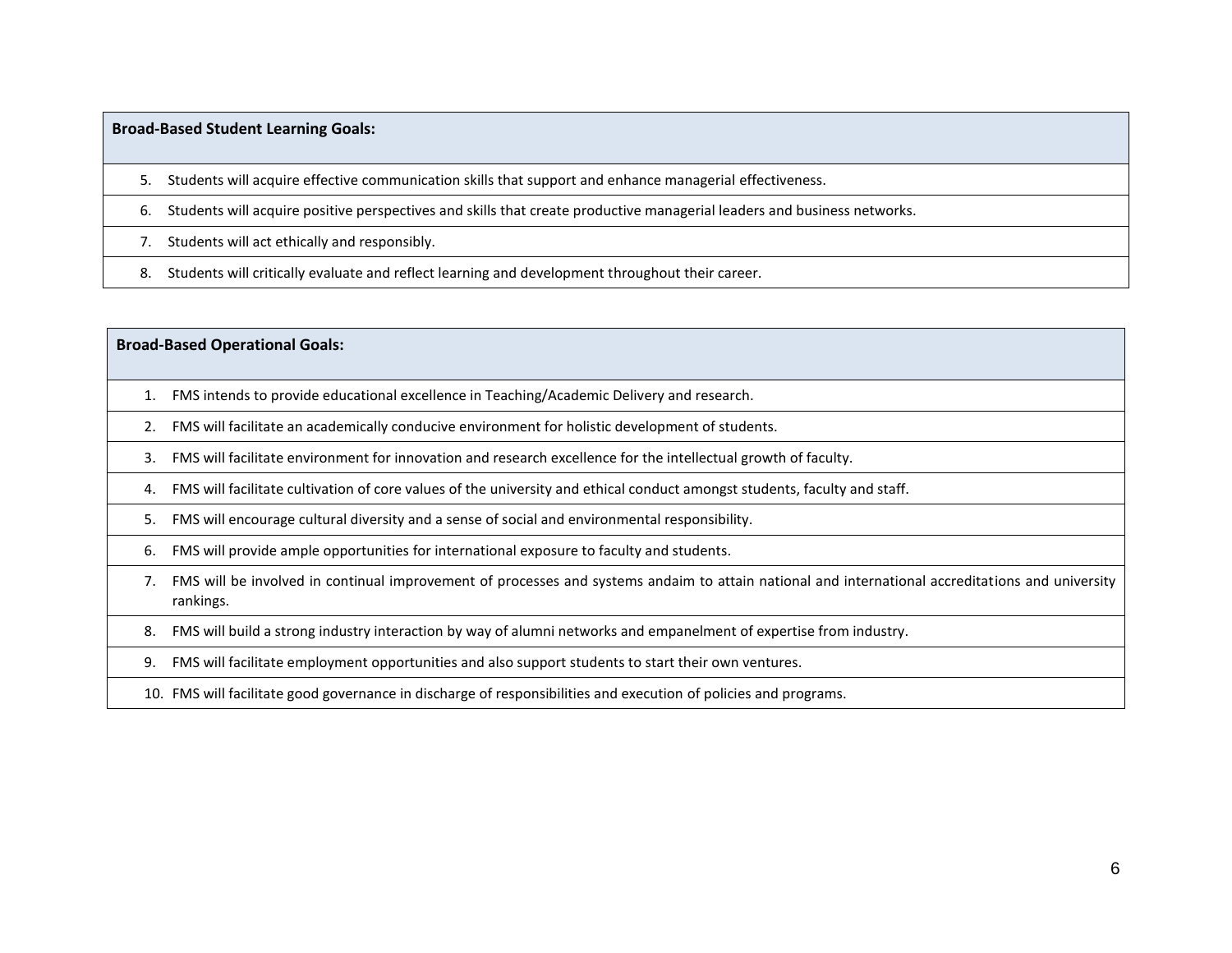| Broad-Based Student Learning Goals: |
| --- |
| 5. Students will acquire effective communication skills that support and enhance managerial effectiveness. |
| 6. Students will acquire positive perspectives and skills that create productive managerial leaders and business networks. |
| 7. Students will act ethically and responsibly. |
| 8. Students will critically evaluate and reflect learning and development throughout their career. |

| Broad-Based Operational Goals: |
| --- |
| 1. FMS intends to provide educational excellence in Teaching/Academic Delivery and research. |
| 2. FMS will facilitate an academically conducive environment for holistic development of students. |
| 3. FMS will facilitate environment for innovation and research excellence for the intellectual growth of faculty. |
| 4. FMS will facilitate cultivation of core values of the university and ethical conduct amongst students, faculty and staff. |
| 5. FMS will encourage cultural diversity and a sense of social and environmental responsibility. |
| 6. FMS will provide ample opportunities for international exposure to faculty and students. |
| 7. FMS will be involved in continual improvement of processes and systems andaim to attain national and international accreditations and university rankings. |
| 8. FMS will build a strong industry interaction by way of alumni networks and empanelment of expertise from industry. |
| 9. FMS will facilitate employment opportunities and also support students to start their own ventures. |
| 10. FMS will facilitate good governance in discharge of responsibilities and execution of policies and programs. |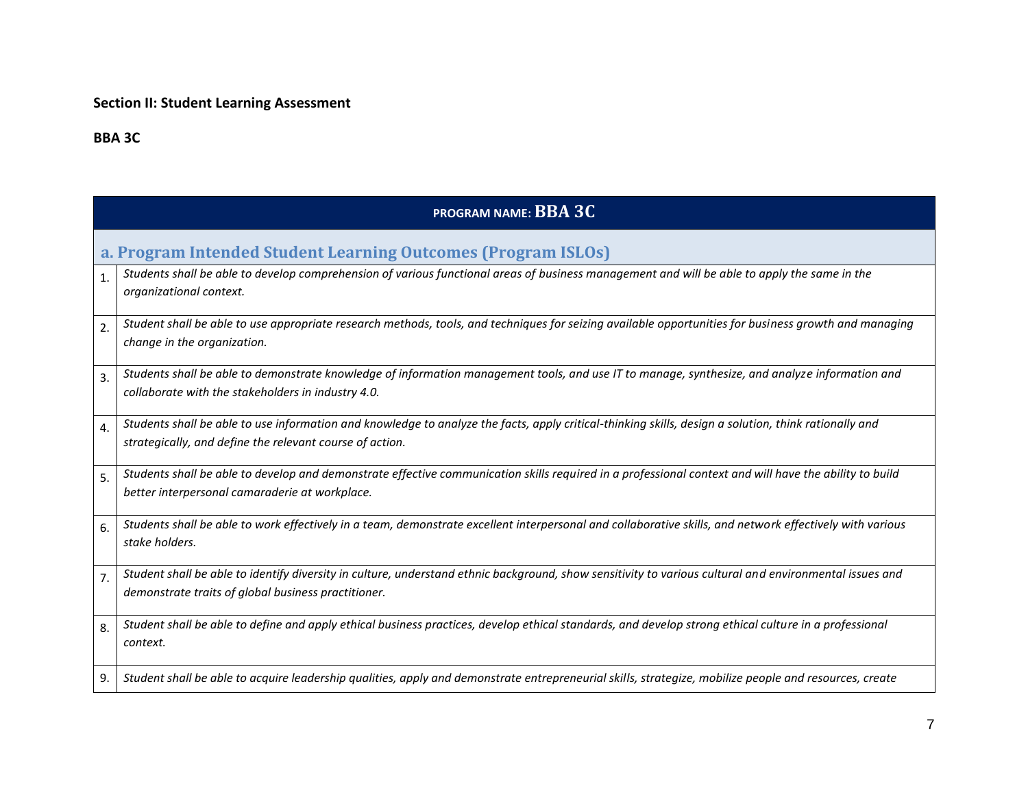**Section II: Student Learning Assessment**

**BBA 3C**

| PROGRAM NAME: BBA 3C | |
|---|---|
| **a. Program Intended Student Learning Outcomes (Program ISLOs)** | |
| 1. | *Students shall be able to develop comprehension of various functional areas of business management and will be able to apply the same in the organizational context.* |
| 2. | *Student shall be able to use appropriate research methods, tools, and techniques for seizing available opportunities for business growth and managing change in the organization.* |
| 3. | *Students shall be able to demonstrate knowledge of information management tools, and use IT to manage, synthesize, and analyze information and collaborate with the stakeholders in industry 4.0.* |
| 4. | *Students shall be able to use information and knowledge to analyze the facts, apply critical-thinking skills, design a solution, think rationally and strategically, and define the relevant course of action.* |
| 5. | *Students shall be able to develop and demonstrate effective communication skills required in a professional context and will have the ability to build better interpersonal camaraderie at workplace.* |
| 6. | *Students shall be able to work effectively in a team, demonstrate excellent interpersonal and collaborative skills, and network effectively with various stake holders.* |
| 7. | *Student shall be able to identify diversity in culture, understand ethnic background, show sensitivity to various cultural and environmental issues and demonstrate traits of global business practitioner.* |
| 8. | *Student shall be able to define and apply ethical business practices, develop ethical standards, and develop strong ethical culture in a professional context.* |
| 9. | *Student shall be able to acquire leadership qualities, apply and demonstrate entrepreneurial skills, strategize, mobilize people and resources, create* |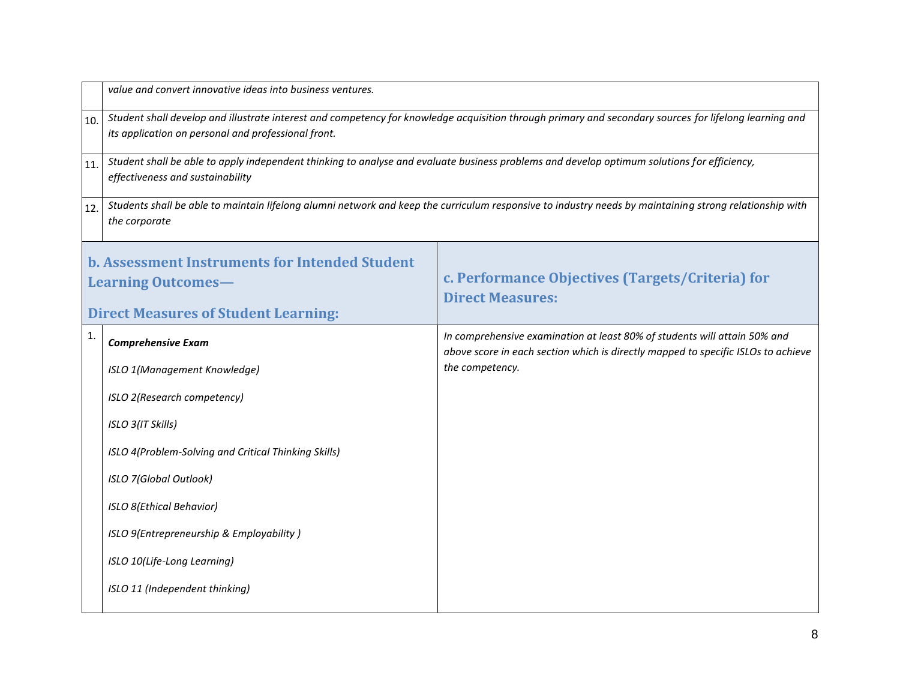| | |
|---|---|
| | *value and convert innovative ideas into business ventures.* |
| 10. | *Student shall develop and illustrate interest and competency for knowledge acquisition through primary and secondary sources for lifelong learning and its application on personal and professional front.* |
| 11. | *Student shall be able to apply independent thinking to analyse and evaluate business problems and develop optimum solutions for efficiency, effectiveness and sustainability* |
| 12. | *Students shall be able to maintain lifelong alumni network and keep the curriculum responsive to industry needs by maintaining strong relationship with the corporate* |

| | **b. Assessment Instruments for Intended Student Learning Outcomes— Direct Measures of Student Learning:** | **c. Performance Objectives (Targets/Criteria) for Direct Measures:** |
|---|---|---|
| 1. | ***Comprehensive Exam*** <br> *ISLO 1(Management Knowledge)* <br> *ISLO 2(Research competency)* <br> *ISLO 3(IT Skills)* <br> *ISLO 4(Problem-Solving and Critical Thinking Skills)* <br> *ISLO 7(Global Outlook)* <br> *ISLO 8(Ethical Behavior)* <br> *ISLO 9(Entrepreneurship & Employability )* <br> *ISLO 10(Life-Long Learning)* <br> *ISLO 11 (Independent thinking)* | *In comprehensive examination at least 80% of students will attain 50% and above score in each section which is directly mapped to specific ISLOs to achieve the competency.* |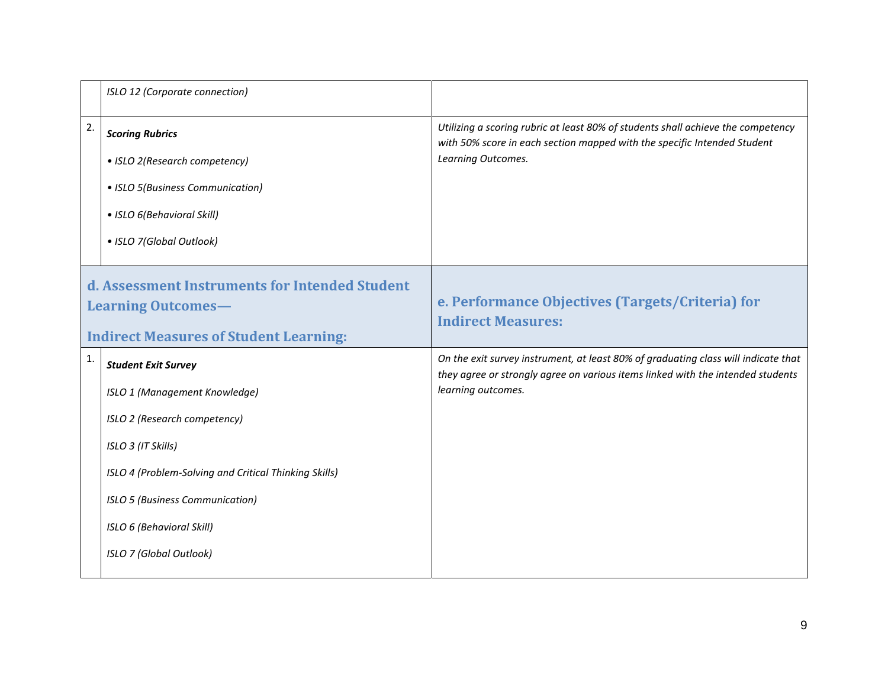| | | |
|---|---|---|
| | *ISLO 12 (Corporate connection)* | |
| 2. | ***Scoring Rubrics***<br>*• ISLO 2(Research competency)*<br>*• ISLO 5(Business Communication)*<br>*• ISLO 6(Behavioral Skill)*<br>*• ISLO 7(Global Outlook)* | *Utilizing a scoring rubric at least 80% of students shall achieve the competency with 50% score in each section mapped with the specific Intended Student Learning Outcomes.* |

| | **d. Assessment Instruments for Intended Student Learning Outcomes—<br>Indirect Measures of Student Learning:** | **e. Performance Objectives (Targets/Criteria) for Indirect Measures:** |
|---|---|---|
| 1. | ***Student Exit Survey***<br>*ISLO 1 (Management Knowledge)*<br>*ISLO 2 (Research competency)*<br>*ISLO 3 (IT Skills)*<br>*ISLO 4 (Problem-Solving and Critical Thinking Skills)*<br>*ISLO 5 (Business Communication)*<br>*ISLO 6 (Behavioral Skill)*<br>*ISLO 7 (Global Outlook)* | *On the exit survey instrument, at least 80% of graduating class will indicate that they agree or strongly agree on various items linked with the intended students learning outcomes.* |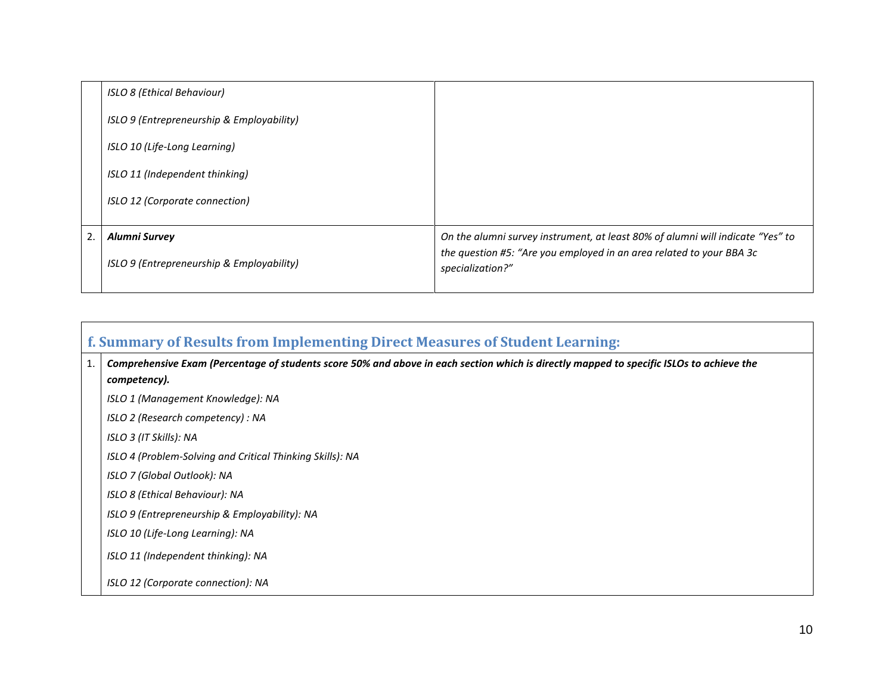| | | |
|---|---|---|
| | *ISLO 8 (Ethical Behaviour)*<br><br>*ISLO 9 (Entrepreneurship & Employability)*<br><br>*ISLO 10 (Life-Long Learning)*<br><br>*ISLO 11 (Independent thinking)*<br><br>*ISLO 12 (Corporate connection)* | |
| 2. | ***Alumni Survey***<br><br>*ISLO 9 (Entrepreneurship & Employability)* | *On the alumni survey instrument, at least 80% of alumni will indicate "Yes" to the question #5: "Are you employed in an area related to your BBA 3c specialization?"* |

## f. Summary of Results from Implementing Direct Measures of Student Learning:

1. ***Comprehensive Exam (Percentage of students score 50% and above in each section which is directly mapped to specific ISLOs to achieve the competency).***

   *ISLO 1 (Management Knowledge): NA*

   *ISLO 2 (Research competency) : NA*

   *ISLO 3 (IT Skills): NA*

   *ISLO 4 (Problem-Solving and Critical Thinking Skills): NA*

   *ISLO 7 (Global Outlook): NA*

   *ISLO 8 (Ethical Behaviour): NA*

   *ISLO 9 (Entrepreneurship & Employability): NA*

   *ISLO 10 (Life-Long Learning): NA*

   *ISLO 11 (Independent thinking): NA*

   *ISLO 12 (Corporate connection): NA*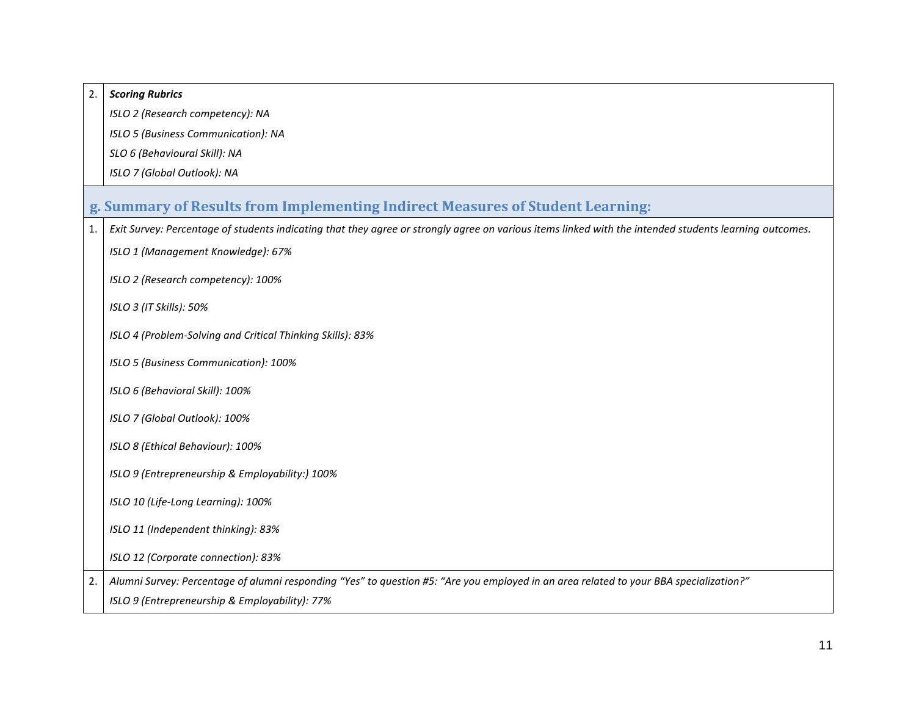| | |
|---|---|
| 2. | ***Scoring Rubrics***<br>*ISLO 2 (Research competency): NA*<br>*ISLO 5 (Business Communication): NA*<br>*SLO 6 (Behavioural Skill): NA*<br>*ISLO 7 (Global Outlook): NA* |

## g. Summary of Results from Implementing Indirect Measures of Student Learning:

| | |
|---|---|
| 1. | *Exit Survey: Percentage of students indicating that they agree or strongly agree on various items linked with the intended students learning outcomes.*<br>*ISLO 1 (Management Knowledge): 67%*<br>*ISLO 2 (Research competency): 100%*<br>*ISLO 3 (IT Skills): 50%*<br>*ISLO 4 (Problem-Solving and Critical Thinking Skills): 83%*<br>*ISLO 5 (Business Communication): 100%*<br>*ISLO 6 (Behavioral Skill): 100%*<br>*ISLO 7 (Global Outlook): 100%*<br>*ISLO 8 (Ethical Behaviour): 100%*<br>*ISLO 9 (Entrepreneurship & Employability:) 100%*<br>*ISLO 10 (Life-Long Learning): 100%*<br>*ISLO 11 (Independent thinking): 83%*<br>*ISLO 12 (Corporate connection): 83%* |
| 2. | *Alumni Survey: Percentage of alumni responding "Yes" to question #5: "Are you employed in an area related to your BBA specialization?"*<br>*ISLO 9 (Entrepreneurship & Employability): 77%* |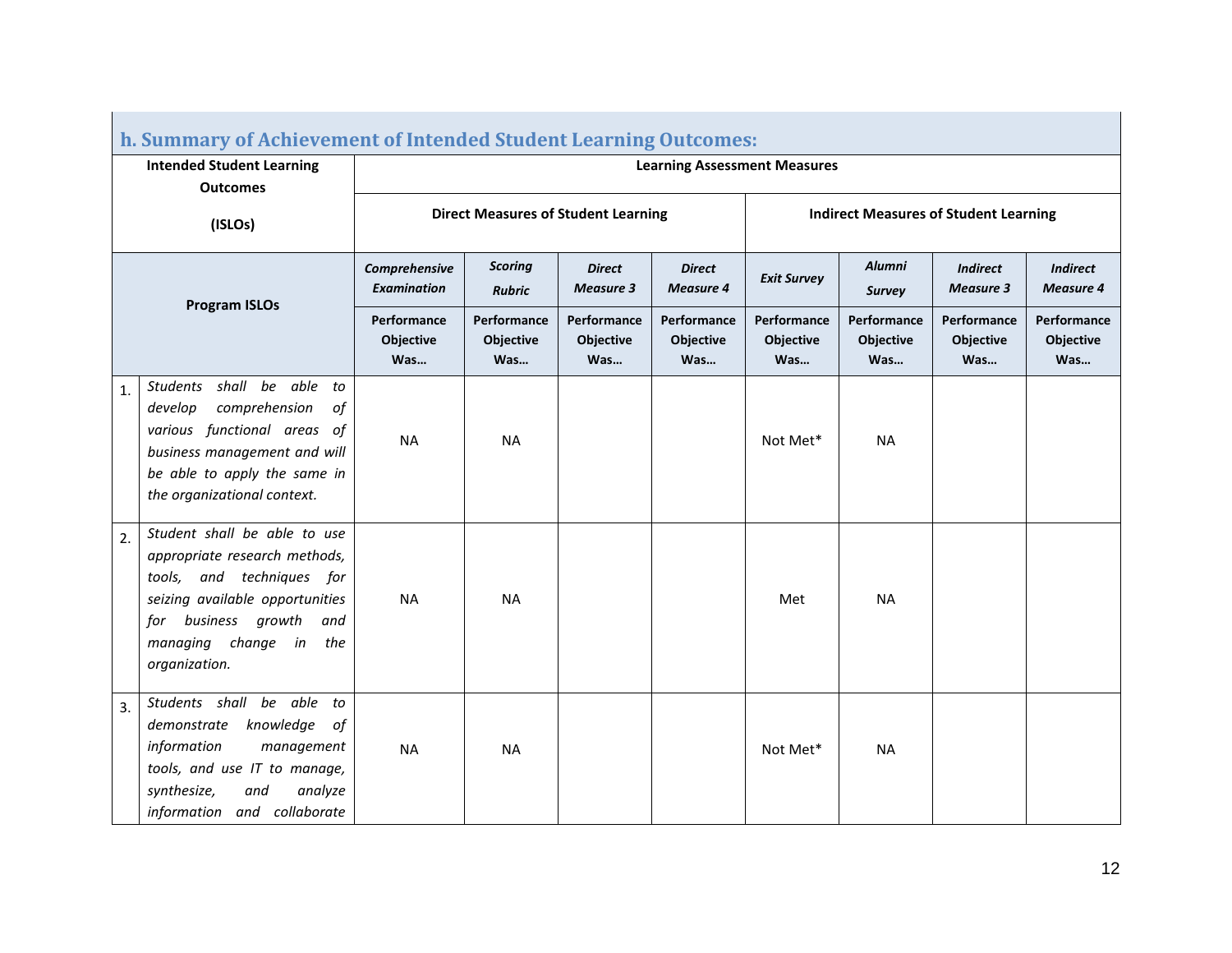## h. Summary of Achievement of Intended Student Learning Outcomes:

| Intended Student Learning Outcomes (ISLOs) | | Learning Assessment Measures | | | | | | | |
|---|---|---|---|---|---|---|---|---|---|
| | | Direct Measures of Student Learning | | | | Indirect Measures of Student Learning | | | |
| Program ISLOs | | *Comprehensive Examination* | *Scoring Rubric* | *Direct Measure 3* | *Direct Measure 4* | *Exit Survey* | *Alumni Survey* | *Indirect Measure 3* | *Indirect Measure 4* |
| | | Performance Objective Was… | Performance Objective Was… | Performance Objective Was… | Performance Objective Was… | Performance Objective Was… | Performance Objective Was… | Performance Objective Was… | Performance Objective Was… |
| 1. | *Students shall be able to develop comprehension of various functional areas of business management and will be able to apply the same in the organizational context.* | NA | NA | | | Not Met* | NA | | |
| 2. | *Student shall be able to use appropriate research methods, tools, and techniques for seizing available opportunities for business growth and managing change in the organization.* | NA | NA | | | Met | NA | | |
| 3. | *Students shall be able to demonstrate knowledge of information management tools, and use IT to manage, synthesize, and analyze information and collaborate* | NA | NA | | | Not Met* | NA | | |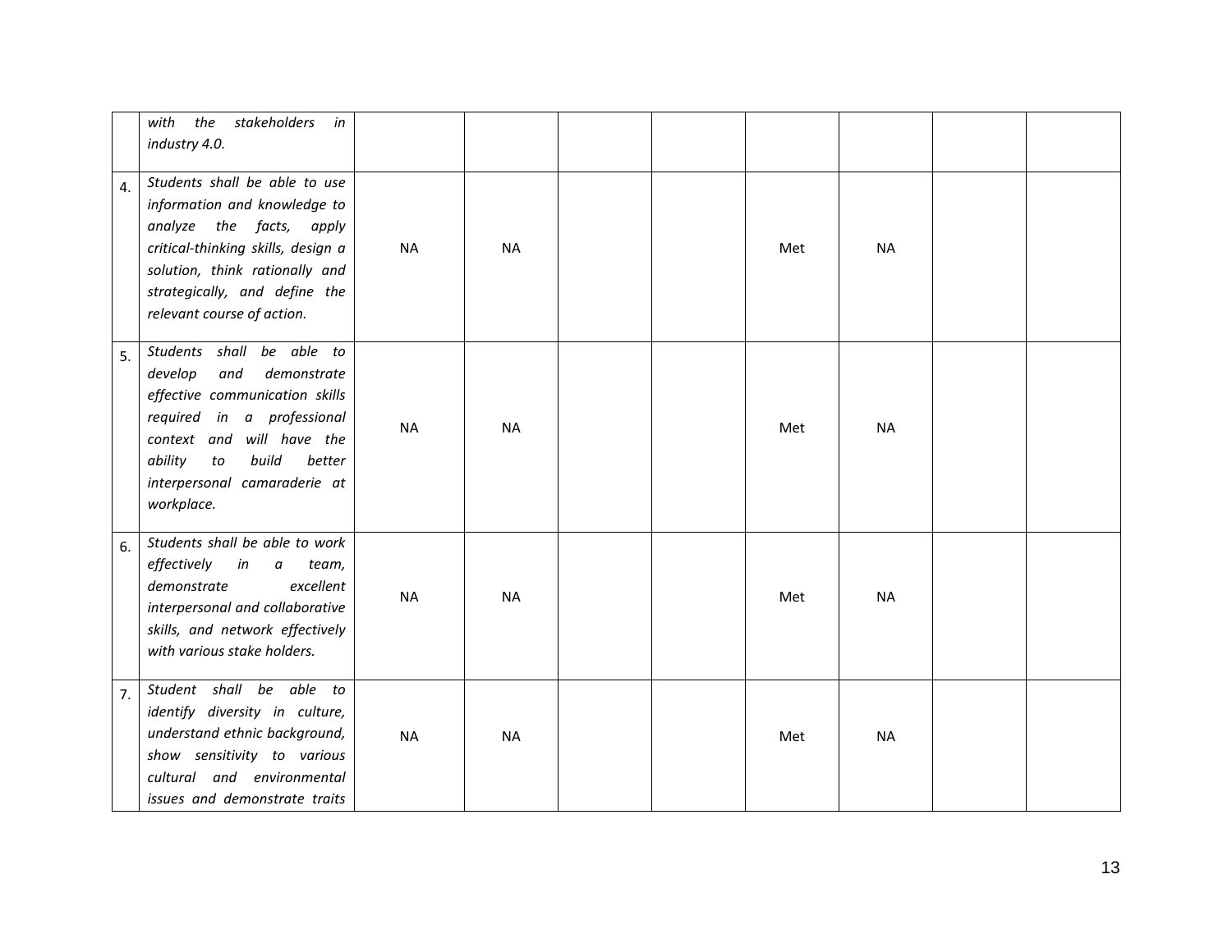| | | | | | | | | | |
|---|---|---|---|---|---|---|---|---|---|
| | *with the stakeholders in industry 4.0.* | | | | | | | | |
| 4. | *Students shall be able to use information and knowledge to analyze the facts, apply critical-thinking skills, design a solution, think rationally and strategically, and define the relevant course of action.* | NA | NA | | | Met | NA | | |
| 5. | *Students shall be able to develop and demonstrate effective communication skills required in a professional context and will have the ability to build better interpersonal camaraderie at workplace.* | NA | NA | | | Met | NA | | |
| 6. | *Students shall be able to work effectively in a team, demonstrate excellent interpersonal and collaborative skills, and network effectively with various stake holders.* | NA | NA | | | Met | NA | | |
| 7. | *Student shall be able to identify diversity in culture, understand ethnic background, show sensitivity to various cultural and environmental issues and demonstrate traits* | NA | NA | | | Met | NA | | |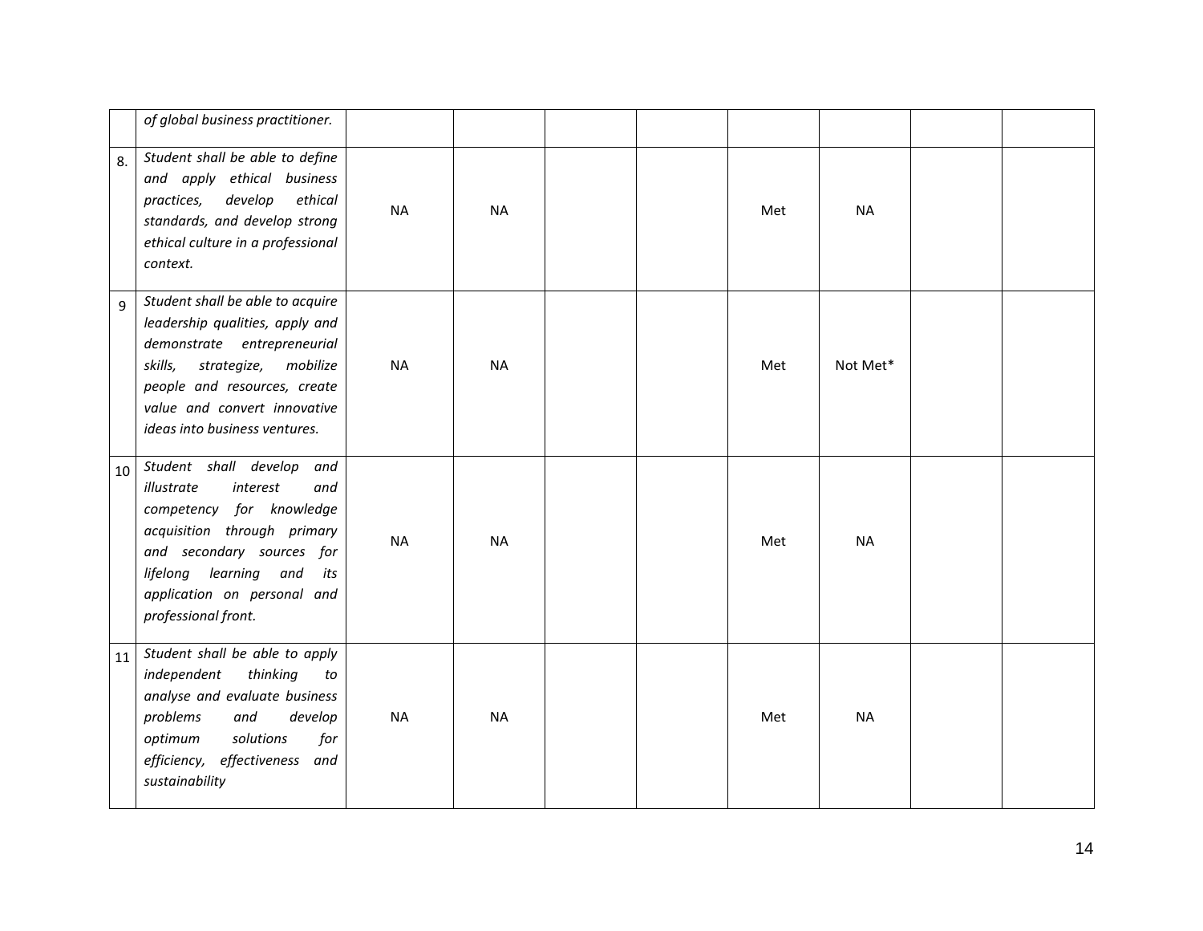| | | | | | | | | | |
|---|---|---|---|---|---|---|---|---|---|
| | *of global business practitioner.* | | | | | | | | |
| 8. | *Student shall be able to define and apply ethical business practices, develop ethical standards, and develop strong ethical culture in a professional context.* | NA | NA | | | Met | NA | | |
| 9 | *Student shall be able to acquire leadership qualities, apply and demonstrate entrepreneurial skills, strategize, mobilize people and resources, create value and convert innovative ideas into business ventures.* | NA | NA | | | Met | Not Met* | | |
| 10 | *Student shall develop and illustrate interest and competency for knowledge acquisition through primary and secondary sources for lifelong learning and its application on personal and professional front.* | NA | NA | | | Met | NA | | |
| 11 | *Student shall be able to apply independent thinking to analyse and evaluate business problems and develop optimum solutions for efficiency, effectiveness and sustainability* | NA | NA | | | Met | NA | | |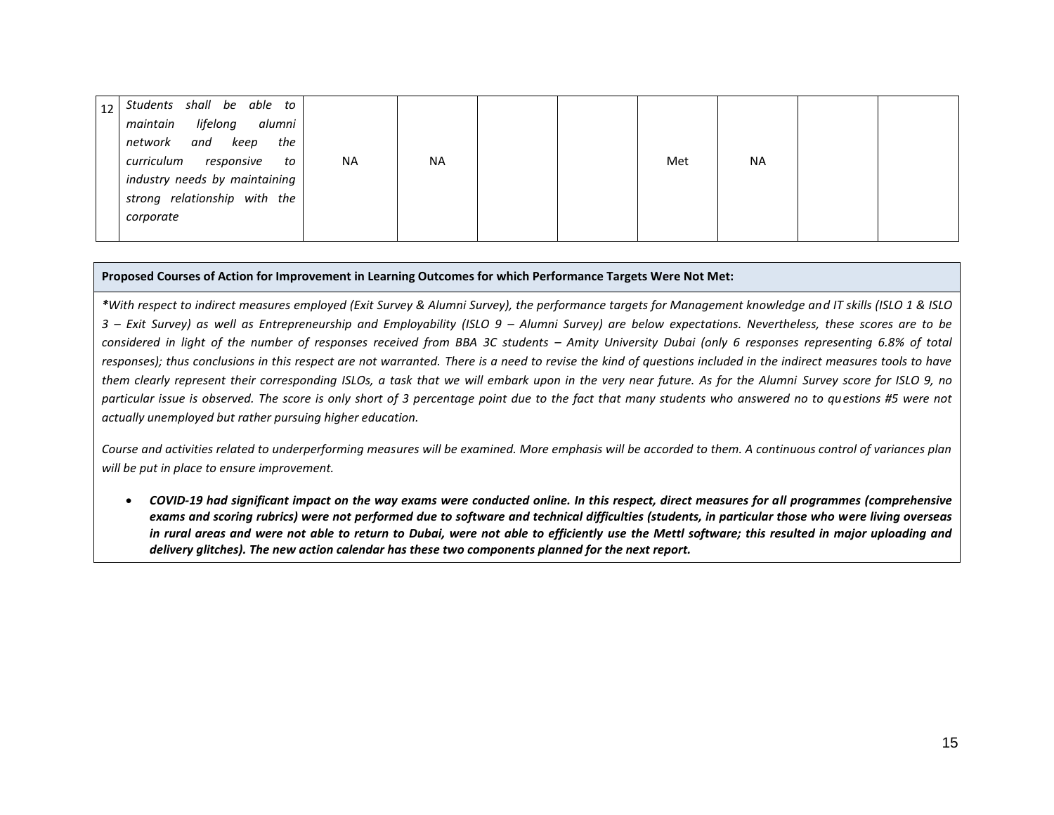| | | | | | | | | | |
|---|---|---|---|---|---|---|---|---|---|
| 12 | *Students shall be able to maintain lifelong alumni network and keep the curriculum responsive to industry needs by maintaining strong relationship with the corporate* | NA | NA | | | Met | NA | | |

**Proposed Courses of Action for Improvement in Learning Outcomes for which Performance Targets Were Not Met:**

*\*With respect to indirect measures employed (Exit Survey & Alumni Survey), the performance targets for Management knowledge and IT skills (ISLO 1 & ISLO 3 – Exit Survey) as well as Entrepreneurship and Employability (ISLO 9 – Alumni Survey) are below expectations. Nevertheless, these scores are to be considered in light of the number of responses received from BBA 3C students – Amity University Dubai (only 6 responses representing 6.8% of total responses); thus conclusions in this respect are not warranted. There is a need to revise the kind of questions included in the indirect measures tools to have them clearly represent their corresponding ISLOs, a task that we will embark upon in the very near future. As for the Alumni Survey score for ISLO 9, no particular issue is observed. The score is only short of 3 percentage point due to the fact that many students who answered no to questions #5 were not actually unemployed but rather pursuing higher education.*

*Course and activities related to underperforming measures will be examined. More emphasis will be accorded to them. A continuous control of variances plan will be put in place to ensure improvement.*

- ***COVID-19 had significant impact on the way exams were conducted online. In this respect, direct measures for all programmes (comprehensive exams and scoring rubrics) were not performed due to software and technical difficulties (students, in particular those who were living overseas in rural areas and were not able to return to Dubai, were not able to efficiently use the Mettl software; this resulted in major uploading and delivery glitches). The new action calendar has these two components planned for the next report.***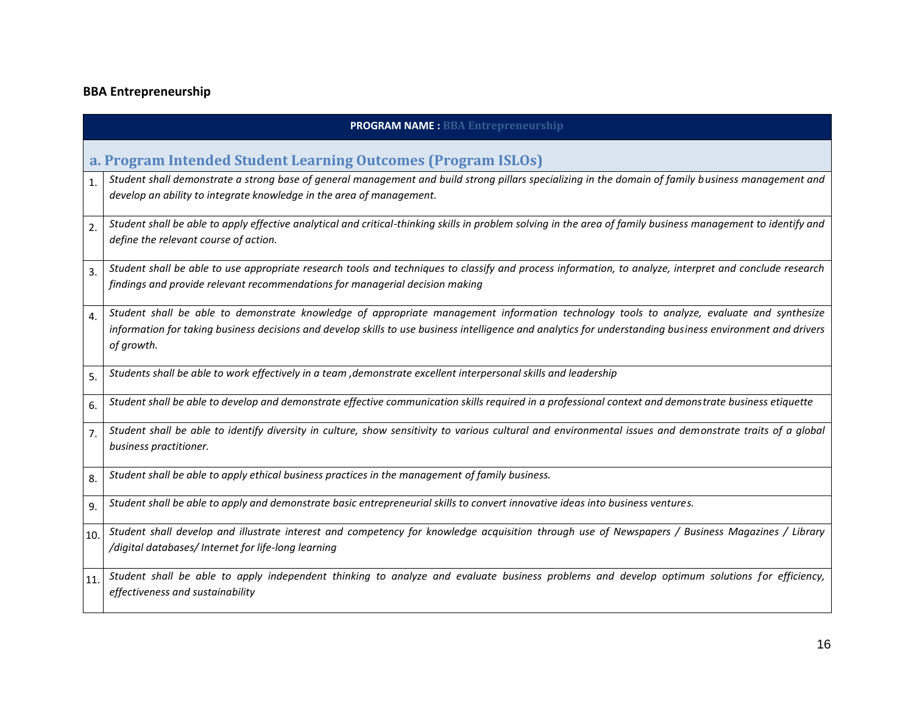**BBA Entrepreneurship**

| | |
|---|---|
| **PROGRAM NAME : BBA Entrepreneurship** | |
| **a. Program Intended Student Learning Outcomes (Program ISLOs)** | |
| 1. | *Student shall demonstrate a strong base of general management and build strong pillars specializing in the domain of family business management and develop an ability to integrate knowledge in the area of management.* |
| 2. | *Student shall be able to apply effective analytical and critical-thinking skills in problem solving in the area of family business management to identify and define the relevant course of action.* |
| 3. | *Student shall be able to use appropriate research tools and techniques to classify and process information, to analyze, interpret and conclude research findings and provide relevant recommendations for managerial decision making* |
| 4. | *Student shall be able to demonstrate knowledge of appropriate management information technology tools to analyze, evaluate and synthesize information for taking business decisions and develop skills to use business intelligence and analytics for understanding business environment and drivers of growth.* |
| 5. | *Students shall be able to work effectively in a team ,demonstrate excellent interpersonal skills and leadership* |
| 6. | *Student shall be able to develop and demonstrate effective communication skills required in a professional context and demonstrate business etiquette* |
| 7. | *Student shall be able to identify diversity in culture, show sensitivity to various cultural and environmental issues and demonstrate traits of a global business practitioner.* |
| 8. | *Student shall be able to apply ethical business practices in the management of family business.* |
| 9. | *Student shall be able to apply and demonstrate basic entrepreneurial skills to convert innovative ideas into business ventures.* |
| 10. | *Student shall develop and illustrate interest and competency for knowledge acquisition through use of Newspapers / Business Magazines / Library /digital databases/ Internet for life-long learning* |
| 11. | *Student shall be able to apply independent thinking to analyze and evaluate business problems and develop optimum solutions for efficiency, effectiveness and sustainability* |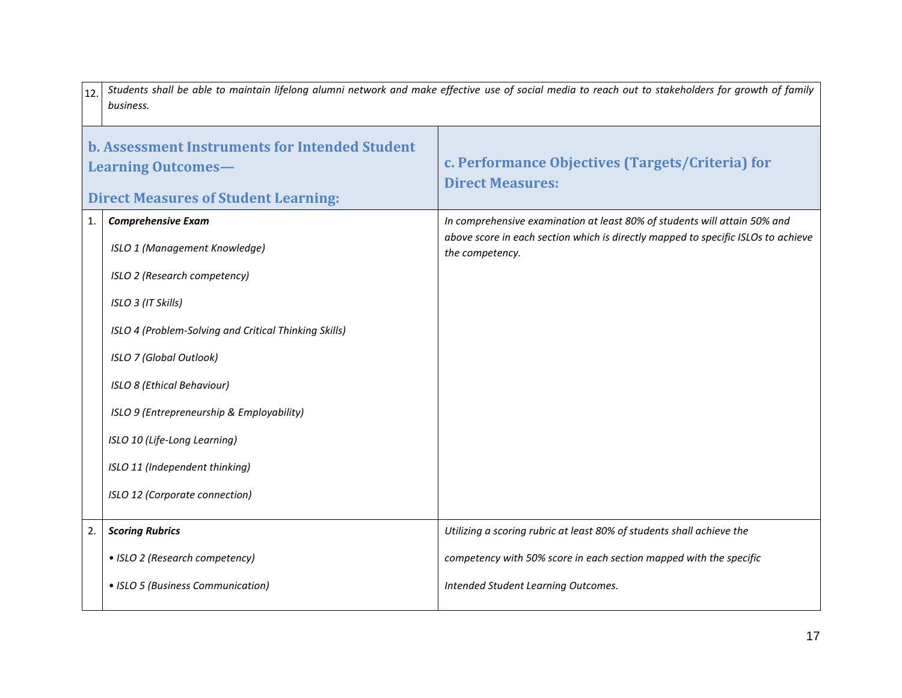| | |
|---|---|
| 12. | *Students shall be able to maintain lifelong alumni network and make effective use of social media to reach out to stakeholders for growth of family business.* |

| | **b. Assessment Instruments for Intended Student Learning Outcomes— Direct Measures of Student Learning:** | **c. Performance Objectives (Targets/Criteria) for Direct Measures:** |
|---|---|---|
| 1. | ***Comprehensive Exam***<br>*ISLO 1 (Management Knowledge)*<br>*ISLO 2 (Research competency)*<br>*ISLO 3 (IT Skills)*<br>*ISLO 4 (Problem-Solving and Critical Thinking Skills)*<br>*ISLO 7 (Global Outlook)*<br>*ISLO 8 (Ethical Behaviour)*<br>*ISLO 9 (Entrepreneurship & Employability)*<br>*ISLO 10 (Life-Long Learning)*<br>*ISLO 11 (Independent thinking)*<br>*ISLO 12 (Corporate connection)* | *In comprehensive examination at least 80% of students will attain 50% and above score in each section which is directly mapped to specific ISLOs to achieve the competency.* |
| 2. | ***Scoring Rubrics***<br>*• ISLO 2 (Research competency)*<br>*• ISLO 5 (Business Communication)* | *Utilizing a scoring rubric at least 80% of students shall achieve the competency with 50% score in each section mapped with the specific Intended Student Learning Outcomes.* |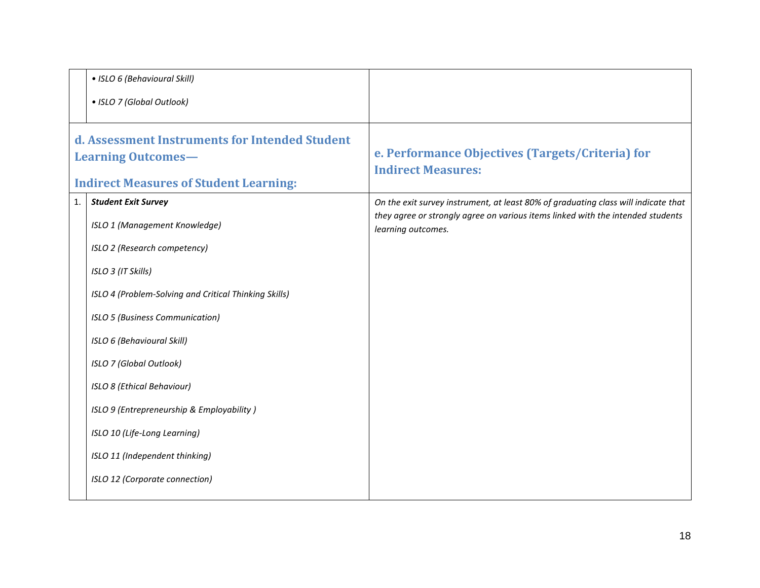| | | |
|---|---|---|
| | • *ISLO 6 (Behavioural Skill)*<br><br>• *ISLO 7 (Global Outlook)* | |
| **d. Assessment Instruments for Intended Student Learning Outcomes—**<br><br>**Indirect Measures of Student Learning:** | | **e. Performance Objectives (Targets/Criteria) for Indirect Measures:** |
| 1. | ***Student Exit Survey***<br><br>*ISLO 1 (Management Knowledge)*<br><br>*ISLO 2 (Research competency)*<br><br>*ISLO 3 (IT Skills)*<br><br>*ISLO 4 (Problem-Solving and Critical Thinking Skills)*<br><br>*ISLO 5 (Business Communication)*<br><br>*ISLO 6 (Behavioural Skill)*<br><br>*ISLO 7 (Global Outlook)*<br><br>*ISLO 8 (Ethical Behaviour)*<br><br>*ISLO 9 (Entrepreneurship & Employability )*<br><br>*ISLO 10 (Life-Long Learning)*<br><br>*ISLO 11 (Independent thinking)*<br><br>*ISLO 12 (Corporate connection)* | *On the exit survey instrument, at least 80% of graduating class will indicate that they agree or strongly agree on various items linked with the intended students learning outcomes.* |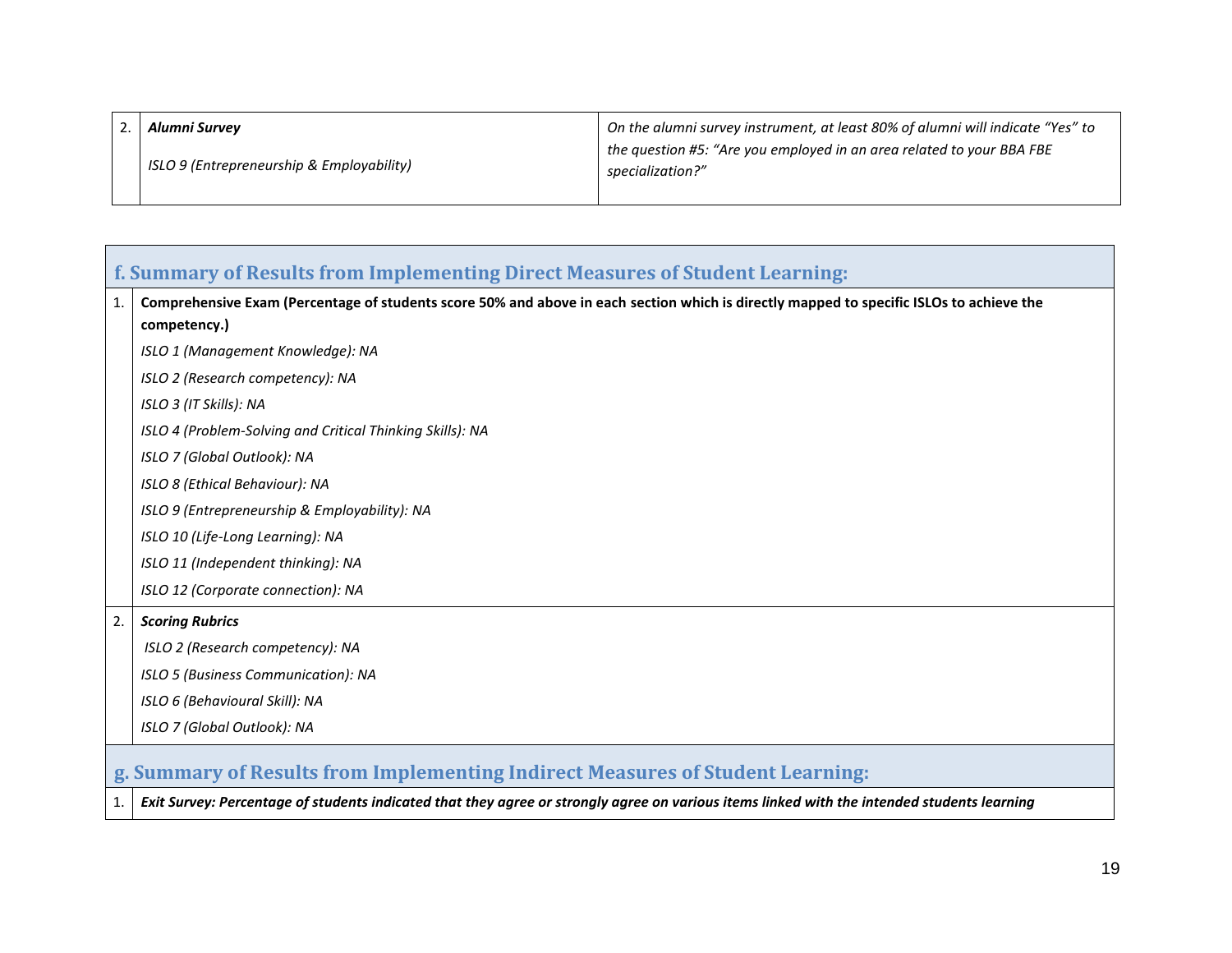| | | |
|---|---|---|
| 2. | ***Alumni Survey***<br><br>*ISLO 9 (Entrepreneurship & Employability)* | *On the alumni survey instrument, at least 80% of alumni will indicate "Yes" to the question #5: "Are you employed in an area related to your BBA FBE specialization?"* |

## f. Summary of Results from Implementing Direct Measures of Student Learning:

| | |
|---|---|
| 1. | **Comprehensive Exam (Percentage of students score 50% and above in each section which is directly mapped to specific ISLOs to achieve the competency.)**<br>*ISLO 1 (Management Knowledge): NA*<br>*ISLO 2 (Research competency): NA*<br>*ISLO 3 (IT Skills): NA*<br>*ISLO 4 (Problem-Solving and Critical Thinking Skills): NA*<br>*ISLO 7 (Global Outlook): NA*<br>*ISLO 8 (Ethical Behaviour): NA*<br>*ISLO 9 (Entrepreneurship & Employability): NA*<br>*ISLO 10 (Life-Long Learning): NA*<br>*ISLO 11 (Independent thinking): NA*<br>*ISLO 12 (Corporate connection): NA* |
| 2. | ***Scoring Rubrics***<br>*ISLO 2 (Research competency): NA*<br>*ISLO 5 (Business Communication): NA*<br>*ISLO 6 (Behavioural Skill): NA*<br>*ISLO 7 (Global Outlook): NA* |

## g. Summary of Results from Implementing Indirect Measures of Student Learning:

| | |
|---|---|
| 1. | ***Exit Survey: Percentage of students indicated that they agree or strongly agree on various items linked with the intended students learning*** |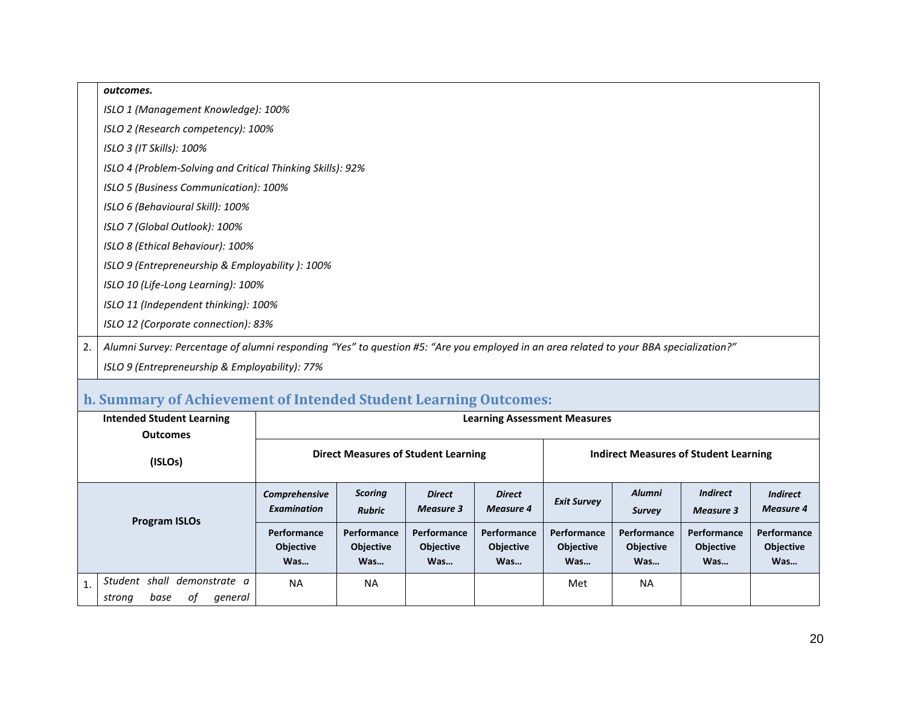***outcomes.***

*ISLO 1 (Management Knowledge): 100%*

*ISLO 2 (Research competency): 100%*

*ISLO 3 (IT Skills): 100%*

*ISLO 4 (Problem-Solving and Critical Thinking Skills): 92%*

*ISLO 5 (Business Communication): 100%*

*ISLO 6 (Behavioural Skill): 100%*

*ISLO 7 (Global Outlook): 100%*

*ISLO 8 (Ethical Behaviour): 100%*

*ISLO 9 (Entrepreneurship & Employability ): 100%*

*ISLO 10 (Life-Long Learning): 100%*

*ISLO 11 (Independent thinking): 100%*

*ISLO 12 (Corporate connection): 83%*

2. *Alumni Survey: Percentage of alumni responding "Yes" to question #5: "Are you employed in an area related to your BBA specialization?"*

   *ISLO 9 (Entrepreneurship & Employability): 77%*

## h. Summary of Achievement of Intended Student Learning Outcomes:

| Intended Student Learning Outcomes (ISLOs) | | Learning Assessment Measures | | | | | | | |
|---|---|---|---|---|---|---|---|---|---|
| | | Direct Measures of Student Learning | | | | Indirect Measures of Student Learning | | | |
| Program ISLOs | | ***Comprehensive Examination*** | ***Scoring Rubric*** | ***Direct Measure 3*** | ***Direct Measure 4*** | ***Exit Survey*** | ***Alumni Survey*** | ***Indirect Measure 3*** | ***Indirect Measure 4*** |
| | | **Performance Objective Was…** | **Performance Objective Was…** | **Performance Objective Was…** | **Performance Objective Was…** | **Performance Objective Was…** | **Performance Objective Was…** | **Performance Objective Was…** | **Performance Objective Was…** |
| 1. | *Student shall demonstrate a strong base of general* | NA | NA | | | Met | NA | | |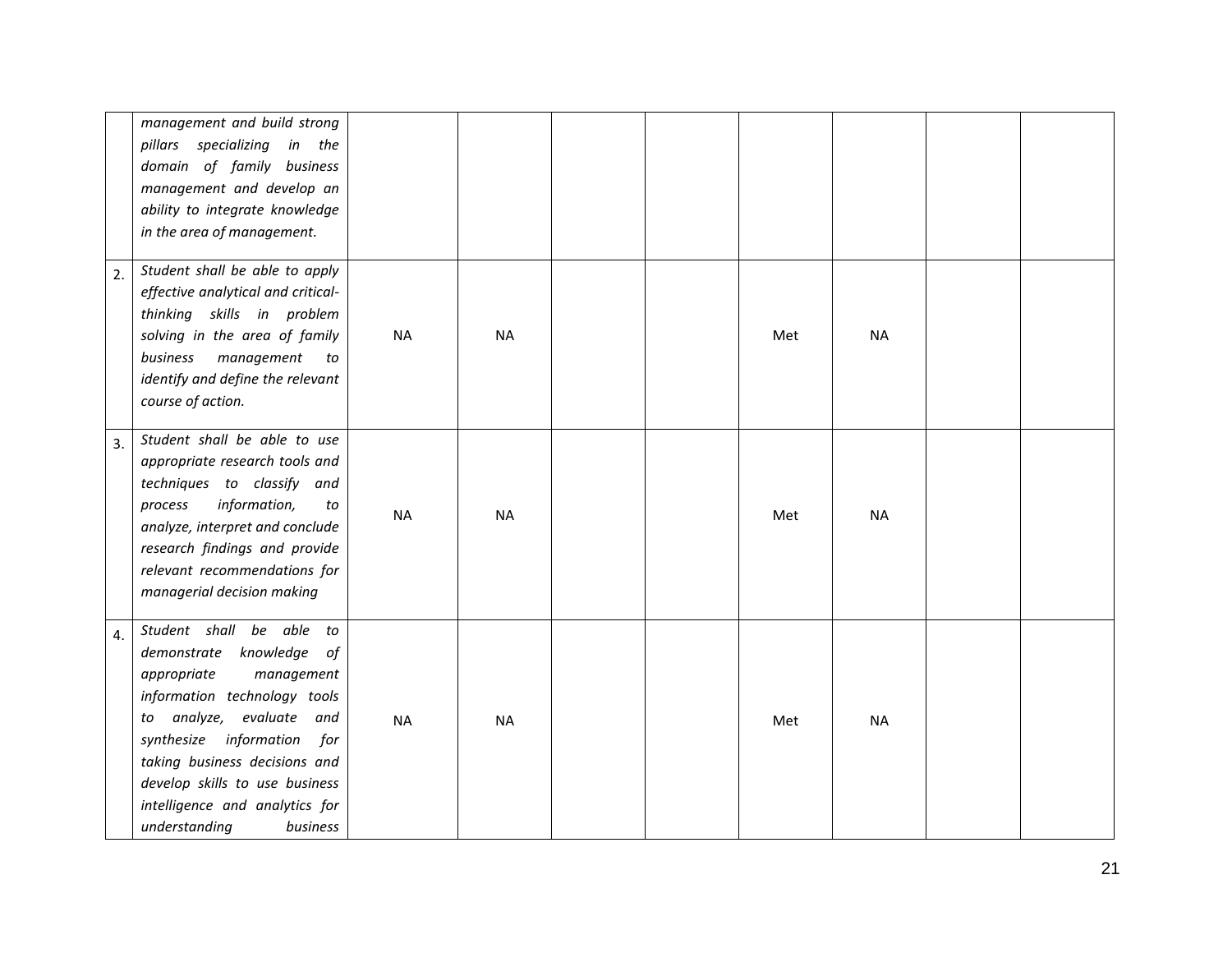| | | | | | | | | | |
|---|---|---|---|---|---|---|---|---|---|
| | *management and build strong pillars specializing in the domain of family business management and develop an ability to integrate knowledge in the area of management.* | | | | | | | | |
| 2. | *Student shall be able to apply effective analytical and critical-thinking skills in problem solving in the area of family business management to identify and define the relevant course of action.* | NA | NA | | | Met | NA | | |
| 3. | *Student shall be able to use appropriate research tools and techniques to classify and process information, to analyze, interpret and conclude research findings and provide relevant recommendations for managerial decision making* | NA | NA | | | Met | NA | | |
| 4. | *Student shall be able to demonstrate knowledge of appropriate management information technology tools to analyze, evaluate and synthesize information for taking business decisions and develop skills to use business intelligence and analytics for understanding business* | NA | NA | | | Met | NA | | |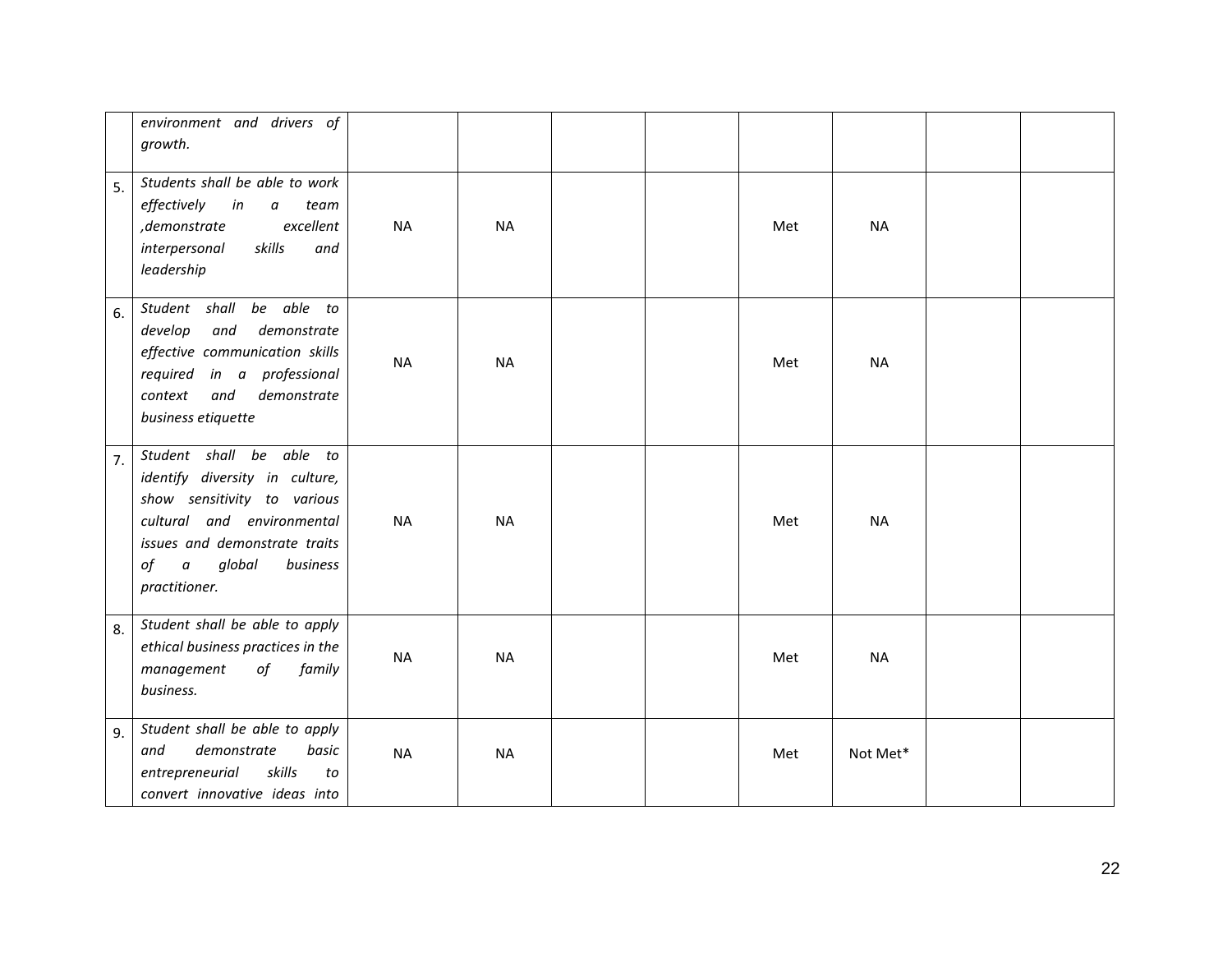| | | | | | | | | | |
|---|---|---|---|---|---|---|---|---|---|
| | *environment and drivers of growth.* | | | | | | | | |
| 5. | *Students shall be able to work effectively in a team ,demonstrate excellent interpersonal skills and leadership* | NA | NA | | | Met | NA | | |
| 6. | *Student shall be able to develop and demonstrate effective communication skills required in a professional context and demonstrate business etiquette* | NA | NA | | | Met | NA | | |
| 7. | *Student shall be able to identify diversity in culture, show sensitivity to various cultural and environmental issues and demonstrate traits of a global business practitioner.* | NA | NA | | | Met | NA | | |
| 8. | *Student shall be able to apply ethical business practices in the management of family business.* | NA | NA | | | Met | NA | | |
| 9. | *Student shall be able to apply and demonstrate basic entrepreneurial skills to convert innovative ideas into* | NA | NA | | | Met | Not Met* | | |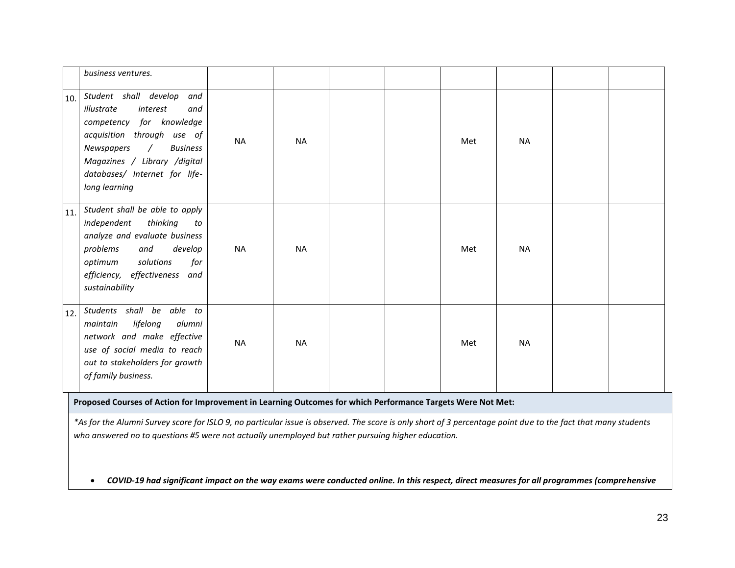| | | | | | | | | | |
|---|---|---|---|---|---|---|---|---|---|
| | *business ventures.* | | | | | | | | |
| 10. | *Student shall develop and illustrate interest and competency for knowledge acquisition through use of Newspapers / Business Magazines / Library /digital databases/ Internet for life-long learning* | NA | NA | | | Met | NA | | |
| 11. | *Student shall be able to apply independent thinking to analyze and evaluate business problems and develop optimum solutions for efficiency, effectiveness and sustainability* | NA | NA | | | Met | NA | | |
| 12. | *Students shall be able to maintain lifelong alumni network and make effective use of social media to reach out to stakeholders for growth of family business.* | NA | NA | | | Met | NA | | |

**Proposed Courses of Action for Improvement in Learning Outcomes for which Performance Targets Were Not Met:**

**As for the Alumni Survey score for ISLO 9, no particular issue is observed. The score is only short of 3 percentage point due to the fact that many students who answered no to questions #5 were not actually unemployed but rather pursuing higher education.*

- ***COVID-19 had significant impact on the way exams were conducted online. In this respect, direct measures for all programmes (comprehensive***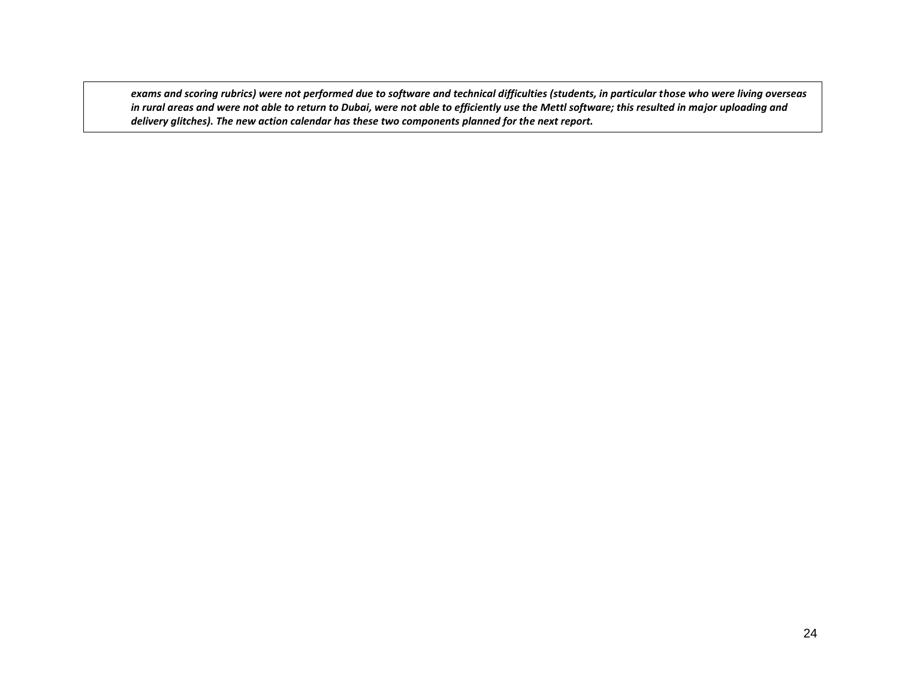***exams and scoring rubrics) were not performed due to software and technical difficulties (students, in particular those who were living overseas in rural areas and were not able to return to Dubai, were not able to efficiently use the Mettl software; this resulted in major uploading and delivery glitches). The new action calendar has these two components planned for the next report.***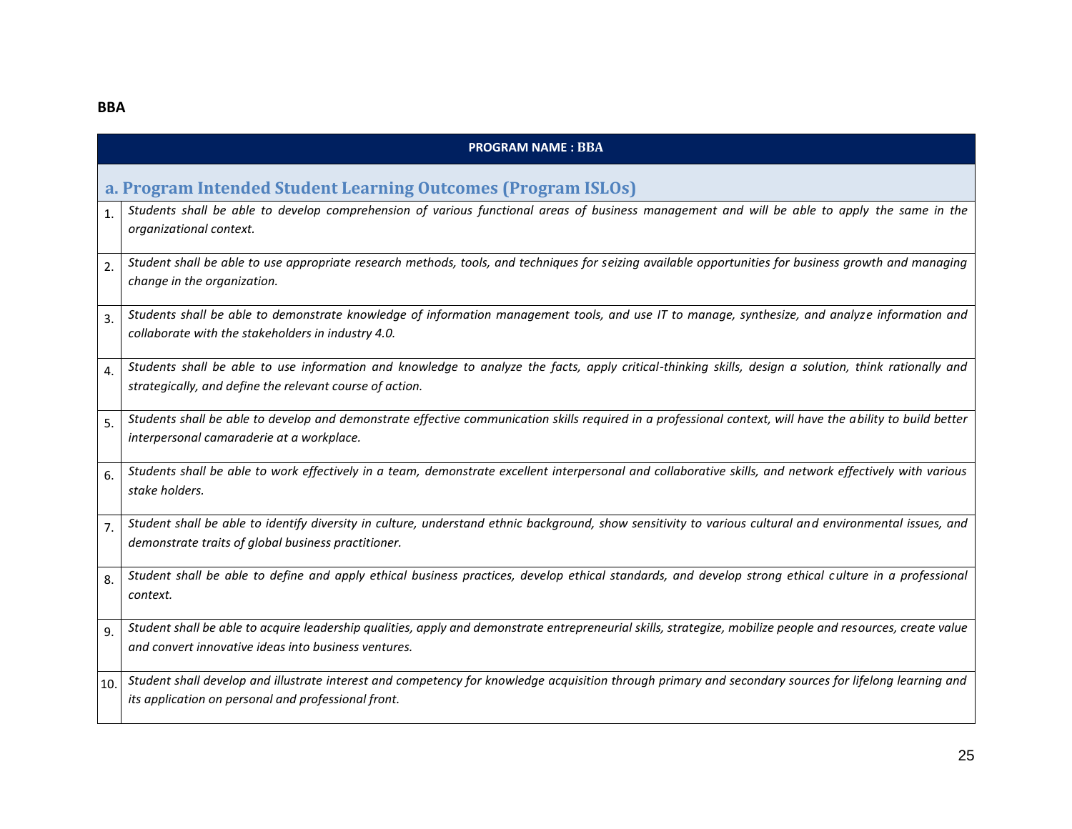**BBA**

| PROGRAM NAME : BBA | |
|---|---|
| **a. Program Intended Student Learning Outcomes (Program ISLOs)** | |
| 1. | *Students shall be able to develop comprehension of various functional areas of business management and will be able to apply the same in the organizational context.* |
| 2. | *Student shall be able to use appropriate research methods, tools, and techniques for seizing available opportunities for business growth and managing change in the organization.* |
| 3. | *Students shall be able to demonstrate knowledge of information management tools, and use IT to manage, synthesize, and analyze information and collaborate with the stakeholders in industry 4.0.* |
| 4. | *Students shall be able to use information and knowledge to analyze the facts, apply critical-thinking skills, design a solution, think rationally and strategically, and define the relevant course of action.* |
| 5. | *Students shall be able to develop and demonstrate effective communication skills required in a professional context, will have the ability to build better interpersonal camaraderie at a workplace.* |
| 6. | *Students shall be able to work effectively in a team, demonstrate excellent interpersonal and collaborative skills, and network effectively with various stake holders.* |
| 7. | *Student shall be able to identify diversity in culture, understand ethnic background, show sensitivity to various cultural and environmental issues, and demonstrate traits of global business practitioner.* |
| 8. | *Student shall be able to define and apply ethical business practices, develop ethical standards, and develop strong ethical culture in a professional context.* |
| 9. | *Student shall be able to acquire leadership qualities, apply and demonstrate entrepreneurial skills, strategize, mobilize people and resources, create value and convert innovative ideas into business ventures.* |
| 10. | *Student shall develop and illustrate interest and competency for knowledge acquisition through primary and secondary sources for lifelong learning and its application on personal and professional front.* |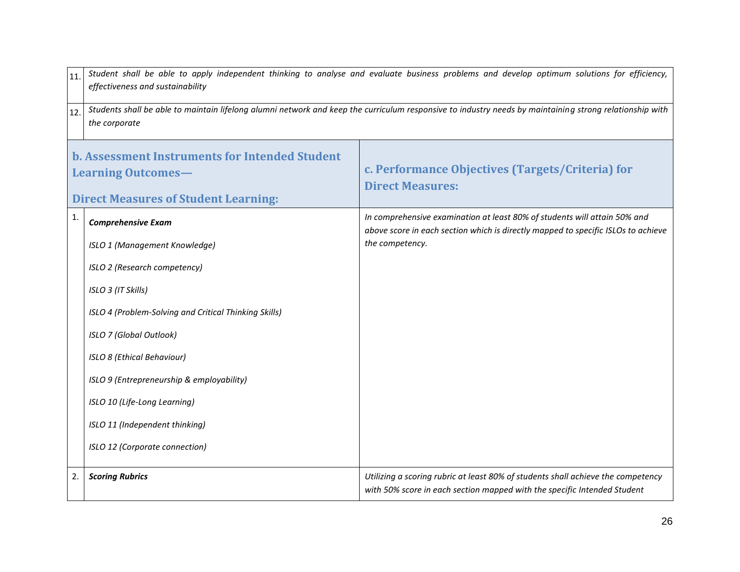| | |
|---|---|
| 11. | *Student shall be able to apply independent thinking to analyse and evaluate business problems and develop optimum solutions for efficiency, effectiveness and sustainability* |
| 12. | *Students shall be able to maintain lifelong alumni network and keep the curriculum responsive to industry needs by maintaining strong relationship with the corporate* |

| | **b. Assessment Instruments for Intended Student Learning Outcomes—**<br><br>**Direct Measures of Student Learning:** | **c. Performance Objectives (Targets/Criteria) for Direct Measures:** |
|---|---|---|
| 1. | ***Comprehensive Exam***<br><br>*ISLO 1 (Management Knowledge)*<br><br>*ISLO 2 (Research competency)*<br><br>*ISLO 3 (IT Skills)*<br><br>*ISLO 4 (Problem-Solving and Critical Thinking Skills)*<br><br>*ISLO 7 (Global Outlook)*<br><br>*ISLO 8 (Ethical Behaviour)*<br><br>*ISLO 9 (Entrepreneurship & employability)*<br><br>*ISLO 10 (Life-Long Learning)*<br><br>*ISLO 11 (Independent thinking)*<br><br>*ISLO 12 (Corporate connection)* | *In comprehensive examination at least 80% of students will attain 50% and above score in each section which is directly mapped to specific ISLOs to achieve the competency.* |
| 2. | ***Scoring Rubrics*** | *Utilizing a scoring rubric at least 80% of students shall achieve the competency with 50% score in each section mapped with the specific Intended Student* |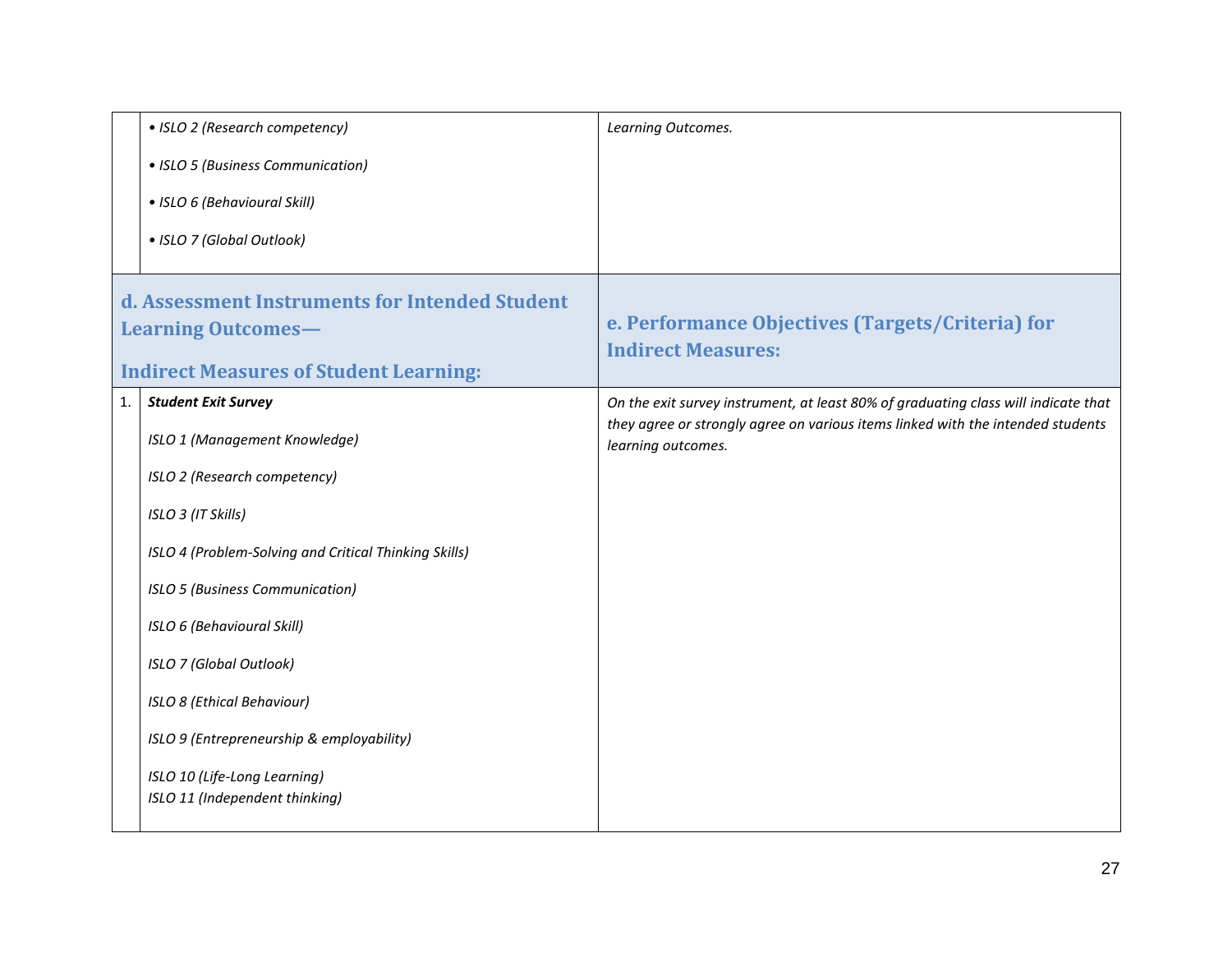| | | |
|---|---|---|
| | *• ISLO 2 (Research competency)*<br><br>*• ISLO 5 (Business Communication)*<br><br>*• ISLO 6 (Behavioural Skill)*<br><br>*• ISLO 7 (Global Outlook)* | *Learning Outcomes.* |
| **d. Assessment Instruments for Intended Student Learning Outcomes—** | | **e. Performance Objectives (Targets/Criteria) for Indirect Measures:** |
| **Indirect Measures of Student Learning:** | | |
| 1. | ***Student Exit Survey***<br><br>*ISLO 1 (Management Knowledge)*<br><br>*ISLO 2 (Research competency)*<br><br>*ISLO 3 (IT Skills)*<br><br>*ISLO 4 (Problem-Solving and Critical Thinking Skills)*<br><br>*ISLO 5 (Business Communication)*<br><br>*ISLO 6 (Behavioural Skill)*<br><br>*ISLO 7 (Global Outlook)*<br><br>*ISLO 8 (Ethical Behaviour)*<br><br>*ISLO 9 (Entrepreneurship & employability)*<br><br>*ISLO 10 (Life-Long Learning)*<br>*ISLO 11 (Independent thinking)* | *On the exit survey instrument, at least 80% of graduating class will indicate that they agree or strongly agree on various items linked with the intended students learning outcomes.* |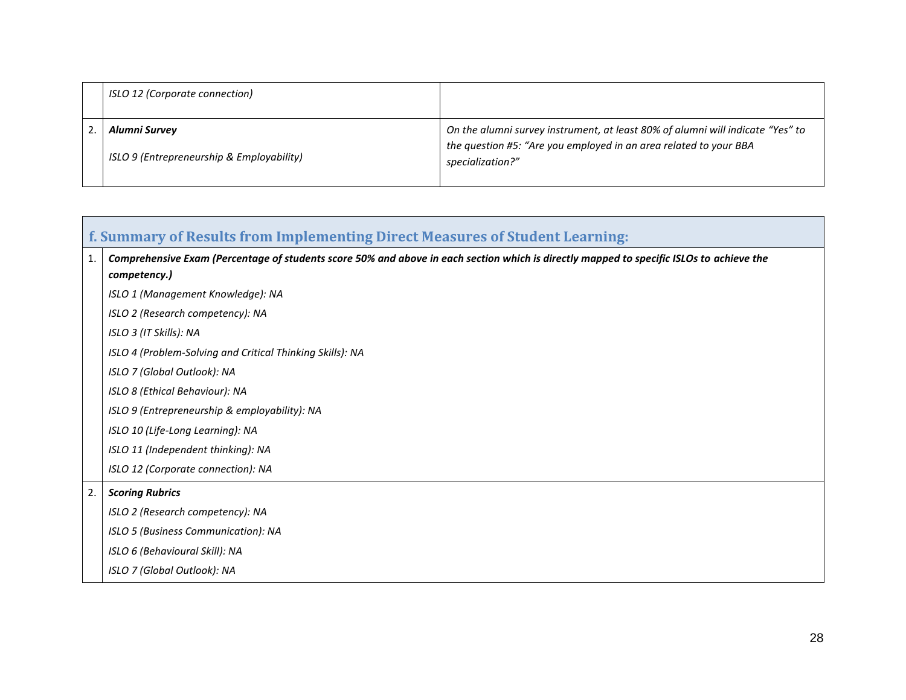| | | |
|---|---|---|
| | *ISLO 12 (Corporate connection)* | |
| 2. | ***Alumni Survey***<br><br>*ISLO 9 (Entrepreneurship & Employability)* | *On the alumni survey instrument, at least 80% of alumni will indicate "Yes" to the question #5: "Are you employed in an area related to your BBA specialization?"* |

## f. Summary of Results from Implementing Direct Measures of Student Learning:

| | |
|---|---|
| 1. | ***Comprehensive Exam (Percentage of students score 50% and above in each section which is directly mapped to specific ISLOs to achieve the competency.)***<br>*ISLO 1 (Management Knowledge): NA*<br>*ISLO 2 (Research competency): NA*<br>*ISLO 3 (IT Skills): NA*<br>*ISLO 4 (Problem-Solving and Critical Thinking Skills): NA*<br>*ISLO 7 (Global Outlook): NA*<br>*ISLO 8 (Ethical Behaviour): NA*<br>*ISLO 9 (Entrepreneurship & employability): NA*<br>*ISLO 10 (Life-Long Learning): NA*<br>*ISLO 11 (Independent thinking): NA*<br>*ISLO 12 (Corporate connection): NA* |
| 2. | ***Scoring Rubrics***<br>*ISLO 2 (Research competency): NA*<br>*ISLO 5 (Business Communication): NA*<br>*ISLO 6 (Behavioural Skill): NA*<br>*ISLO 7 (Global Outlook): NA* |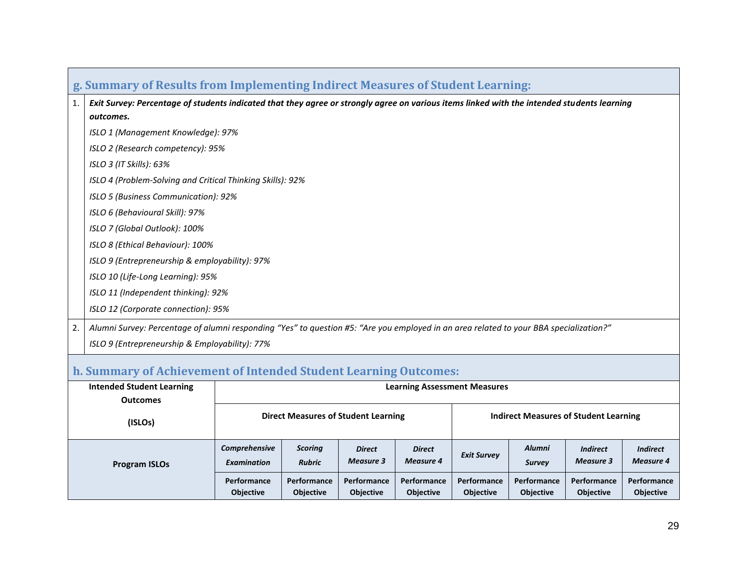## g. Summary of Results from Implementing Indirect Measures of Student Learning:

1. ***Exit Survey: Percentage of students indicated that they agree or strongly agree on various items linked with the intended students learning outcomes.***

   *ISLO 1 (Management Knowledge): 97%*

   *ISLO 2 (Research competency): 95%*

   *ISLO 3 (IT Skills): 63%*

   *ISLO 4 (Problem-Solving and Critical Thinking Skills): 92%*

   *ISLO 5 (Business Communication): 92%*

   *ISLO 6 (Behavioural Skill): 97%*

   *ISLO 7 (Global Outlook): 100%*

   *ISLO 8 (Ethical Behaviour): 100%*

   *ISLO 9 (Entrepreneurship & employability): 97%*

   *ISLO 10 (Life-Long Learning): 95%*

   *ISLO 11 (Independent thinking): 92%*

   *ISLO 12 (Corporate connection): 95%*

2. *Alumni Survey: Percentage of alumni responding "Yes" to question #5: "Are you employed in an area related to your BBA specialization?"*

   *ISLO 9 (Entrepreneurship & Employability): 77%*

## h. Summary of Achievement of Intended Student Learning Outcomes:

| Intended Student Learning Outcomes (ISLOs) | Learning Assessment Measures | | | | | | | |
|---|---|---|---|---|---|---|---|---|
| | Direct Measures of Student Learning | | | | Indirect Measures of Student Learning | | | |
| Program ISLOs | *Comprehensive Examination* | *Scoring Rubric* | *Direct Measure 3* | *Direct Measure 4* | *Exit Survey* | *Alumni Survey* | *Indirect Measure 3* | *Indirect Measure 4* |
| | Performance Objective | Performance Objective | Performance Objective | Performance Objective | Performance Objective | Performance Objective | Performance Objective | Performance Objective |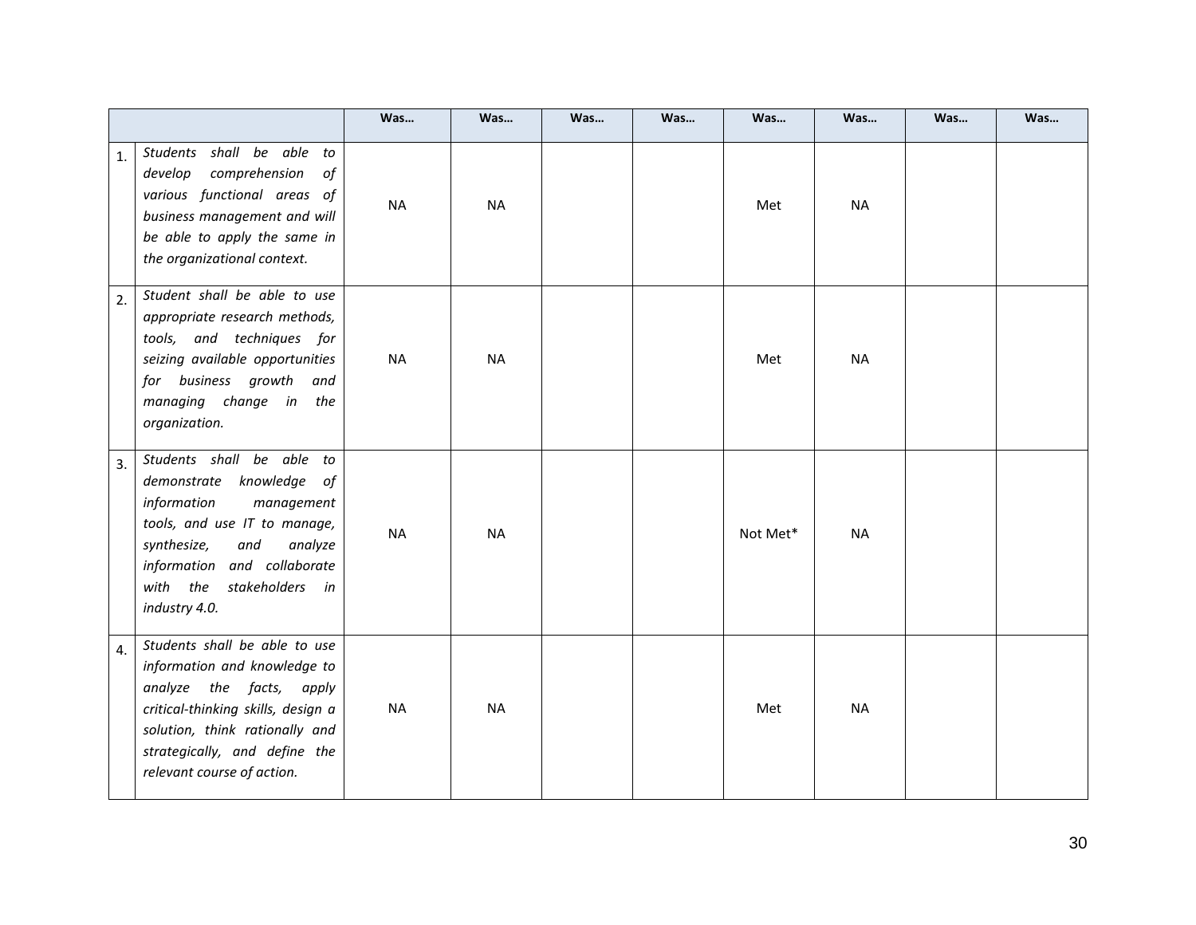| | | Was… | Was… | Was… | Was… | Was… | Was… | Was… | Was… |
|---|---|---|---|---|---|---|---|---|---|
| 1. | *Students shall be able to develop comprehension of various functional areas of business management and will be able to apply the same in the organizational context.* | NA | NA | | | Met | NA | | |
| 2. | *Student shall be able to use appropriate research methods, tools, and techniques for seizing available opportunities for business growth and managing change in the organization.* | NA | NA | | | Met | NA | | |
| 3. | *Students shall be able to demonstrate knowledge of information management tools, and use IT to manage, synthesize, and analyze information and collaborate with the stakeholders in industry 4.0.* | NA | NA | | | Not Met* | NA | | |
| 4. | *Students shall be able to use information and knowledge to analyze the facts, apply critical-thinking skills, design a solution, think rationally and strategically, and define the relevant course of action.* | NA | NA | | | Met | NA | | |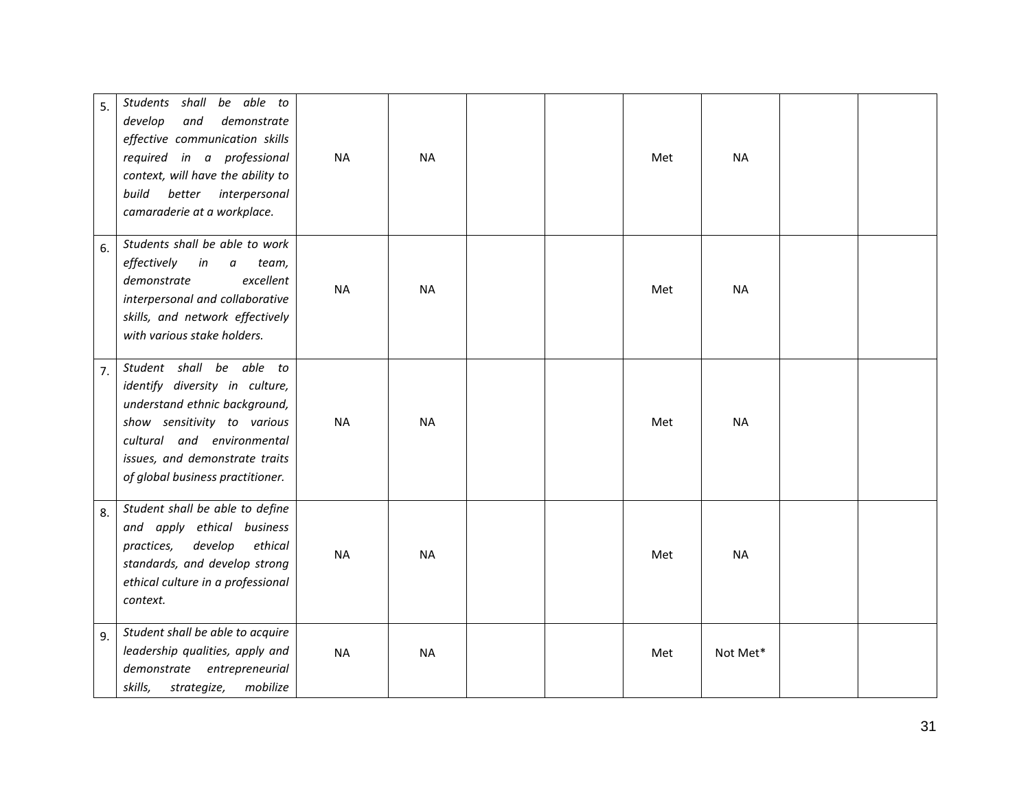| | | | | | | | | | |
|---|---|---|---|---|---|---|---|---|---|
| 5. | *Students shall be able to develop and demonstrate effective communication skills required in a professional context, will have the ability to build better interpersonal camaraderie at a workplace.* | NA | NA | | | Met | NA | | |
| 6. | *Students shall be able to work effectively in a team, demonstrate excellent interpersonal and collaborative skills, and network effectively with various stake holders.* | NA | NA | | | Met | NA | | |
| 7. | *Student shall be able to identify diversity in culture, understand ethnic background, show sensitivity to various cultural and environmental issues, and demonstrate traits of global business practitioner.* | NA | NA | | | Met | NA | | |
| 8. | *Student shall be able to define and apply ethical business practices, develop ethical standards, and develop strong ethical culture in a professional context.* | NA | NA | | | Met | NA | | |
| 9. | *Student shall be able to acquire leadership qualities, apply and demonstrate entrepreneurial skills, strategize, mobilize* | NA | NA | | | Met | Not Met* | | |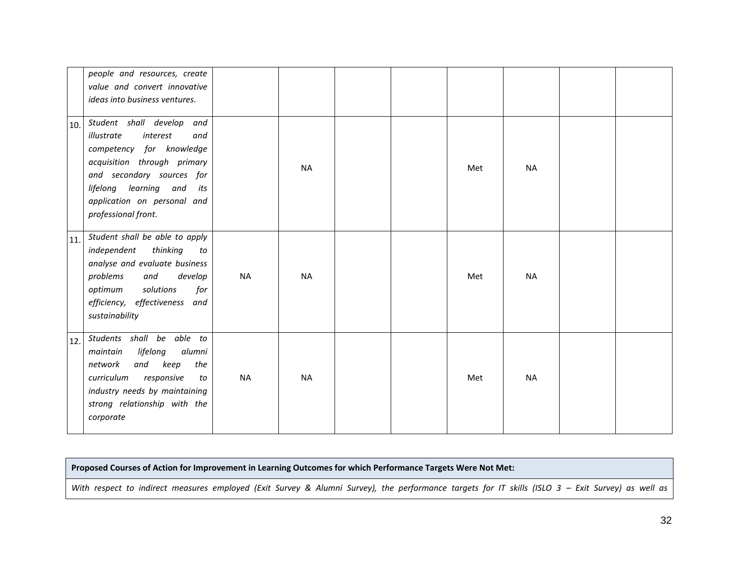| | | | | | | | | | |
|---|---|---|---|---|---|---|---|---|---|
| | *people and resources, create value and convert innovative ideas into business ventures.* | | | | | | | | |
| 10. | *Student shall develop and illustrate interest and competency for knowledge acquisition through primary and secondary sources for lifelong learning and its application on personal and professional front.* | | NA | | | Met | NA | | |
| 11. | *Student shall be able to apply independent thinking to analyse and evaluate business problems and develop optimum solutions for efficiency, effectiveness and sustainability* | NA | NA | | | Met | NA | | |
| 12. | *Students shall be able to maintain lifelong alumni network and keep the curriculum responsive to industry needs by maintaining strong relationship with the corporate* | NA | NA | | | Met | NA | | |

| **Proposed Courses of Action for Improvement in Learning Outcomes for which Performance Targets Were Not Met:** |
|---|
| *With respect to indirect measures employed (Exit Survey & Alumni Survey), the performance targets for IT skills (ISLO 3 – Exit Survey) as well as* |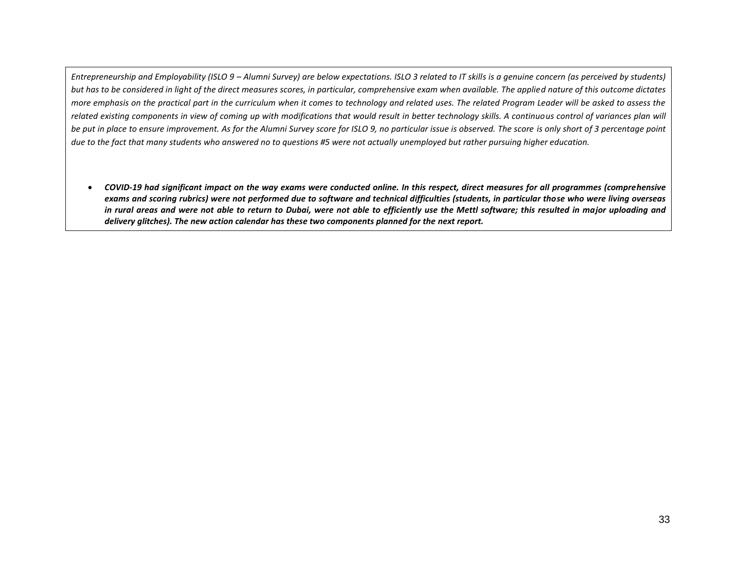*Entrepreneurship and Employability (ISLO 9 – Alumni Survey) are below expectations. ISLO 3 related to IT skills is a genuine concern (as perceived by students) but has to be considered in light of the direct measures scores, in particular, comprehensive exam when available. The applied nature of this outcome dictates more emphasis on the practical part in the curriculum when it comes to technology and related uses. The related Program Leader will be asked to assess the related existing components in view of coming up with modifications that would result in better technology skills. A continuous control of variances plan will be put in place to ensure improvement. As for the Alumni Survey score for ISLO 9, no particular issue is observed. The score is only short of 3 percentage point due to the fact that many students who answered no to questions #5 were not actually unemployed but rather pursuing higher education.*

- ***COVID-19 had significant impact on the way exams were conducted online. In this respect, direct measures for all programmes (comprehensive exams and scoring rubrics) were not performed due to software and technical difficulties (students, in particular those who were living overseas in rural areas and were not able to return to Dubai, were not able to efficiently use the Mettl software; this resulted in major uploading and delivery glitches). The new action calendar has these two components planned for the next report.***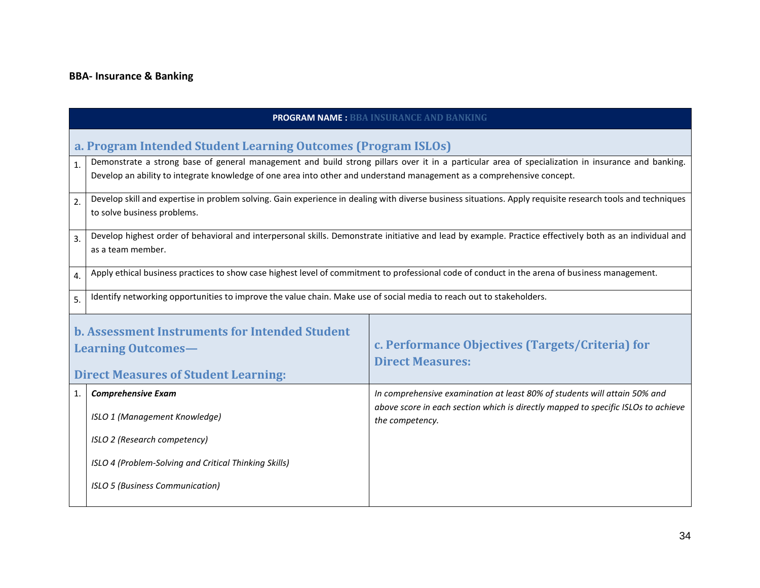**BBA- Insurance & Banking**

| **PROGRAM NAME : BBA INSURANCE AND BANKING** | |
|---|---|
| **a. Program Intended Student Learning Outcomes (Program ISLOs)** | |
| 1. | Demonstrate a strong base of general management and build strong pillars over it in a particular area of specialization in insurance and banking. Develop an ability to integrate knowledge of one area into other and understand management as a comprehensive concept. |
| 2. | Develop skill and expertise in problem solving. Gain experience in dealing with diverse business situations. Apply requisite research tools and techniques to solve business problems. |
| 3. | Develop highest order of behavioral and interpersonal skills. Demonstrate initiative and lead by example. Practice effectively both as an individual and as a team member. |
| 4. | Apply ethical business practices to show case highest level of commitment to professional code of conduct in the arena of business management. |
| 5. | Identify networking opportunities to improve the value chain. Make use of social media to reach out to stakeholders. |

| | **b. Assessment Instruments for Intended Student Learning Outcomes— Direct Measures of Student Learning:** | **c. Performance Objectives (Targets/Criteria) for Direct Measures:** |
|---|---|---|
| 1. | ***Comprehensive Exam***<br><br>*ISLO 1 (Management Knowledge)*<br><br>*ISLO 2 (Research competency)*<br><br>*ISLO 4 (Problem-Solving and Critical Thinking Skills)*<br><br>*ISLO 5 (Business Communication)* | *In comprehensive examination at least 80% of students will attain 50% and above score in each section which is directly mapped to specific ISLOs to achieve the competency.* |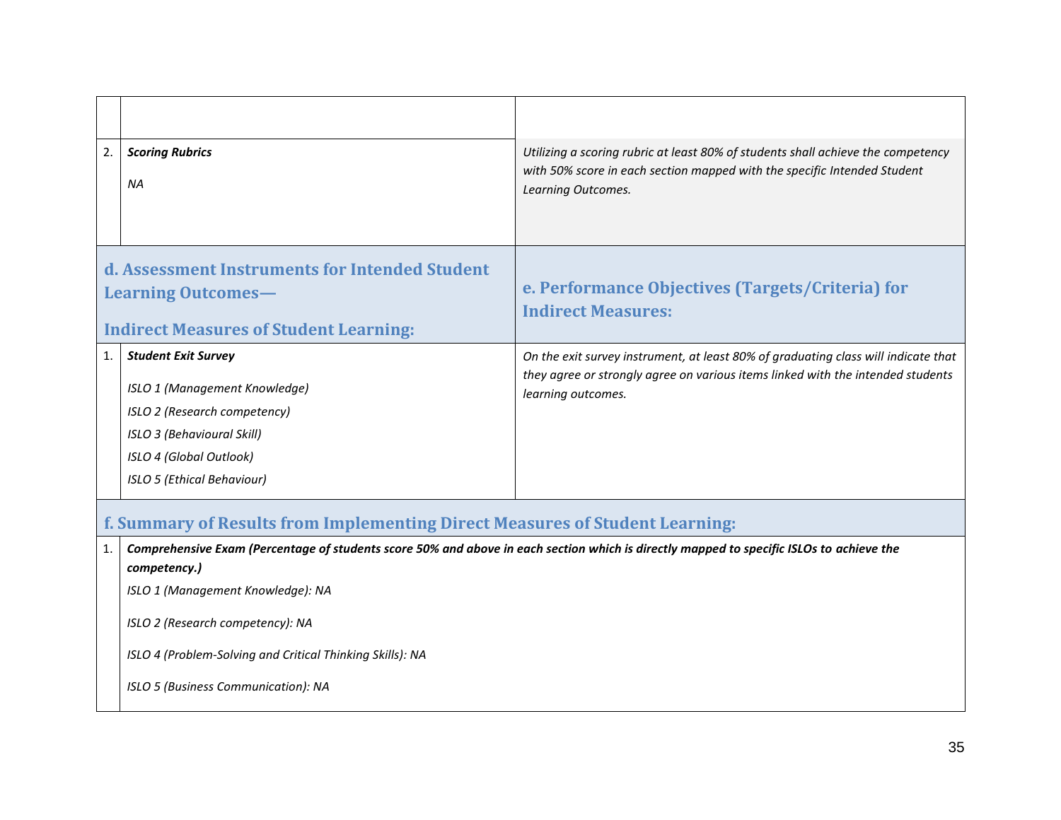| | | |
|---|---|---|
| | | |
| 2. | ***Scoring Rubrics***<br><br>*NA* | *Utilizing a scoring rubric at least 80% of students shall achieve the competency with 50% score in each section mapped with the specific Intended Student Learning Outcomes.* |

| d. Assessment Instruments for Intended Student Learning Outcomes— Indirect Measures of Student Learning: | | e. Performance Objectives (Targets/Criteria) for Indirect Measures: |
|---|---|---|
| 1. | ***Student Exit Survey***<br><br>*ISLO 1 (Management Knowledge)*<br>*ISLO 2 (Research competency)*<br>*ISLO 3 (Behavioural Skill)*<br>*ISLO 4 (Global Outlook)*<br>*ISLO 5 (Ethical Behaviour)* | *On the exit survey instrument, at least 80% of graduating class will indicate that they agree or strongly agree on various items linked with the intended students learning outcomes.* |

## f. Summary of Results from Implementing Direct Measures of Student Learning:

1. ***Comprehensive Exam (Percentage of students score 50% and above in each section which is directly mapped to specific ISLOs to achieve the competency.)***

   *ISLO 1 (Management Knowledge): NA*

   *ISLO 2 (Research competency): NA*

   *ISLO 4 (Problem-Solving and Critical Thinking Skills): NA*

   *ISLO 5 (Business Communication): NA*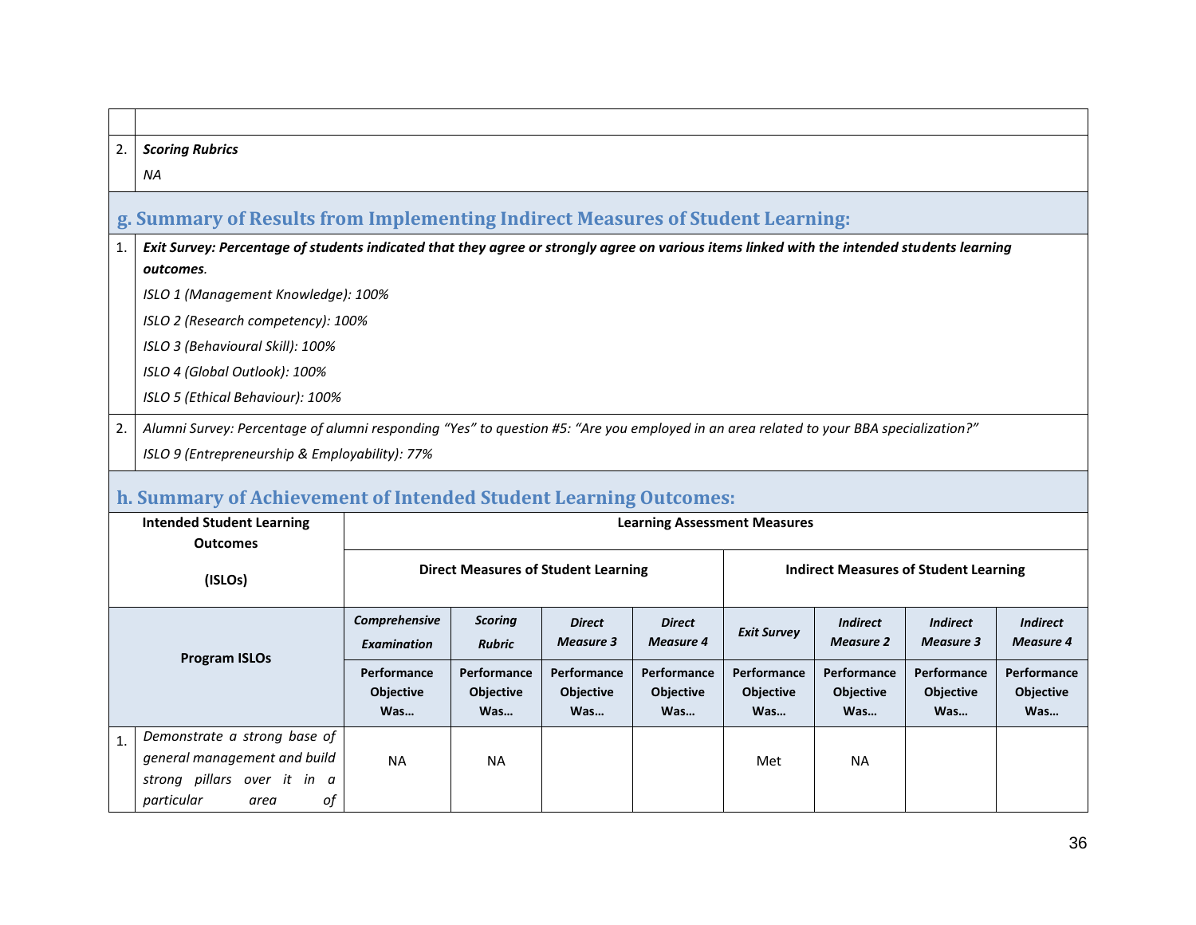| | |
|---|---|
| | |
| 2. | ***Scoring Rubrics***<br>*NA* |

## g. Summary of Results from Implementing Indirect Measures of Student Learning:

| | |
|---|---|
| 1. | ***Exit Survey: Percentage of students indicated that they agree or strongly agree on various items linked with the intended students learning outcomes****.*<br>*ISLO 1 (Management Knowledge): 100%*<br>*ISLO 2 (Research competency): 100%*<br>*ISLO 3 (Behavioural Skill): 100%*<br>*ISLO 4 (Global Outlook): 100%*<br>*ISLO 5 (Ethical Behaviour): 100%* |
| 2. | *Alumni Survey: Percentage of alumni responding "Yes" to question #5: "Are you employed in an area related to your BBA specialization?"*<br>*ISLO 9 (Entrepreneurship & Employability): 77%* |

## h. Summary of Achievement of Intended Student Learning Outcomes:

| **Intended Student Learning Outcomes (ISLOs)** | | **Learning Assessment Measures** | | | | | | | |
|---|---|---|---|---|---|---|---|---|---|
| | | **Direct Measures of Student Learning** | | | | **Indirect Measures of Student Learning** | | | |
| **Program ISLOs** | | ***Comprehensive Examination*** | ***Scoring Rubric*** | ***Direct Measure 3*** | ***Direct Measure 4*** | ***Exit Survey*** | ***Indirect Measure 2*** | ***Indirect Measure 3*** | ***Indirect Measure 4*** |
| | | **Performance Objective Was…** | **Performance Objective Was…** | **Performance Objective Was…** | **Performance Objective Was…** | **Performance Objective Was…** | **Performance Objective Was…** | **Performance Objective Was…** | **Performance Objective Was…** |
| 1. | *Demonstrate a strong base of general management and build strong pillars over it in a particular area of* | NA | NA | | | Met | NA | | |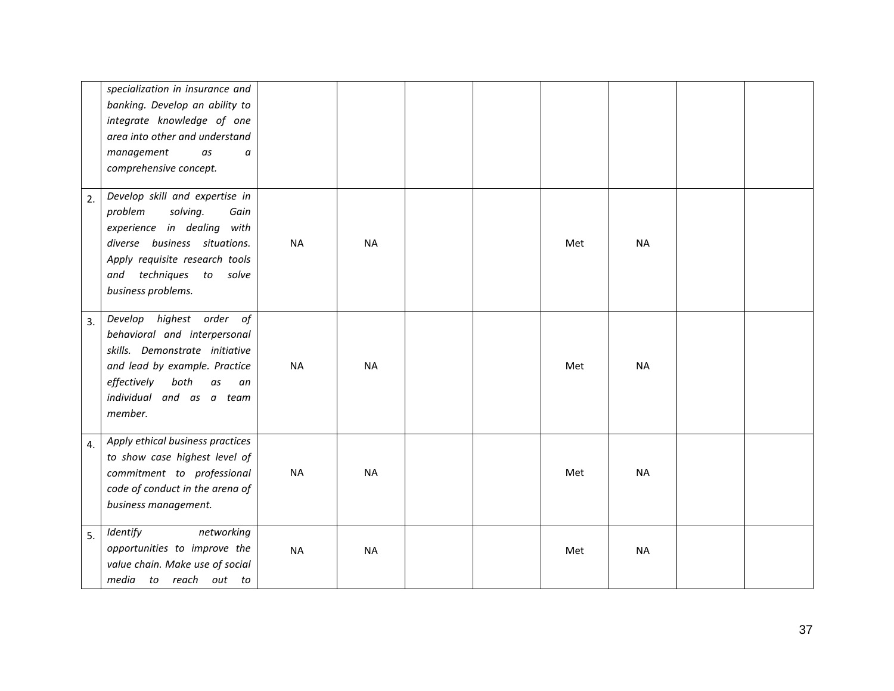| | | | | | | | | | |
|---|---|---|---|---|---|---|---|---|---|
| | *specialization in insurance and banking. Develop an ability to integrate knowledge of one area into other and understand management as a comprehensive concept.* | | | | | | | | |
| 2. | *Develop skill and expertise in problem solving. Gain experience in dealing with diverse business situations. Apply requisite research tools and techniques to solve business problems.* | NA | NA | | | Met | NA | | |
| 3. | *Develop highest order of behavioral and interpersonal skills. Demonstrate initiative and lead by example. Practice effectively both as an individual and as a team member.* | NA | NA | | | Met | NA | | |
| 4. | *Apply ethical business practices to show case highest level of commitment to professional code of conduct in the arena of business management.* | NA | NA | | | Met | NA | | |
| 5. | *Identify networking opportunities to improve the value chain. Make use of social media to reach out to* | NA | NA | | | Met | NA | | |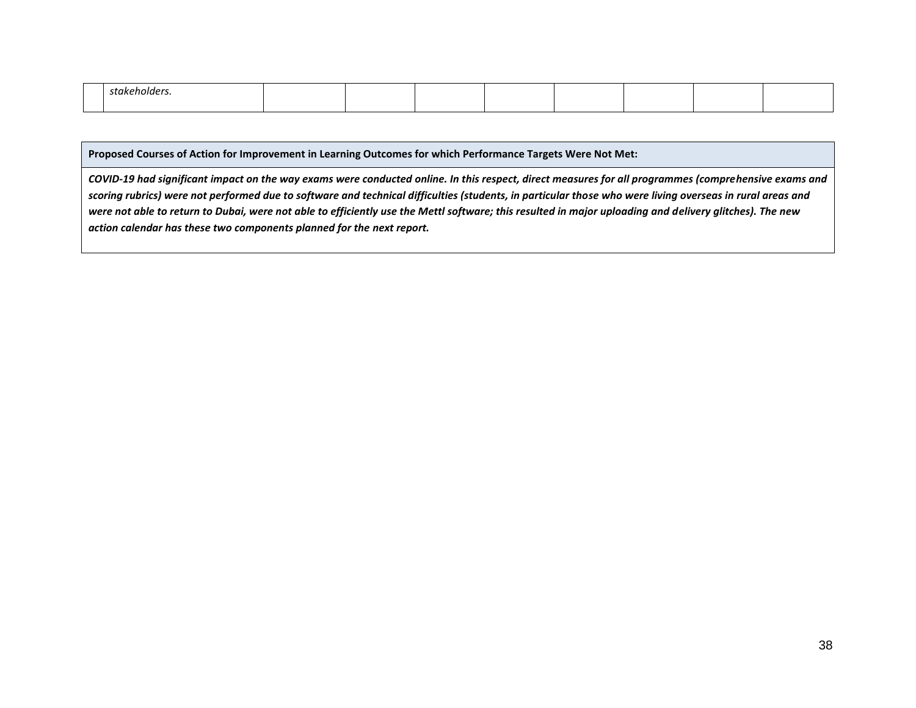|  | *stakeholders.* |  |  |  |  |  |  |  |  |
|---|---|---|---|---|---|---|---|---|---|

| **Proposed Courses of Action for Improvement in Learning Outcomes for which Performance Targets Were Not Met:** |
|---|
| ***COVID-19 had significant impact on the way exams were conducted online. In this respect, direct measures for all programmes (comprehensive exams and scoring rubrics) were not performed due to software and technical difficulties (students, in particular those who were living overseas in rural areas and were not able to return to Dubai, were not able to efficiently use the Mettl software; this resulted in major uploading and delivery glitches). The new action calendar has these two components planned for the next report.*** |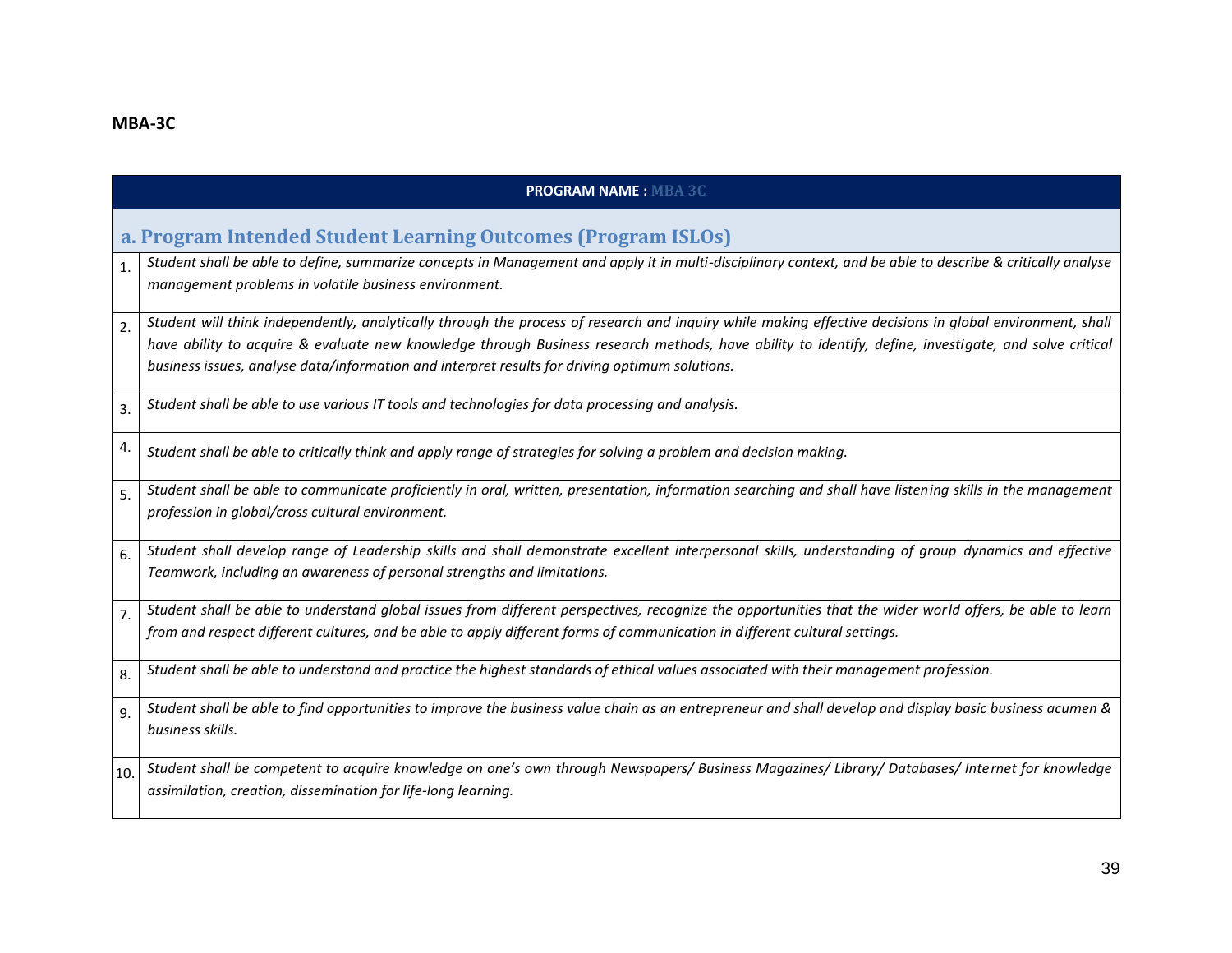**MBA-3C**

| **PROGRAM NAME : MBA 3C** | |
|---|---|
| **a. Program Intended Student Learning Outcomes (Program ISLOs)** | |
| 1. | *Student shall be able to define, summarize concepts in Management and apply it in multi-disciplinary context, and be able to describe & critically analyse management problems in volatile business environment.* |
| 2. | *Student will think independently, analytically through the process of research and inquiry while making effective decisions in global environment, shall have ability to acquire & evaluate new knowledge through Business research methods, have ability to identify, define, investigate, and solve critical business issues, analyse data/information and interpret results for driving optimum solutions.* |
| 3. | *Student shall be able to use various IT tools and technologies for data processing and analysis.* |
| 4. | *Student shall be able to critically think and apply range of strategies for solving a problem and decision making.* |
| 5. | *Student shall be able to communicate proficiently in oral, written, presentation, information searching and shall have listening skills in the management profession in global/cross cultural environment.* |
| 6. | *Student shall develop range of Leadership skills and shall demonstrate excellent interpersonal skills, understanding of group dynamics and effective Teamwork, including an awareness of personal strengths and limitations.* |
| 7. | *Student shall be able to understand global issues from different perspectives, recognize the opportunities that the wider world offers, be able to learn from and respect different cultures, and be able to apply different forms of communication in different cultural settings.* |
| 8. | *Student shall be able to understand and practice the highest standards of ethical values associated with their management profession.* |
| 9. | *Student shall be able to find opportunities to improve the business value chain as an entrepreneur and shall develop and display basic business acumen & business skills.* |
| 10. | *Student shall be competent to acquire knowledge on one's own through Newspapers/ Business Magazines/ Library/ Databases/ Internet for knowledge assimilation, creation, dissemination for life-long learning.* |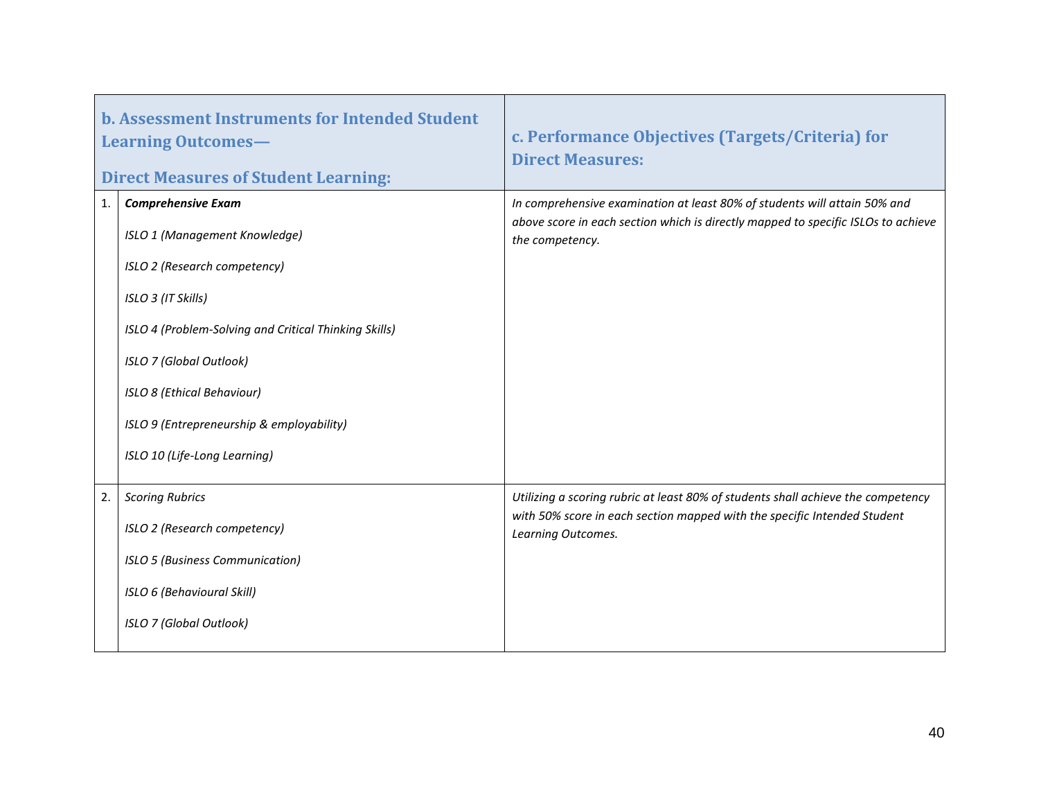| | b. Assessment Instruments for Intended Student Learning Outcomes—<br><br>Direct Measures of Student Learning: | c. Performance Objectives (Targets/Criteria) for Direct Measures: |
|---|---|---|
| 1. | ***Comprehensive Exam***<br><br>*ISLO 1 (Management Knowledge)*<br><br>*ISLO 2 (Research competency)*<br><br>*ISLO 3 (IT Skills)*<br><br>*ISLO 4 (Problem-Solving and Critical Thinking Skills)*<br><br>*ISLO 7 (Global Outlook)*<br><br>*ISLO 8 (Ethical Behaviour)*<br><br>*ISLO 9 (Entrepreneurship & employability)*<br><br>*ISLO 10 (Life-Long Learning)* | *In comprehensive examination at least 80% of students will attain 50% and above score in each section which is directly mapped to specific ISLOs to achieve the competency.* |
| 2. | *Scoring Rubrics*<br><br>*ISLO 2 (Research competency)*<br><br>*ISLO 5 (Business Communication)*<br><br>*ISLO 6 (Behavioural Skill)*<br><br>*ISLO 7 (Global Outlook)* | *Utilizing a scoring rubric at least 80% of students shall achieve the competency with 50% score in each section mapped with the specific Intended Student Learning Outcomes.* |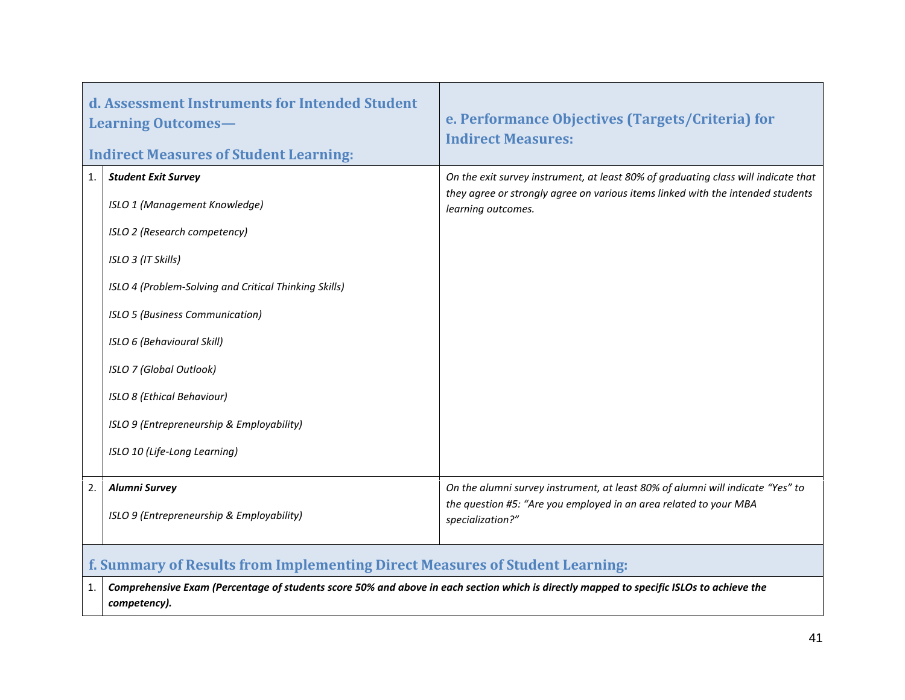| d. Assessment Instruments for Intended Student Learning Outcomes—<br><br>Indirect Measures of Student Learning: | | e. Performance Objectives (Targets/Criteria) for Indirect Measures: |
|---|---|---|
| 1. | ***Student Exit Survey***<br><br>*ISLO 1 (Management Knowledge)*<br><br>*ISLO 2 (Research competency)*<br><br>*ISLO 3 (IT Skills)*<br><br>*ISLO 4 (Problem-Solving and Critical Thinking Skills)*<br><br>*ISLO 5 (Business Communication)*<br><br>*ISLO 6 (Behavioural Skill)*<br><br>*ISLO 7 (Global Outlook)*<br><br>*ISLO 8 (Ethical Behaviour)*<br><br>*ISLO 9 (Entrepreneurship & Employability)*<br><br>*ISLO 10 (Life-Long Learning)* | *On the exit survey instrument, at least 80% of graduating class will indicate that they agree or strongly agree on various items linked with the intended students learning outcomes.* |
| 2. | ***Alumni Survey***<br><br>*ISLO 9 (Entrepreneurship & Employability)* | *On the alumni survey instrument, at least 80% of alumni will indicate "Yes" to the question #5: "Are you employed in an area related to your MBA specialization?"* |

## f. Summary of Results from Implementing Direct Measures of Student Learning:

| | |
|---|---|
| 1. | ***Comprehensive Exam (Percentage of students score 50% and above in each section which is directly mapped to specific ISLOs to achieve the competency).*** |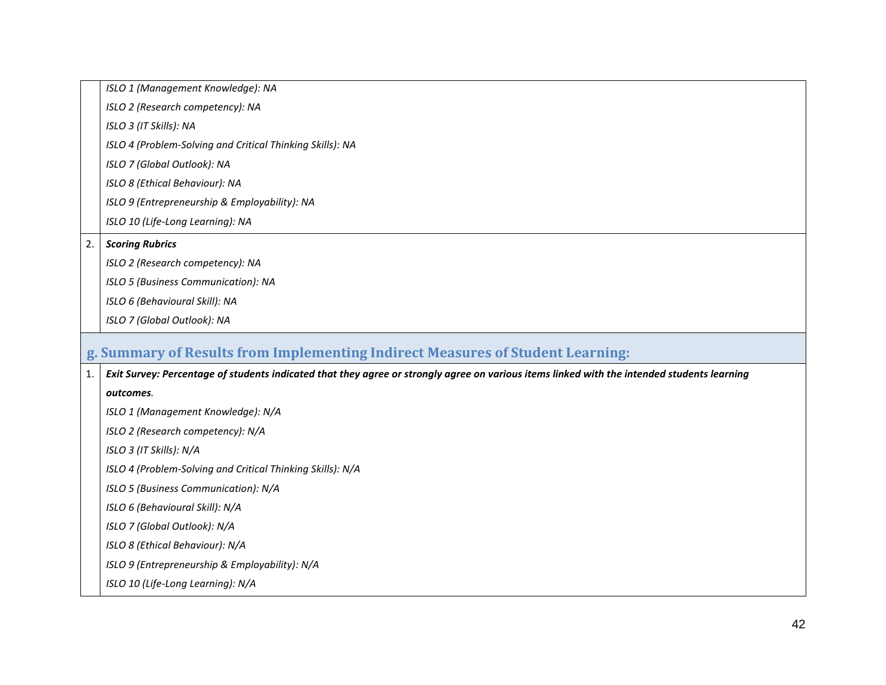| | |
|---|---|
| | *ISLO 1 (Management Knowledge): NA*<br>*ISLO 2 (Research competency): NA*<br>*ISLO 3 (IT Skills): NA*<br>*ISLO 4 (Problem-Solving and Critical Thinking Skills): NA*<br>*ISLO 7 (Global Outlook): NA*<br>*ISLO 8 (Ethical Behaviour): NA*<br>*ISLO 9 (Entrepreneurship & Employability): NA*<br>*ISLO 10 (Life-Long Learning): NA* |
| 2. | ***Scoring Rubrics***<br>*ISLO 2 (Research competency): NA*<br>*ISLO 5 (Business Communication): NA*<br>*ISLO 6 (Behavioural Skill): NA*<br>*ISLO 7 (Global Outlook): NA* |

## g. Summary of Results from Implementing Indirect Measures of Student Learning:

| | |
|---|---|
| 1. | ***Exit Survey: Percentage of students indicated that they agree or strongly agree on various items linked with the intended students learning outcomes*.**<br>*ISLO 1 (Management Knowledge): N/A*<br>*ISLO 2 (Research competency): N/A*<br>*ISLO 3 (IT Skills): N/A*<br>*ISLO 4 (Problem-Solving and Critical Thinking Skills): N/A*<br>*ISLO 5 (Business Communication): N/A*<br>*ISLO 6 (Behavioural Skill): N/A*<br>*ISLO 7 (Global Outlook): N/A*<br>*ISLO 8 (Ethical Behaviour): N/A*<br>*ISLO 9 (Entrepreneurship & Employability): N/A*<br>*ISLO 10 (Life-Long Learning): N/A* |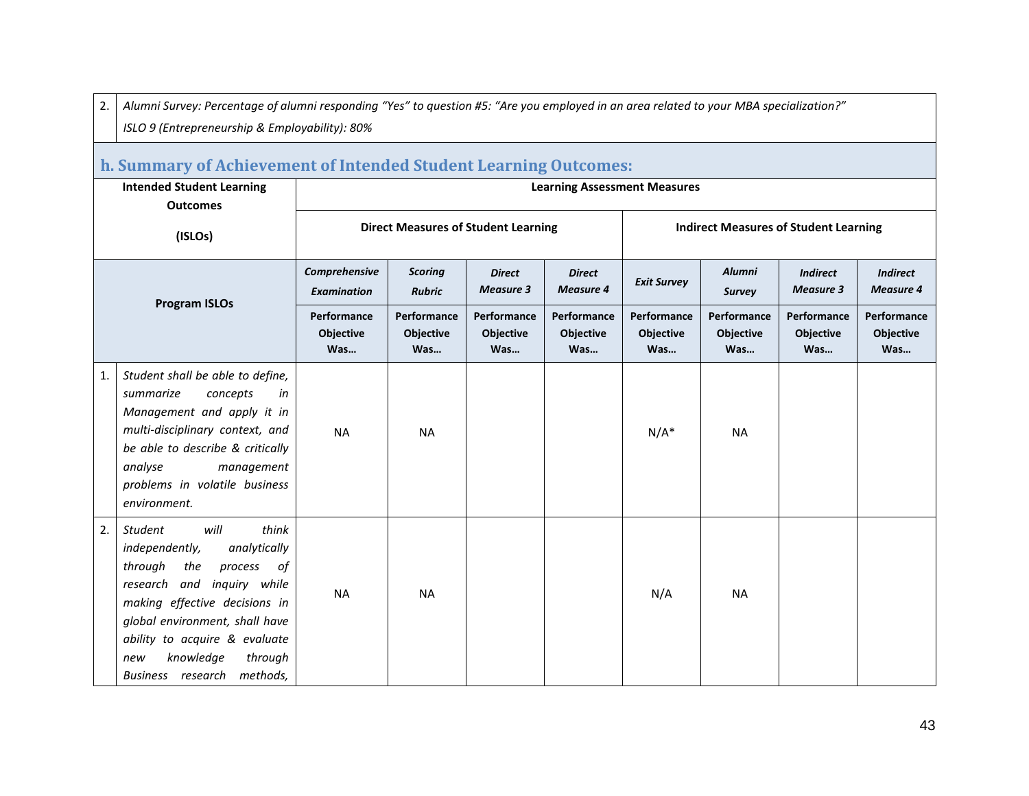| | |
|---|---|
| 2. | *Alumni Survey: Percentage of alumni responding "Yes" to question #5: "Are you employed in an area related to your MBA specialization?"* *ISLO 9 (Entrepreneurship & Employability): 80%* |

## h. Summary of Achievement of Intended Student Learning Outcomes:

| Intended Student Learning Outcomes (ISLOs) | | Learning Assessment Measures | | | | | | | |
|---|---|---|---|---|---|---|---|---|---|
| | | Direct Measures of Student Learning | | | | Indirect Measures of Student Learning | | | |
| Program ISLOs | | *Comprehensive Examination* | *Scoring Rubric* | *Direct Measure 3* | *Direct Measure 4* | *Exit Survey* | *Alumni Survey* | *Indirect Measure 3* | *Indirect Measure 4* |
| | | Performance Objective Was… | Performance Objective Was… | Performance Objective Was… | Performance Objective Was… | Performance Objective Was… | Performance Objective Was… | Performance Objective Was… | Performance Objective Was… |
| 1. | *Student shall be able to define, summarize concepts in Management and apply it in multi-disciplinary context, and be able to describe & critically analyse management problems in volatile business environment.* | NA | NA | | | N/A* | NA | | |
| 2. | *Student will think independently, analytically through the process of research and inquiry while making effective decisions in global environment, shall have ability to acquire & evaluate new knowledge through Business research methods,* | NA | NA | | | N/A | NA | | |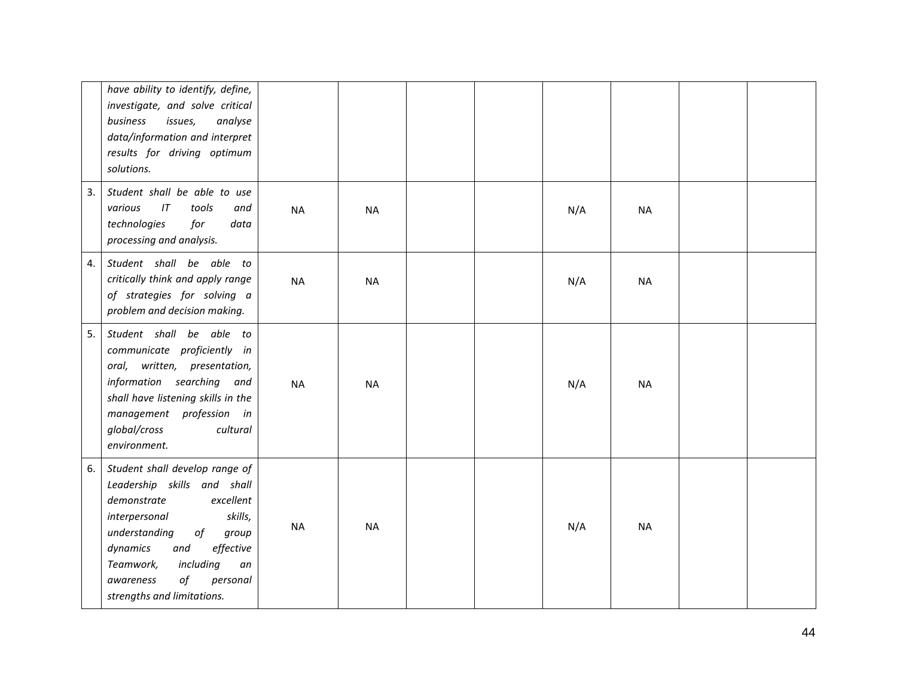| | | | | | | | | | |
|---|---|---|---|---|---|---|---|---|---|
| | *have ability to identify, define, investigate, and solve critical business issues, analyse data/information and interpret results for driving optimum solutions.* | | | | | | | | |
| 3. | *Student shall be able to use various IT tools and technologies for data processing and analysis.* | NA | NA | | | N/A | NA | | |
| 4. | *Student shall be able to critically think and apply range of strategies for solving a problem and decision making.* | NA | NA | | | N/A | NA | | |
| 5. | *Student shall be able to communicate proficiently in oral, written, presentation, information searching and shall have listening skills in the management profession in global/cross cultural environment.* | NA | NA | | | N/A | NA | | |
| 6. | *Student shall develop range of Leadership skills and shall demonstrate excellent interpersonal skills, understanding of group dynamics and effective Teamwork, including an awareness of personal strengths and limitations.* | NA | NA | | | N/A | NA | | |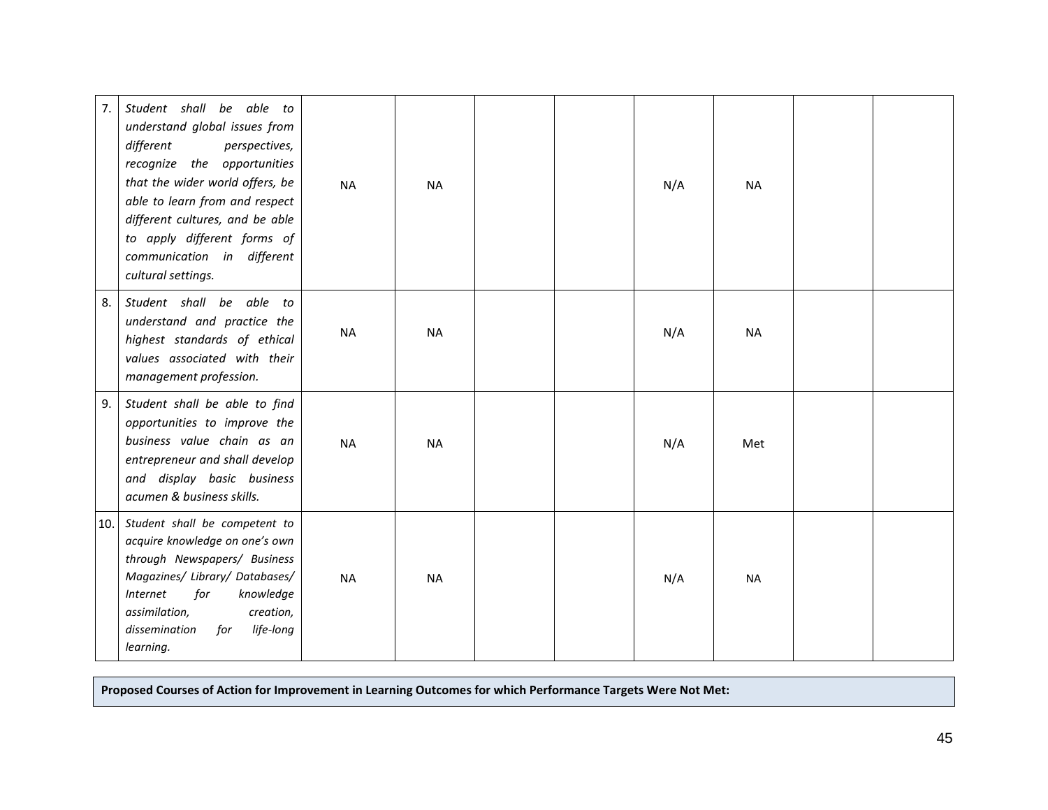| | | | | | | | | | |
|---|---|---|---|---|---|---|---|---|---|
| 7. | *Student shall be able to understand global issues from different perspectives, recognize the opportunities that the wider world offers, be able to learn from and respect different cultures, and be able to apply different forms of communication in different cultural settings.* | NA | NA | | | N/A | NA | | |
| 8. | *Student shall be able to understand and practice the highest standards of ethical values associated with their management profession.* | NA | NA | | | N/A | NA | | |
| 9. | *Student shall be able to find opportunities to improve the business value chain as an entrepreneur and shall develop and display basic business acumen & business skills.* | NA | NA | | | N/A | Met | | |
| 10. | *Student shall be competent to acquire knowledge on one's own through Newspapers/ Business Magazines/ Library/ Databases/ Internet for knowledge assimilation, creation, dissemination for life-long learning.* | NA | NA | | | N/A | NA | | |

**Proposed Courses of Action for Improvement in Learning Outcomes for which Performance Targets Were Not Met:**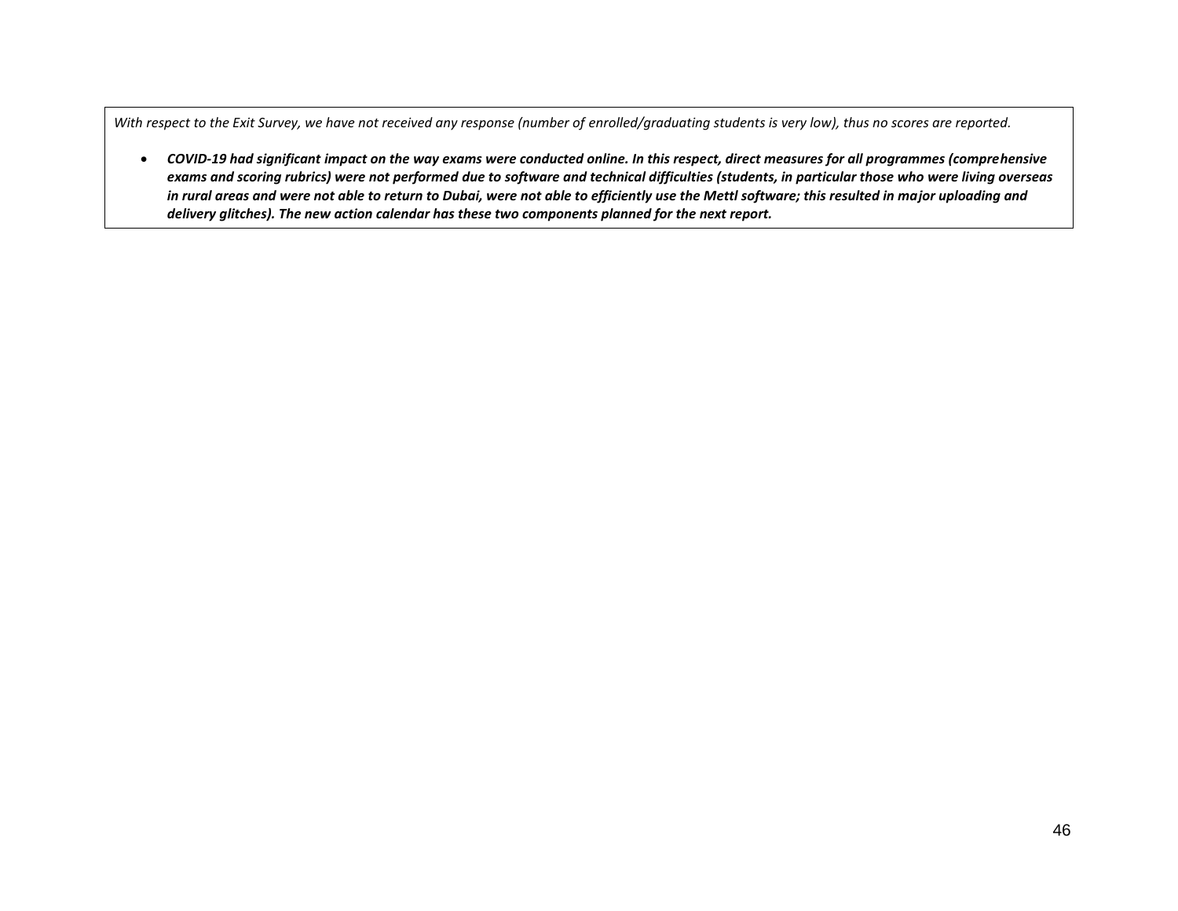*With respect to the Exit Survey, we have not received any response (number of enrolled/graduating students is very low), thus no scores are reported.*

- ***COVID-19 had significant impact on the way exams were conducted online. In this respect, direct measures for all programmes (comprehensive exams and scoring rubrics) were not performed due to software and technical difficulties (students, in particular those who were living overseas in rural areas and were not able to return to Dubai, were not able to efficiently use the Mettl software; this resulted in major uploading and delivery glitches). The new action calendar has these two components planned for the next report.***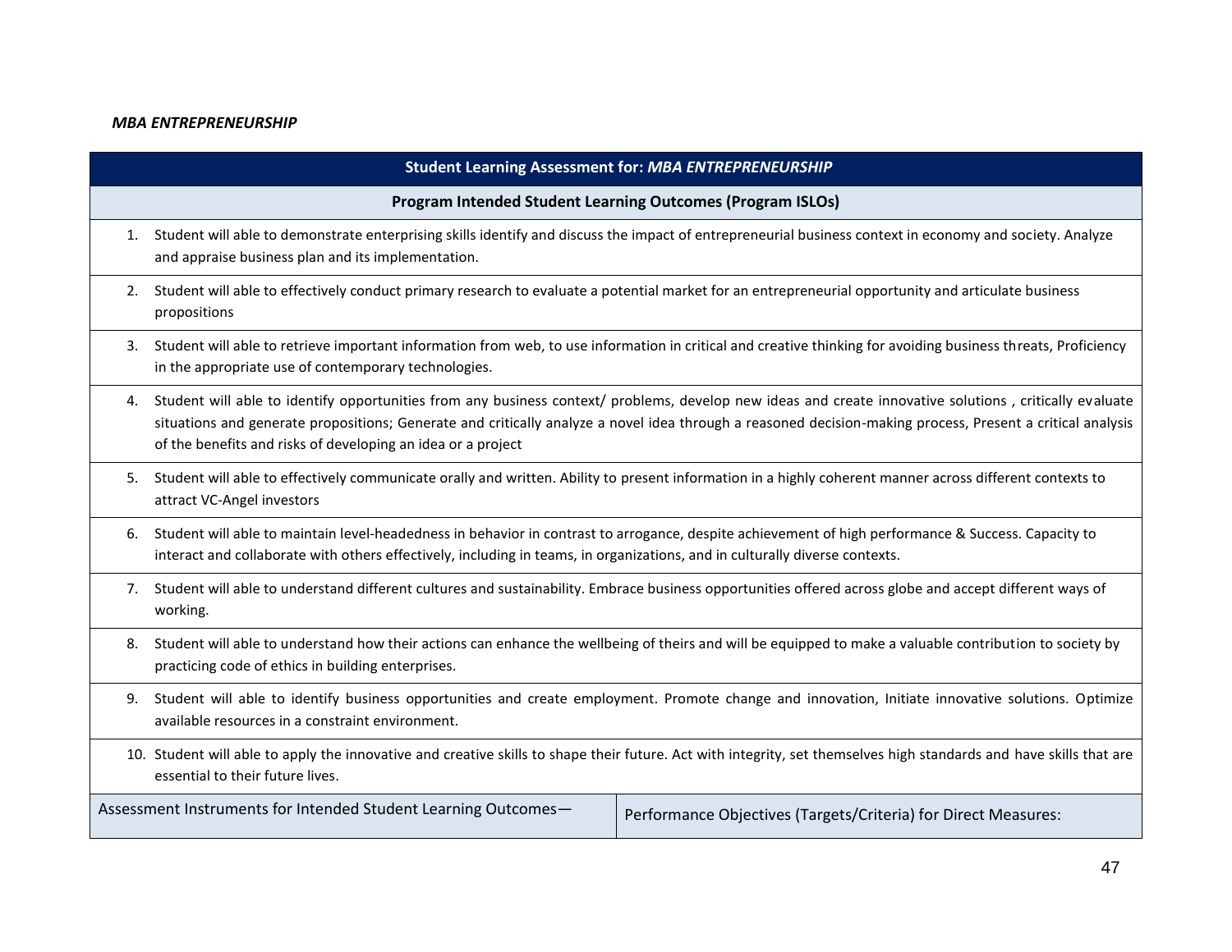***MBA ENTREPRENEURSHIP***

| **Student Learning Assessment for: *MBA ENTREPRENEURSHIP*** | |
|---|---|
| **Program Intended Student Learning Outcomes (Program ISLOs)** | |
| 1. Student will able to demonstrate enterprising skills identify and discuss the impact of entrepreneurial business context in economy and society. Analyze and appraise business plan and its implementation. | |
| 2. Student will able to effectively conduct primary research to evaluate a potential market for an entrepreneurial opportunity and articulate business propositions | |
| 3. Student will able to retrieve important information from web, to use information in critical and creative thinking for avoiding business threats, Proficiency in the appropriate use of contemporary technologies. | |
| 4. Student will able to identify opportunities from any business context/ problems, develop new ideas and create innovative solutions , critically evaluate situations and generate propositions; Generate and critically analyze a novel idea through a reasoned decision-making process, Present a critical analysis of the benefits and risks of developing an idea or a project | |
| 5. Student will able to effectively communicate orally and written. Ability to present information in a highly coherent manner across different contexts to attract VC-Angel investors | |
| 6. Student will able to maintain level-headedness in behavior in contrast to arrogance, despite achievement of high performance & Success. Capacity to interact and collaborate with others effectively, including in teams, in organizations, and in culturally diverse contexts. | |
| 7. Student will able to understand different cultures and sustainability. Embrace business opportunities offered across globe and accept different ways of working. | |
| 8. Student will able to understand how their actions can enhance the wellbeing of theirs and will be equipped to make a valuable contribution to society by practicing code of ethics in building enterprises. | |
| 9. Student will able to identify business opportunities and create employment. Promote change and innovation, Initiate innovative solutions. Optimize available resources in a constraint environment. | |
| 10. Student will able to apply the innovative and creative skills to shape their future. Act with integrity, set themselves high standards and have skills that are essential to their future lives. | |
| Assessment Instruments for Intended Student Learning Outcomes— | Performance Objectives (Targets/Criteria) for Direct Measures: |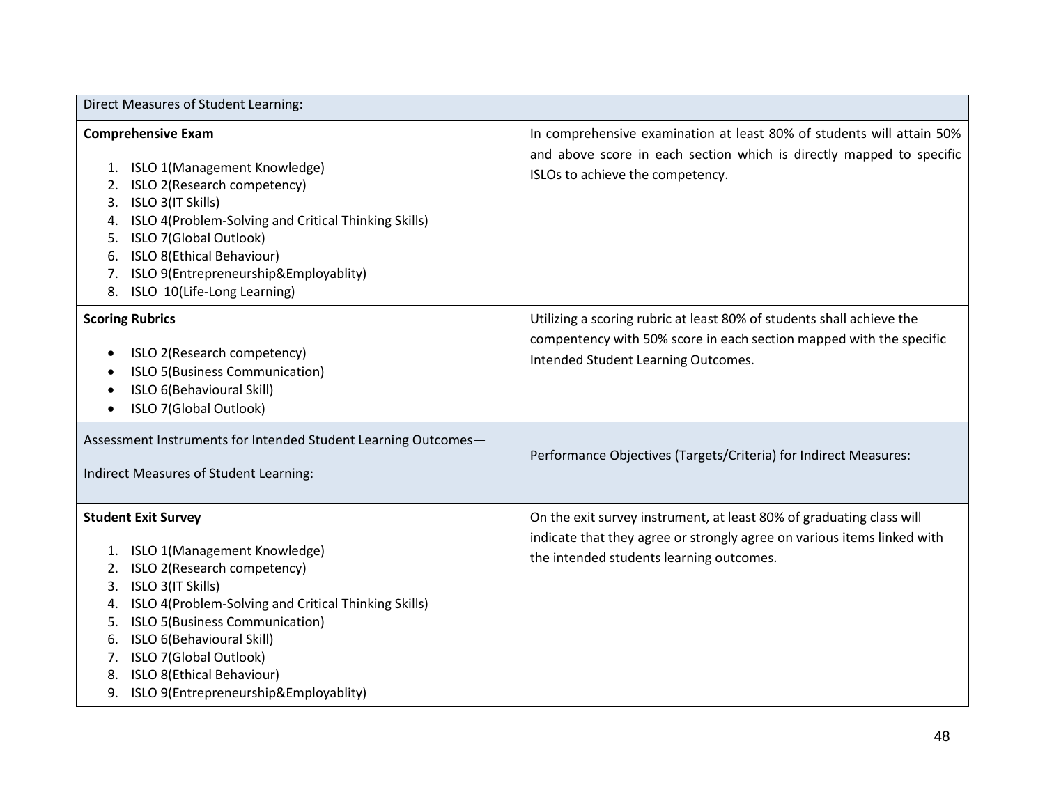| Direct Measures of Student Learning: | |
|---|---|
| **Comprehensive Exam**<br><br>1. ISLO 1(Management Knowledge)<br>2. ISLO 2(Research competency)<br>3. ISLO 3(IT Skills)<br>4. ISLO 4(Problem-Solving and Critical Thinking Skills)<br>5. ISLO 7(Global Outlook)<br>6. ISLO 8(Ethical Behaviour)<br>7. ISLO 9(Entrepreneurship&Employablity)<br>8. ISLO 10(Life-Long Learning) | In comprehensive examination at least 80% of students will attain 50% and above score in each section which is directly mapped to specific ISLOs to achieve the competency. |
| **Scoring Rubrics**<br><br>• ISLO 2(Research competency)<br>• ISLO 5(Business Communication)<br>• ISLO 6(Behavioural Skill)<br>• ISLO 7(Global Outlook) | Utilizing a scoring rubric at least 80% of students shall achieve the compentency with 50% score in each section mapped with the specific Intended Student Learning Outcomes. |
| Assessment Instruments for Intended Student Learning Outcomes—<br><br>Indirect Measures of Student Learning: | Performance Objectives (Targets/Criteria) for Indirect Measures: |
| **Student Exit Survey**<br><br>1. ISLO 1(Management Knowledge)<br>2. ISLO 2(Research competency)<br>3. ISLO 3(IT Skills)<br>4. ISLO 4(Problem-Solving and Critical Thinking Skills)<br>5. ISLO 5(Business Communication)<br>6. ISLO 6(Behavioural Skill)<br>7. ISLO 7(Global Outlook)<br>8. ISLO 8(Ethical Behaviour)<br>9. ISLO 9(Entrepreneurship&Employablity) | On the exit survey instrument, at least 80% of graduating class will indicate that they agree or strongly agree on various items linked with the intended students learning outcomes. |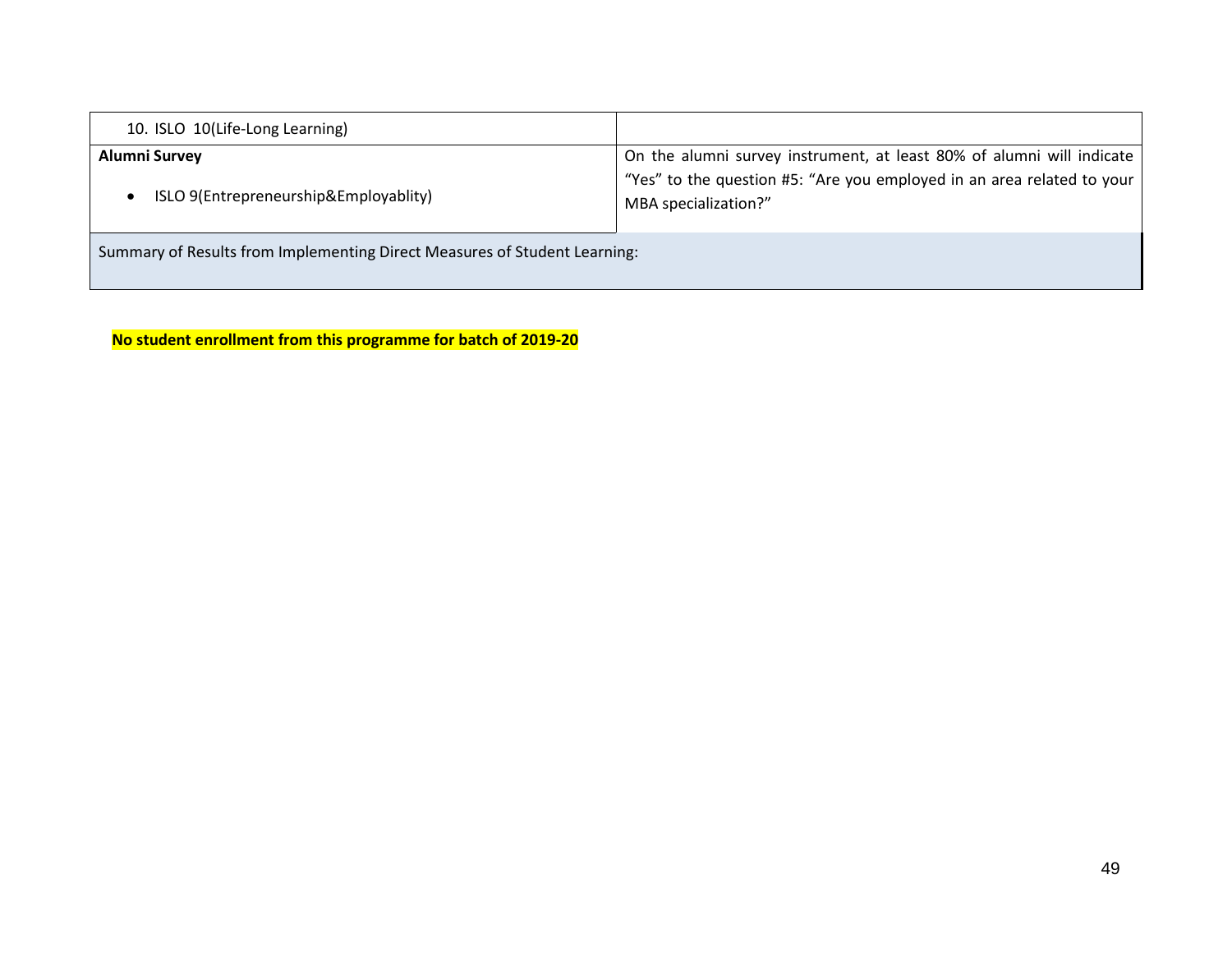| | |
|---|---|
| 10. ISLO 10(Life-Long Learning) | |
| **Alumni Survey**<br><br>• ISLO 9(Entrepreneurship&Employablity) | On the alumni survey instrument, at least 80% of alumni will indicate "Yes" to the question #5: "Are you employed in an area related to your MBA specialization?" |
| Summary of Results from Implementing Direct Measures of Student Learning: | |

**No student enrollment from this programme for batch of 2019-20**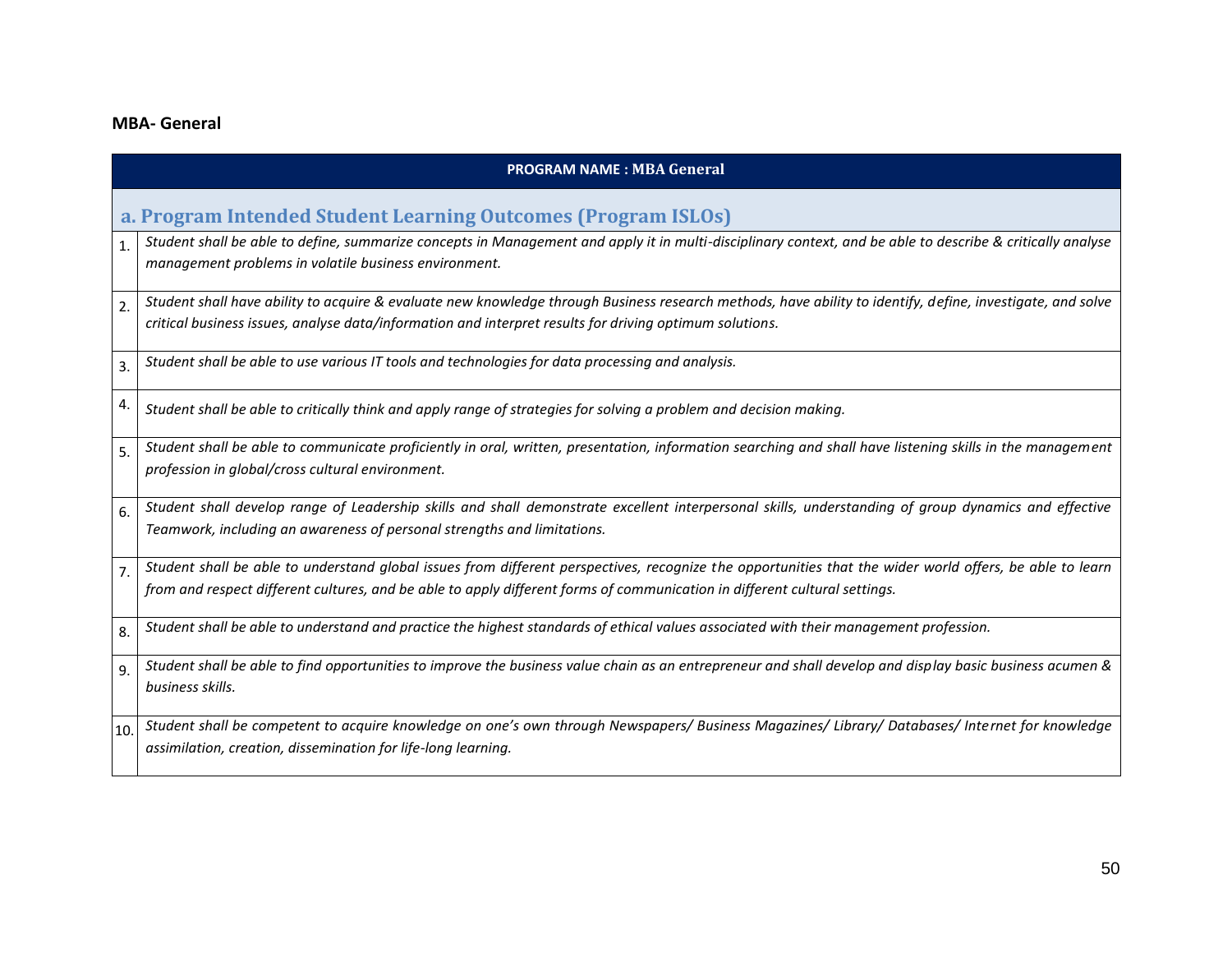**MBA- General**

| PROGRAM NAME : MBA General | |
|---|---|
| **a. Program Intended Student Learning Outcomes (Program ISLOs)** | |
| 1. | *Student shall be able to define, summarize concepts in Management and apply it in multi-disciplinary context, and be able to describe & critically analyse management problems in volatile business environment.* |
| 2. | *Student shall have ability to acquire & evaluate new knowledge through Business research methods, have ability to identify, define, investigate, and solve critical business issues, analyse data/information and interpret results for driving optimum solutions.* |
| 3. | *Student shall be able to use various IT tools and technologies for data processing and analysis.* |
| 4. | *Student shall be able to critically think and apply range of strategies for solving a problem and decision making.* |
| 5. | *Student shall be able to communicate proficiently in oral, written, presentation, information searching and shall have listening skills in the management profession in global/cross cultural environment.* |
| 6. | *Student shall develop range of Leadership skills and shall demonstrate excellent interpersonal skills, understanding of group dynamics and effective Teamwork, including an awareness of personal strengths and limitations.* |
| 7. | *Student shall be able to understand global issues from different perspectives, recognize the opportunities that the wider world offers, be able to learn from and respect different cultures, and be able to apply different forms of communication in different cultural settings.* |
| 8. | *Student shall be able to understand and practice the highest standards of ethical values associated with their management profession.* |
| 9. | *Student shall be able to find opportunities to improve the business value chain as an entrepreneur and shall develop and display basic business acumen & business skills.* |
| 10. | *Student shall be competent to acquire knowledge on one's own through Newspapers/ Business Magazines/ Library/ Databases/ Internet for knowledge assimilation, creation, dissemination for life-long learning.* |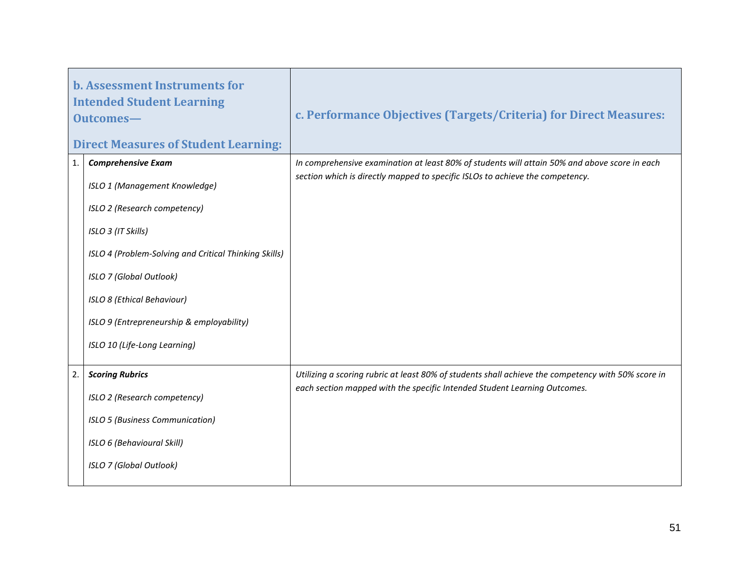| | b. Assessment Instruments for Intended Student Learning Outcomes—<br><br>Direct Measures of Student Learning: | c. Performance Objectives (Targets/Criteria) for Direct Measures: |
|---|---|---|
| 1. | ***Comprehensive Exam***<br><br>*ISLO 1 (Management Knowledge)*<br><br>*ISLO 2 (Research competency)*<br><br>*ISLO 3 (IT Skills)*<br><br>*ISLO 4 (Problem-Solving and Critical Thinking Skills)*<br><br>*ISLO 7 (Global Outlook)*<br><br>*ISLO 8 (Ethical Behaviour)*<br><br>*ISLO 9 (Entrepreneurship & employability)*<br><br>*ISLO 10 (Life-Long Learning)* | *In comprehensive examination at least 80% of students will attain 50% and above score in each section which is directly mapped to specific ISLOs to achieve the competency.* |
| 2. | ***Scoring Rubrics***<br><br>*ISLO 2 (Research competency)*<br><br>*ISLO 5 (Business Communication)*<br><br>*ISLO 6 (Behavioural Skill)*<br><br>*ISLO 7 (Global Outlook)* | *Utilizing a scoring rubric at least 80% of students shall achieve the competency with 50% score in each section mapped with the specific Intended Student Learning Outcomes.* |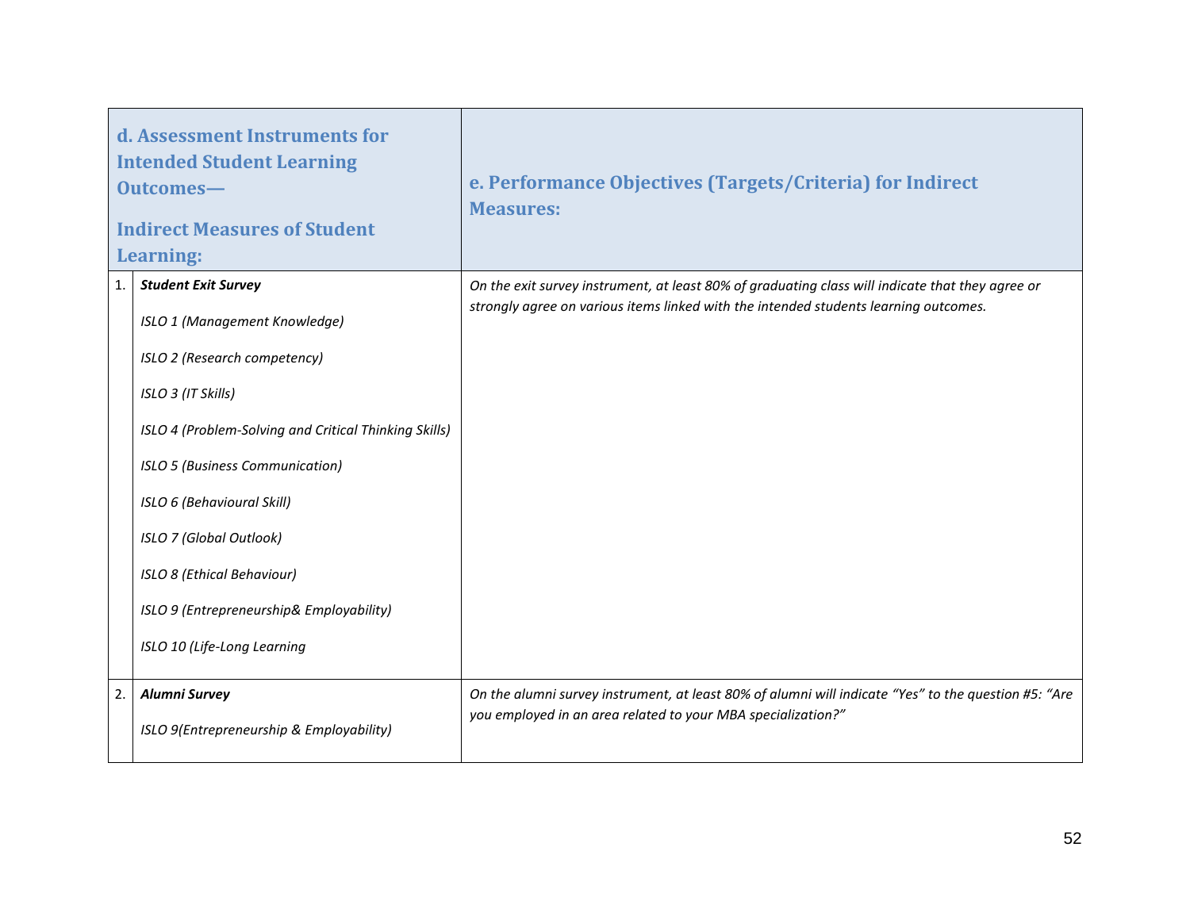| | d. Assessment Instruments for Intended Student Learning Outcomes—<br><br>Indirect Measures of Student Learning: | e. Performance Objectives (Targets/Criteria) for Indirect Measures: |
|---|---|---|
| 1. | ***Student Exit Survey***<br><br>*ISLO 1 (Management Knowledge)*<br><br>*ISLO 2 (Research competency)*<br><br>*ISLO 3 (IT Skills)*<br><br>*ISLO 4 (Problem-Solving and Critical Thinking Skills)*<br><br>*ISLO 5 (Business Communication)*<br><br>*ISLO 6 (Behavioural Skill)*<br><br>*ISLO 7 (Global Outlook)*<br><br>*ISLO 8 (Ethical Behaviour)*<br><br>*ISLO 9 (Entrepreneurship& Employability)*<br><br>*ISLO 10 (Life-Long Learning* | *On the exit survey instrument, at least 80% of graduating class will indicate that they agree or strongly agree on various items linked with the intended students learning outcomes.* |
| 2. | ***Alumni Survey***<br><br>*ISLO 9(Entrepreneurship & Employability)* | *On the alumni survey instrument, at least 80% of alumni will indicate "Yes" to the question #5: "Are you employed in an area related to your MBA specialization?"* |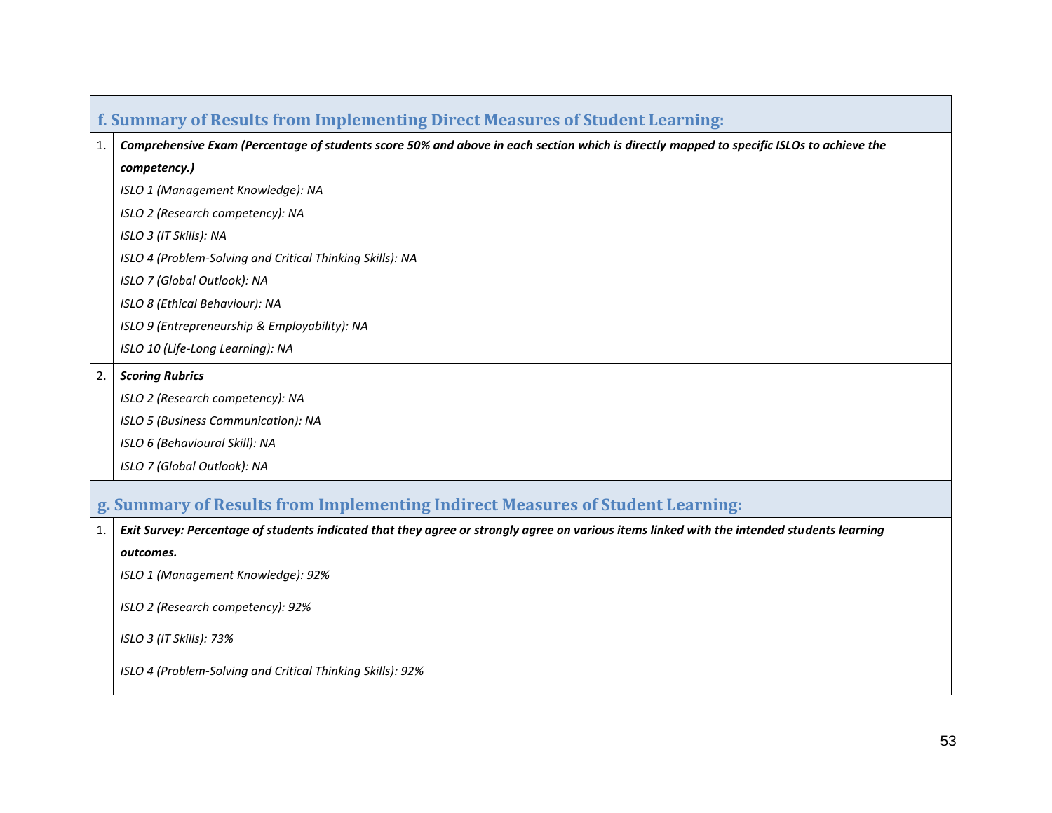### f. Summary of Results from Implementing Direct Measures of Student Learning:

1. ***Comprehensive Exam (Percentage of students score 50% and above in each section which is directly mapped to specific ISLOs to achieve the competency.)***

   *ISLO 1 (Management Knowledge): NA*

   *ISLO 2 (Research competency): NA*

   *ISLO 3 (IT Skills): NA*

   *ISLO 4 (Problem-Solving and Critical Thinking Skills): NA*

   *ISLO 7 (Global Outlook): NA*

   *ISLO 8 (Ethical Behaviour): NA*

   *ISLO 9 (Entrepreneurship & Employability): NA*

   *ISLO 10 (Life-Long Learning): NA*

2. ***Scoring Rubrics***

   *ISLO 2 (Research competency): NA*

   *ISLO 5 (Business Communication): NA*

   *ISLO 6 (Behavioural Skill): NA*

   *ISLO 7 (Global Outlook): NA*

### g. Summary of Results from Implementing Indirect Measures of Student Learning:

1. ***Exit Survey: Percentage of students indicated that they agree or strongly agree on various items linked with the intended students learning outcomes.***

   *ISLO 1 (Management Knowledge): 92%*

   *ISLO 2 (Research competency): 92%*

   *ISLO 3 (IT Skills): 73%*

   *ISLO 4 (Problem-Solving and Critical Thinking Skills): 92%*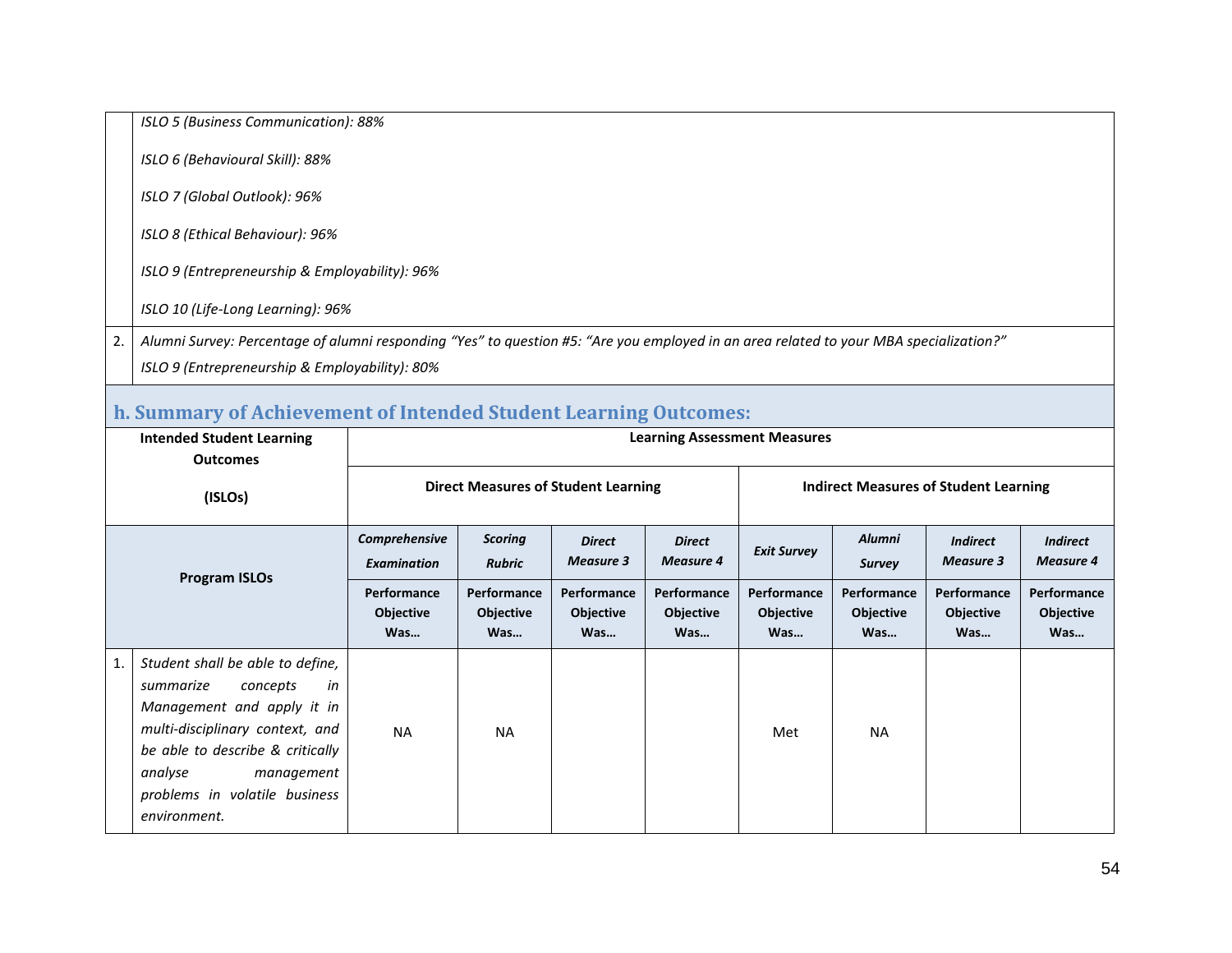| | |
|---|---|
| | *ISLO 5 (Business Communication): 88%*<br><br>*ISLO 6 (Behavioural Skill): 88%*<br><br>*ISLO 7 (Global Outlook): 96%*<br><br>*ISLO 8 (Ethical Behaviour): 96%*<br><br>*ISLO 9 (Entrepreneurship & Employability): 96%*<br><br>*ISLO 10 (Life-Long Learning): 96%* |
| 2. | *Alumni Survey: Percentage of alumni responding "Yes" to question #5: "Are you employed in an area related to your MBA specialization?"*<br><br>*ISLO 9 (Entrepreneurship & Employability): 80%* |

## h. Summary of Achievement of Intended Student Learning Outcomes:

| Intended Student Learning Outcomes (ISLOs) | | Learning Assessment Measures | | | | | | | |
|---|---|---|---|---|---|---|---|---|---|
| | | **Direct Measures of Student Learning** | | | | **Indirect Measures of Student Learning** | | | |
| **Program ISLOs** | | ***Comprehensive Examination*** | ***Scoring Rubric*** | ***Direct Measure 3*** | ***Direct Measure 4*** | ***Exit Survey*** | ***Alumni Survey*** | ***Indirect Measure 3*** | ***Indirect Measure 4*** |
| | | **Performance Objective Was…** | **Performance Objective Was…** | **Performance Objective Was…** | **Performance Objective Was…** | **Performance Objective Was…** | **Performance Objective Was…** | **Performance Objective Was…** | **Performance Objective Was…** |
| 1. | *Student shall be able to define, summarize concepts in Management and apply it in multi-disciplinary context, and be able to describe & critically analyse management problems in volatile business environment.* | NA | NA | | | Met | NA | | |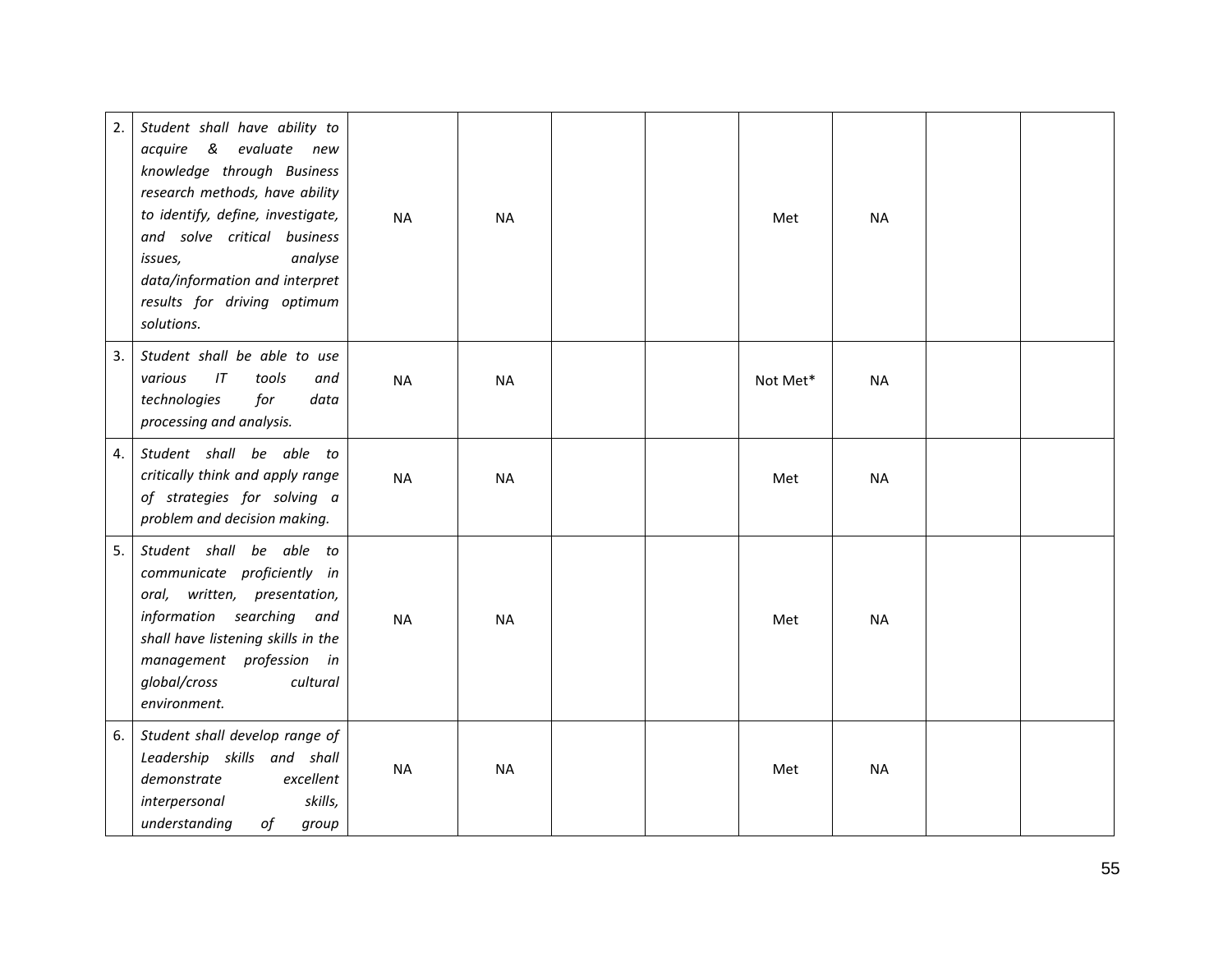| | | | | | | | | | |
|---|---|---|---|---|---|---|---|---|---|
| 2. | *Student shall have ability to acquire & evaluate new knowledge through Business research methods, have ability to identify, define, investigate, and solve critical business issues, analyse data/information and interpret results for driving optimum solutions.* | NA | NA | | | Met | NA | | |
| 3. | *Student shall be able to use various IT tools and technologies for data processing and analysis.* | NA | NA | | | Not Met* | NA | | |
| 4. | *Student shall be able to critically think and apply range of strategies for solving a problem and decision making.* | NA | NA | | | Met | NA | | |
| 5. | *Student shall be able to communicate proficiently in oral, written, presentation, information searching and shall have listening skills in the management profession in global/cross cultural environment.* | NA | NA | | | Met | NA | | |
| 6. | *Student shall develop range of Leadership skills and shall demonstrate excellent interpersonal skills, understanding of group* | NA | NA | | | Met | NA | | |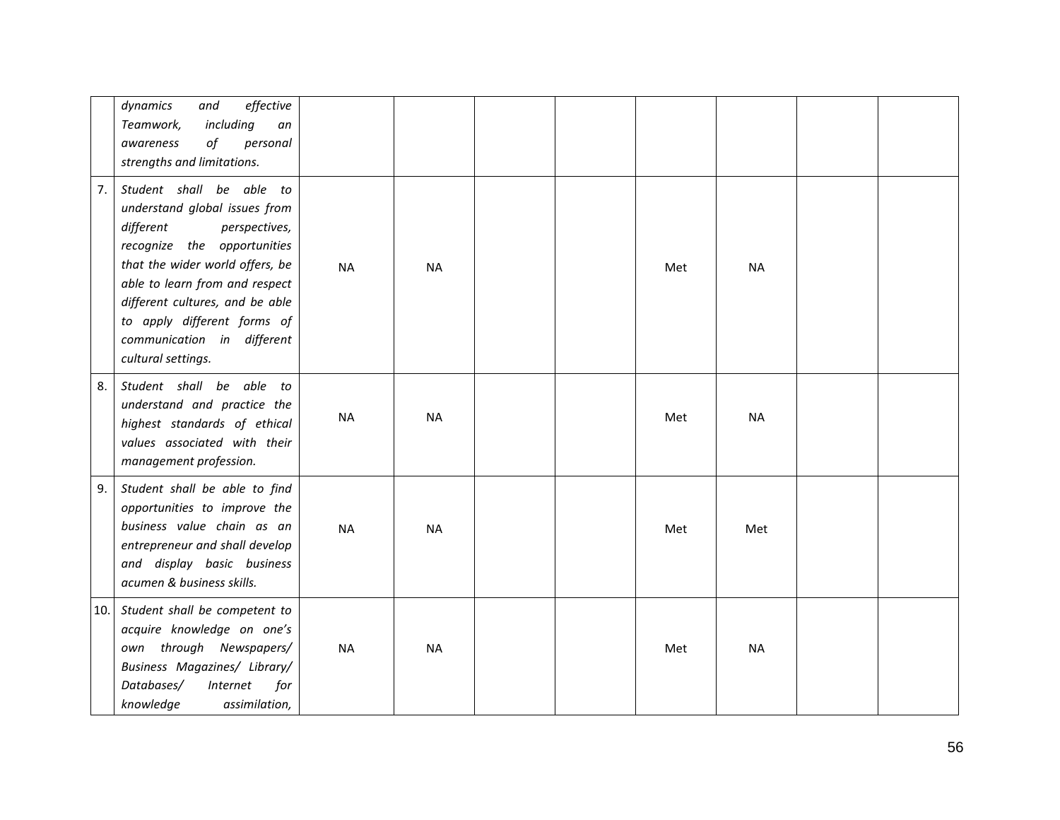| | | | | | | | | | |
|---|---|---|---|---|---|---|---|---|---|
| | *dynamics and effective Teamwork, including an awareness of personal strengths and limitations.* | | | | | | | | |
| 7. | *Student shall be able to understand global issues from different perspectives, recognize the opportunities that the wider world offers, be able to learn from and respect different cultures, and be able to apply different forms of communication in different cultural settings.* | NA | NA | | | Met | NA | | |
| 8. | *Student shall be able to understand and practice the highest standards of ethical values associated with their management profession.* | NA | NA | | | Met | NA | | |
| 9. | *Student shall be able to find opportunities to improve the business value chain as an entrepreneur and shall develop and display basic business acumen & business skills.* | NA | NA | | | Met | Met | | |
| 10. | *Student shall be competent to acquire knowledge on one's own through Newspapers/ Business Magazines/ Library/ Databases/ Internet for knowledge assimilation,* | NA | NA | | | Met | NA | | |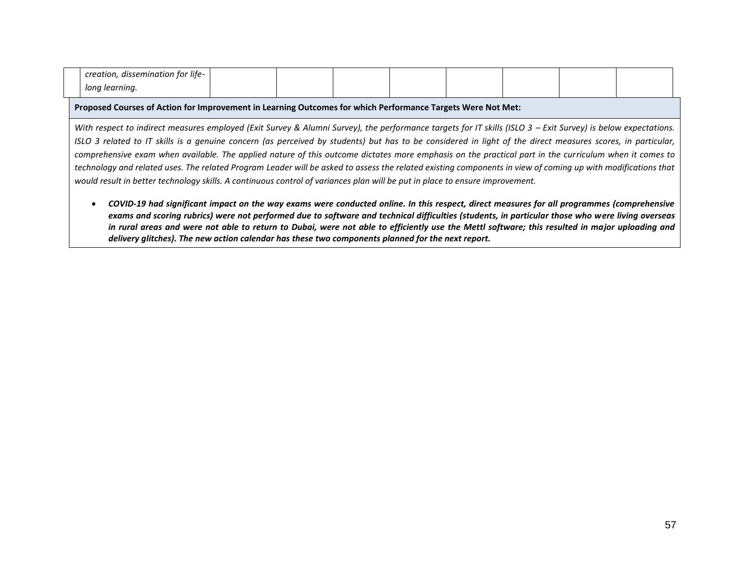| | | | | | | | | |
|---|---|---|---|---|---|---|---|---|
| | *creation, dissemination for life-long learning.* | | | | | | | |

**Proposed Courses of Action for Improvement in Learning Outcomes for which Performance Targets Were Not Met:**

*With respect to indirect measures employed (Exit Survey & Alumni Survey), the performance targets for IT skills (ISLO 3 – Exit Survey) is below expectations. ISLO 3 related to IT skills is a genuine concern (as perceived by students) but has to be considered in light of the direct measures scores, in particular, comprehensive exam when available. The applied nature of this outcome dictates more emphasis on the practical part in the curriculum when it comes to technology and related uses. The related Program Leader will be asked to assess the related existing components in view of coming up with modifications that would result in better technology skills. A continuous control of variances plan will be put in place to ensure improvement.*

- ***COVID-19 had significant impact on the way exams were conducted online. In this respect, direct measures for all programmes (comprehensive exams and scoring rubrics) were not performed due to software and technical difficulties (students, in particular those who were living overseas in rural areas and were not able to return to Dubai, were not able to efficiently use the Mettl software; this resulted in major uploading and delivery glitches). The new action calendar has these two components planned for the next report.***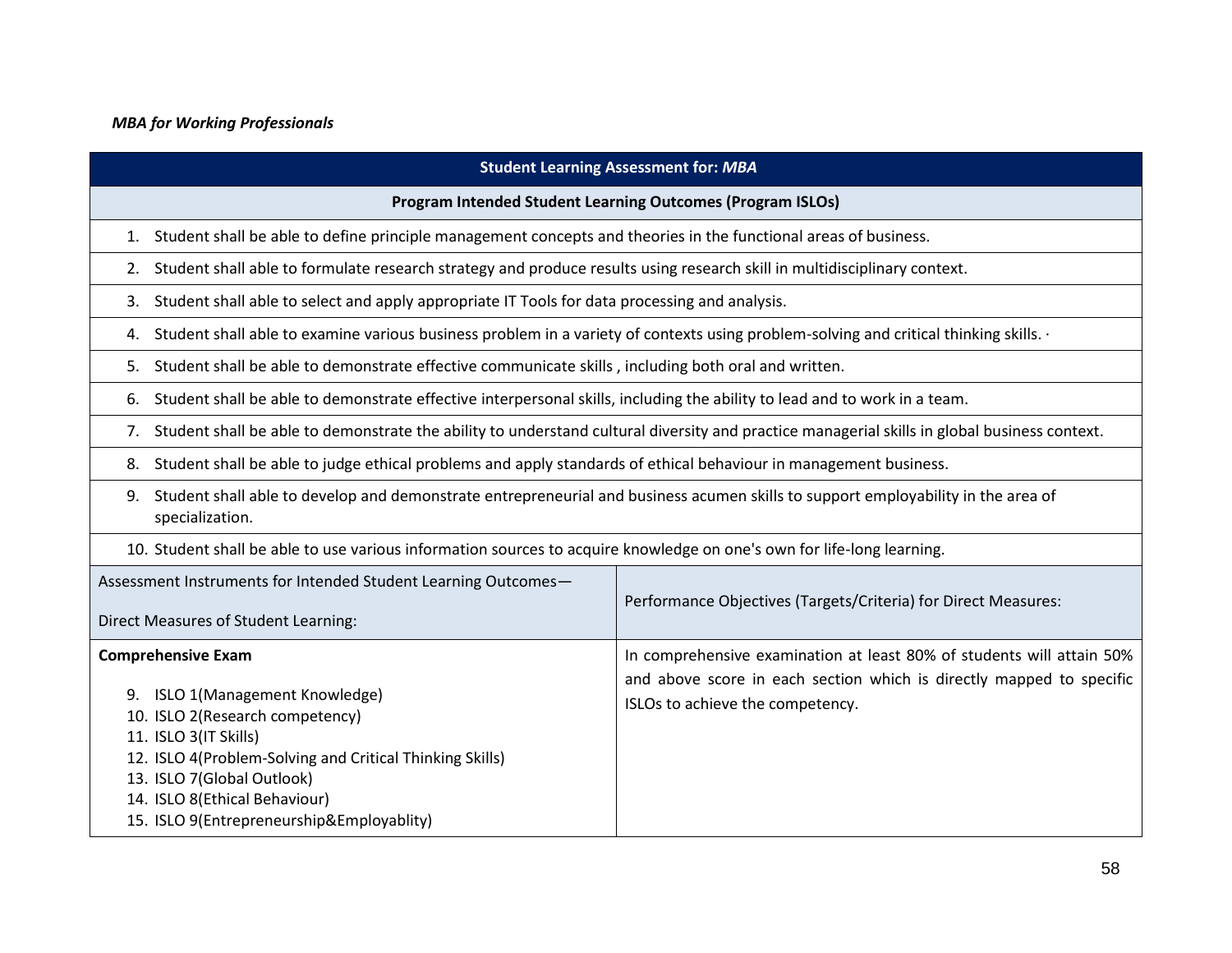*MBA for Working Professionals*

| Student Learning Assessment for: *MBA* | |
|---|---|
| **Program Intended Student Learning Outcomes (Program ISLOs)** | |
| 1. Student shall be able to define principle management concepts and theories in the functional areas of business. | |
| 2. Student shall able to formulate research strategy and produce results using research skill in multidisciplinary context. | |
| 3. Student shall able to select and apply appropriate IT Tools for data processing and analysis. | |
| 4. Student shall able to examine various business problem in a variety of contexts using problem-solving and critical thinking skills. · | |
| 5. Student shall be able to demonstrate effective communicate skills , including both oral and written. | |
| 6. Student shall be able to demonstrate effective interpersonal skills, including the ability to lead and to work in a team. | |
| 7. Student shall be able to demonstrate the ability to understand cultural diversity and practice managerial skills in global business context. | |
| 8. Student shall be able to judge ethical problems and apply standards of ethical behaviour in management business. | |
| 9. Student shall able to develop and demonstrate entrepreneurial and business acumen skills to support employability in the area of specialization. | |
| 10. Student shall be able to use various information sources to acquire knowledge on one's own for life-long learning. | |
| Assessment Instruments for Intended Student Learning Outcomes—<br><br>Direct Measures of Student Learning: | Performance Objectives (Targets/Criteria) for Direct Measures: |
| **Comprehensive Exam**<br><br>9. ISLO 1(Management Knowledge)<br>10. ISLO 2(Research competency)<br>11. ISLO 3(IT Skills)<br>12. ISLO 4(Problem-Solving and Critical Thinking Skills)<br>13. ISLO 7(Global Outlook)<br>14. ISLO 8(Ethical Behaviour)<br>15. ISLO 9(Entrepreneurship&Employablity) | In comprehensive examination at least 80% of students will attain 50% and above score in each section which is directly mapped to specific ISLOs to achieve the competency. |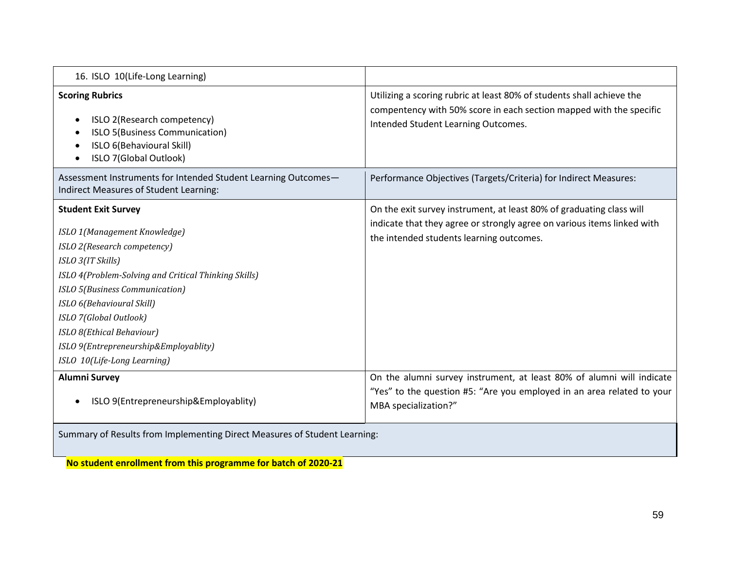| | |
|---|---|
| 16. ISLO 10(Life-Long Learning) | |
| **Scoring Rubrics**<br><br>• ISLO 2(Research competency)<br>• ISLO 5(Business Communication)<br>• ISLO 6(Behavioural Skill)<br>• ISLO 7(Global Outlook) | Utilizing a scoring rubric at least 80% of students shall achieve the compentency with 50% score in each section mapped with the specific Intended Student Learning Outcomes. |
| Assessment Instruments for Intended Student Learning Outcomes—Indirect Measures of Student Learning: | Performance Objectives (Targets/Criteria) for Indirect Measures: |
| **Student Exit Survey**<br><br>*ISLO 1(Management Knowledge)*<br>*ISLO 2(Research competency)*<br>*ISLO 3(IT Skills)*<br>*ISLO 4(Problem-Solving and Critical Thinking Skills)*<br>*ISLO 5(Business Communication)*<br>*ISLO 6(Behavioural Skill)*<br>*ISLO 7(Global Outlook)*<br>*ISLO 8(Ethical Behaviour)*<br>*ISLO 9(Entrepreneurship&Employablity)*<br>*ISLO 10(Life-Long Learning)* | On the exit survey instrument, at least 80% of graduating class will indicate that they agree or strongly agree on various items linked with the intended students learning outcomes. |
| **Alumni Survey**<br><br>• ISLO 9(Entrepreneurship&Employablity) | On the alumni survey instrument, at least 80% of alumni will indicate "Yes" to the question #5: "Are you employed in an area related to your MBA specialization?" |
| Summary of Results from Implementing Direct Measures of Student Learning: | |

**No student enrollment from this programme for batch of 2020-21**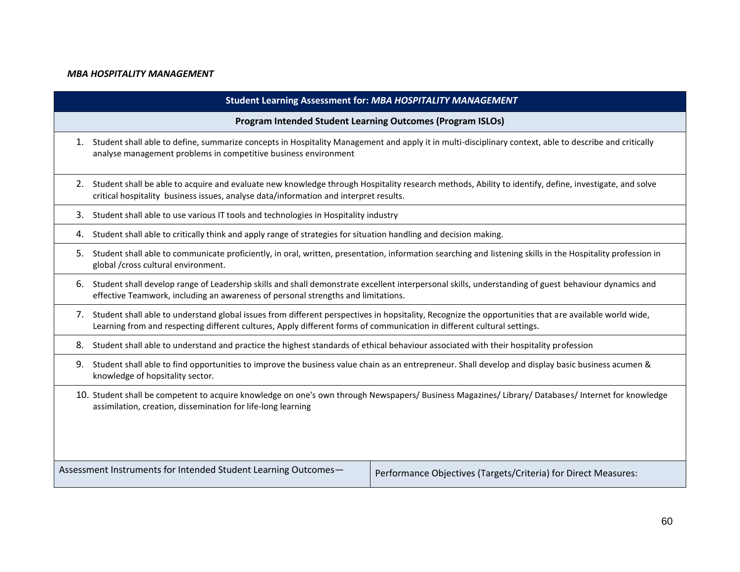***MBA HOSPITALITY MANAGEMENT***

| **Student Learning Assessment for: *MBA HOSPITALITY MANAGEMENT*** | |
|---|---|
| **Program Intended Student Learning Outcomes (Program ISLOs)** | |
| 1. Student shall able to define, summarize concepts in Hospitality Management and apply it in multi-disciplinary context, able to describe and critically analyse management problems in competitive business environment | |
| 2. Student shall be able to acquire and evaluate new knowledge through Hospitality research methods, Ability to identify, define, investigate, and solve critical hospitality business issues, analyse data/information and interpret results. | |
| 3. Student shall able to use various IT tools and technologies in Hospitality industry | |
| 4. Student shall able to critically think and apply range of strategies for situation handling and decision making. | |
| 5. Student shall able to communicate proficiently, in oral, written, presentation, information searching and listening skills in the Hospitality profession in global /cross cultural environment. | |
| 6. Student shall develop range of Leadership skills and shall demonstrate excellent interpersonal skills, understanding of guest behaviour dynamics and effective Teamwork, including an awareness of personal strengths and limitations. | |
| 7. Student shall able to understand global issues from different perspectives in hopsitality, Recognize the opportunities that are available world wide, Learning from and respecting different cultures, Apply different forms of communication in different cultural settings. | |
| 8. Student shall able to understand and practice the highest standards of ethical behaviour associated with their hospitality profession | |
| 9. Student shall able to find opportunities to improve the business value chain as an entrepreneur. Shall develop and display basic business acumen & knowledge of hopsitality sector. | |
| 10. Student shall be competent to acquire knowledge on one's own through Newspapers/ Business Magazines/ Library/ Databases/ Internet for knowledge assimilation, creation, dissemination for life-long learning | |
| Assessment Instruments for Intended Student Learning Outcomes— | Performance Objectives (Targets/Criteria) for Direct Measures: |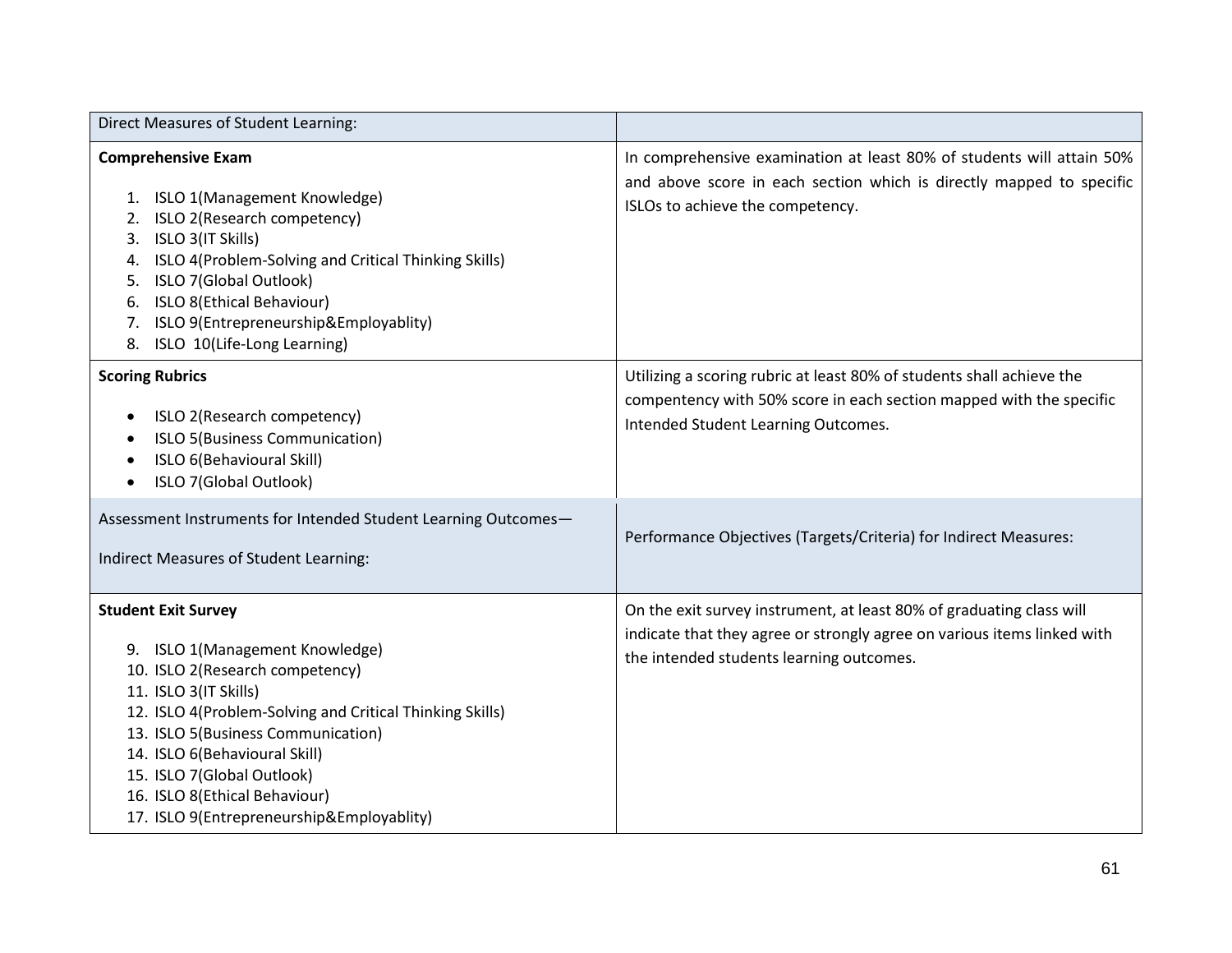| Direct Measures of Student Learning: | |
|---|---|
| **Comprehensive Exam**<br><br>1. ISLO 1(Management Knowledge)<br>2. ISLO 2(Research competency)<br>3. ISLO 3(IT Skills)<br>4. ISLO 4(Problem-Solving and Critical Thinking Skills)<br>5. ISLO 7(Global Outlook)<br>6. ISLO 8(Ethical Behaviour)<br>7. ISLO 9(Entrepreneurship&Employablity)<br>8. ISLO 10(Life-Long Learning) | In comprehensive examination at least 80% of students will attain 50% and above score in each section which is directly mapped to specific ISLOs to achieve the competency. |
| **Scoring Rubrics**<br><br>• ISLO 2(Research competency)<br>• ISLO 5(Business Communication)<br>• ISLO 6(Behavioural Skill)<br>• ISLO 7(Global Outlook) | Utilizing a scoring rubric at least 80% of students shall achieve the compentency with 50% score in each section mapped with the specific Intended Student Learning Outcomes. |
| Assessment Instruments for Intended Student Learning Outcomes—<br><br>Indirect Measures of Student Learning: | Performance Objectives (Targets/Criteria) for Indirect Measures: |
| **Student Exit Survey**<br><br>9. ISLO 1(Management Knowledge)<br>10. ISLO 2(Research competency)<br>11. ISLO 3(IT Skills)<br>12. ISLO 4(Problem-Solving and Critical Thinking Skills)<br>13. ISLO 5(Business Communication)<br>14. ISLO 6(Behavioural Skill)<br>15. ISLO 7(Global Outlook)<br>16. ISLO 8(Ethical Behaviour)<br>17. ISLO 9(Entrepreneurship&Employablity) | On the exit survey instrument, at least 80% of graduating class will indicate that they agree or strongly agree on various items linked with the intended students learning outcomes. |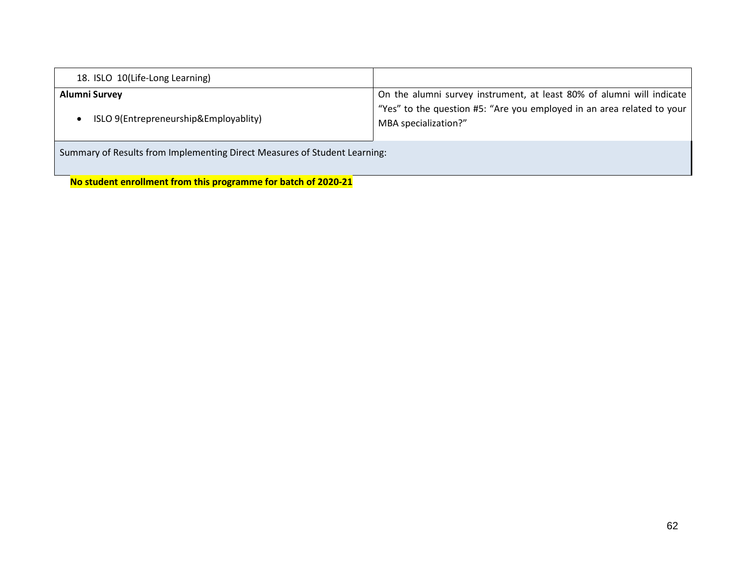| | |
|---|---|
| 18. ISLO 10(Life-Long Learning) | |
| **Alumni Survey**<br><br>• ISLO 9(Entrepreneurship&Employablity) | On the alumni survey instrument, at least 80% of alumni will indicate "Yes" to the question #5: "Are you employed in an area related to your MBA specialization?" |
| Summary of Results from Implementing Direct Measures of Student Learning: | |

**No student enrollment from this programme for batch of 2020-21**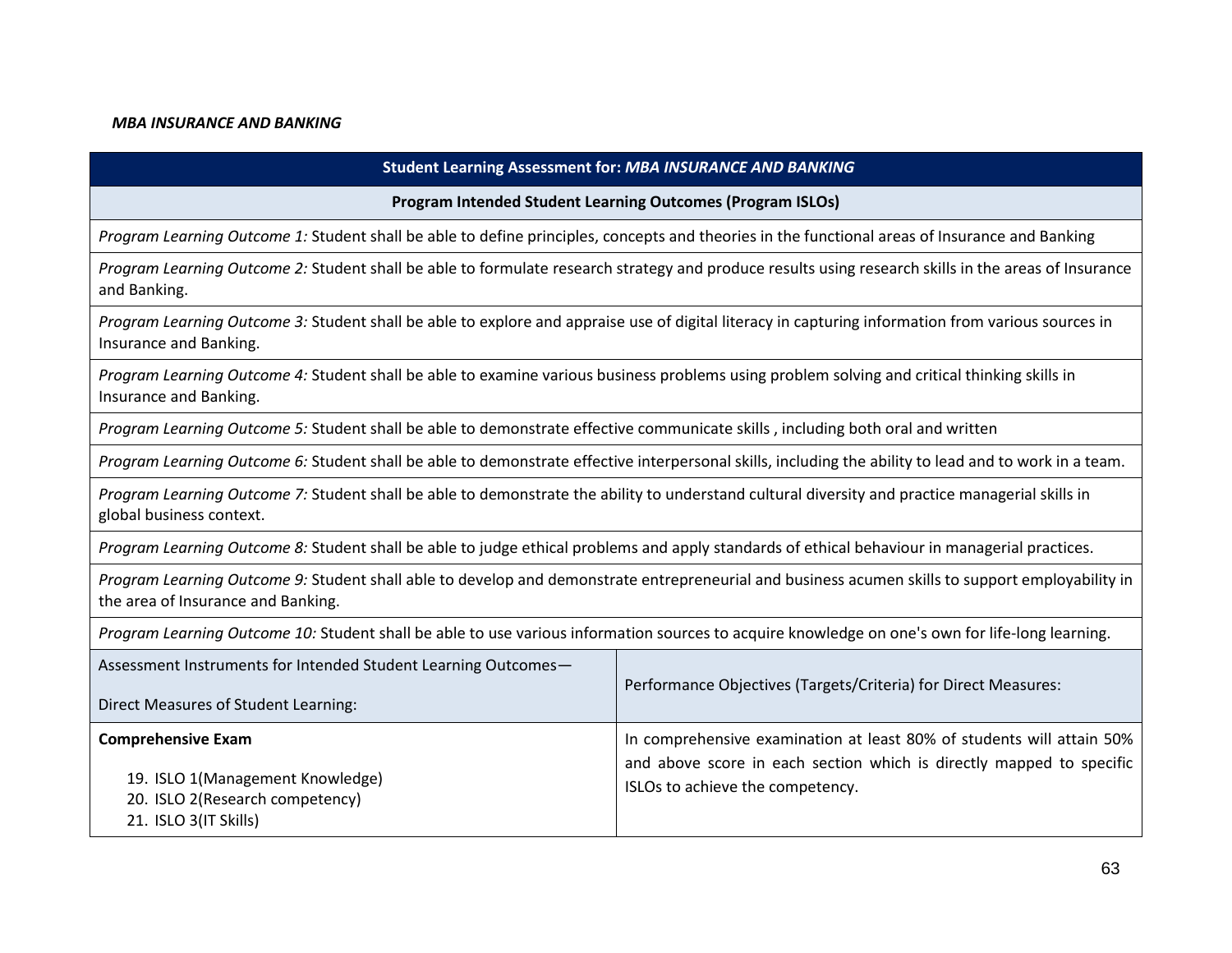*MBA INSURANCE AND BANKING*

| **Student Learning Assessment for: *MBA INSURANCE AND BANKING*** | |
|---|---|
| **Program Intended Student Learning Outcomes (Program ISLOs)** | |
| *Program Learning Outcome 1:* Student shall be able to define principles, concepts and theories in the functional areas of Insurance and Banking | |
| *Program Learning Outcome 2:* Student shall be able to formulate research strategy and produce results using research skills in the areas of Insurance and Banking. | |
| *Program Learning Outcome 3:* Student shall be able to explore and appraise use of digital literacy in capturing information from various sources in Insurance and Banking. | |
| *Program Learning Outcome 4:* Student shall be able to examine various business problems using problem solving and critical thinking skills in Insurance and Banking. | |
| *Program Learning Outcome 5:* Student shall be able to demonstrate effective communicate skills , including both oral and written | |
| *Program Learning Outcome 6:* Student shall be able to demonstrate effective interpersonal skills, including the ability to lead and to work in a team. | |
| *Program Learning Outcome 7:* Student shall be able to demonstrate the ability to understand cultural diversity and practice managerial skills in global business context. | |
| *Program Learning Outcome 8:* Student shall be able to judge ethical problems and apply standards of ethical behaviour in managerial practices. | |
| *Program Learning Outcome 9:* Student shall able to develop and demonstrate entrepreneurial and business acumen skills to support employability in the area of Insurance and Banking. | |
| *Program Learning Outcome 10:* Student shall be able to use various information sources to acquire knowledge on one's own for life-long learning. | |
| Assessment Instruments for Intended Student Learning Outcomes—<br><br>Direct Measures of Student Learning: | Performance Objectives (Targets/Criteria) for Direct Measures: |
| **Comprehensive Exam**<br><br>19. ISLO 1(Management Knowledge)<br>20. ISLO 2(Research competency)<br>21. ISLO 3(IT Skills) | In comprehensive examination at least 80% of students will attain 50% and above score in each section which is directly mapped to specific ISLOs to achieve the competency. |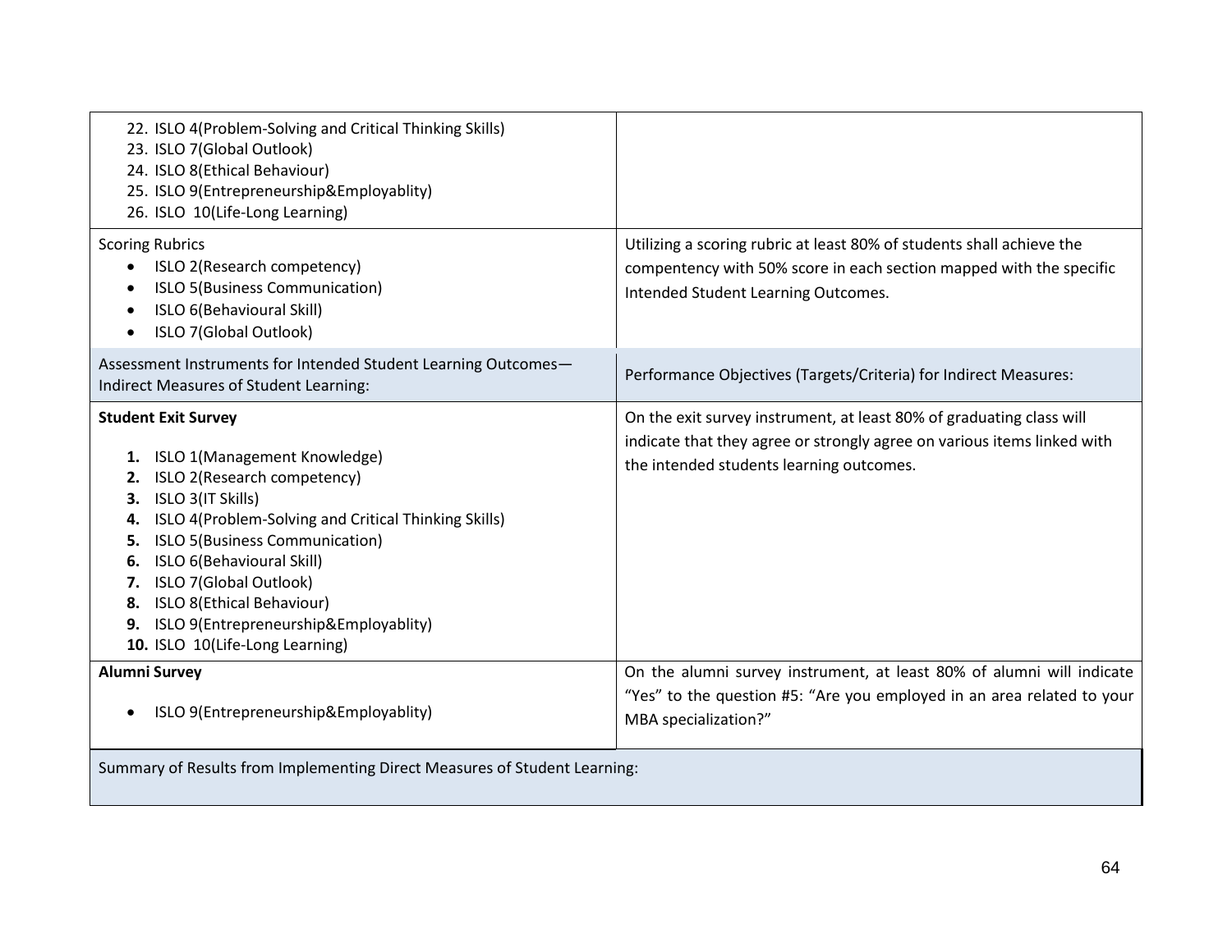| | |
|---|---|
| 22. ISLO 4(Problem-Solving and Critical Thinking Skills)<br>23. ISLO 7(Global Outlook)<br>24. ISLO 8(Ethical Behaviour)<br>25. ISLO 9(Entrepreneurship&Employablity)<br>26. ISLO 10(Life-Long Learning) | |
| Scoring Rubrics<br>• ISLO 2(Research competency)<br>• ISLO 5(Business Communication)<br>• ISLO 6(Behavioural Skill)<br>• ISLO 7(Global Outlook) | Utilizing a scoring rubric at least 80% of students shall achieve the compentency with 50% score in each section mapped with the specific Intended Student Learning Outcomes. |
| Assessment Instruments for Intended Student Learning Outcomes—Indirect Measures of Student Learning: | Performance Objectives (Targets/Criteria) for Indirect Measures: |
| **Student Exit Survey**<br>**1.** ISLO 1(Management Knowledge)<br>**2.** ISLO 2(Research competency)<br>**3.** ISLO 3(IT Skills)<br>**4.** ISLO 4(Problem-Solving and Critical Thinking Skills)<br>**5.** ISLO 5(Business Communication)<br>**6.** ISLO 6(Behavioural Skill)<br>**7.** ISLO 7(Global Outlook)<br>**8.** ISLO 8(Ethical Behaviour)<br>**9.** ISLO 9(Entrepreneurship&Employablity)<br>**10.** ISLO 10(Life-Long Learning) | On the exit survey instrument, at least 80% of graduating class will indicate that they agree or strongly agree on various items linked with the intended students learning outcomes. |
| **Alumni Survey**<br>• ISLO 9(Entrepreneurship&Employablity) | On the alumni survey instrument, at least 80% of alumni will indicate "Yes" to the question #5: "Are you employed in an area related to your MBA specialization?" |
| Summary of Results from Implementing Direct Measures of Student Learning: | |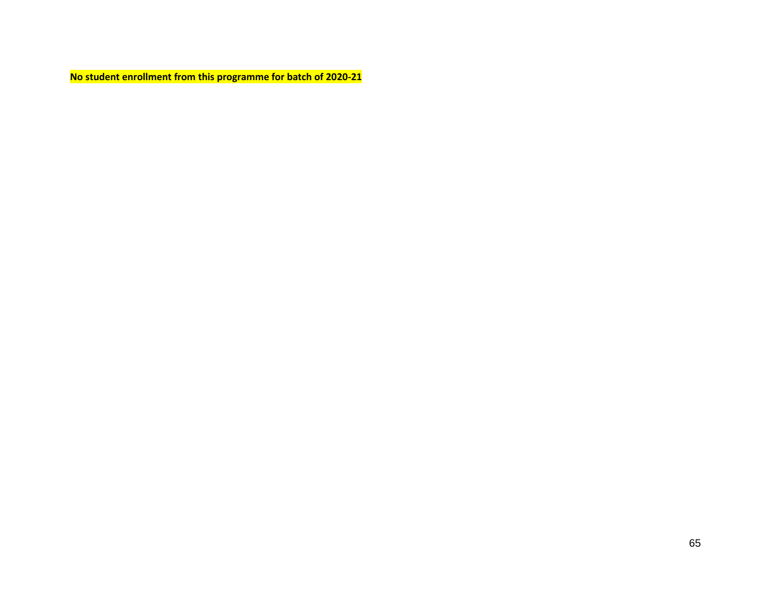**No student enrollment from this programme for batch of 2020-21**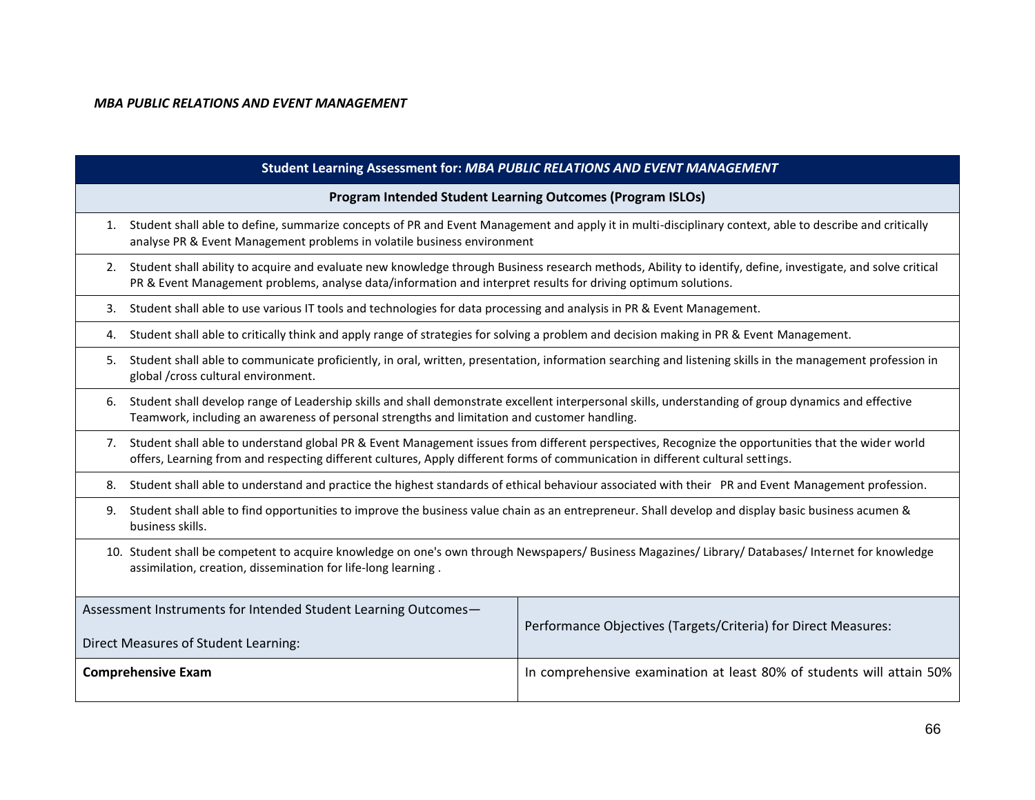*MBA PUBLIC RELATIONS AND EVENT MANAGEMENT*

| **Student Learning Assessment for: *MBA PUBLIC RELATIONS AND EVENT MANAGEMENT*** | |
|---|---|
| **Program Intended Student Learning Outcomes (Program ISLOs)** | |
| 1. Student shall able to define, summarize concepts of PR and Event Management and apply it in multi-disciplinary context, able to describe and critically analyse PR & Event Management problems in volatile business environment | |
| 2. Student shall ability to acquire and evaluate new knowledge through Business research methods, Ability to identify, define, investigate, and solve critical PR & Event Management problems, analyse data/information and interpret results for driving optimum solutions. | |
| 3. Student shall able to use various IT tools and technologies for data processing and analysis in PR & Event Management. | |
| 4. Student shall able to critically think and apply range of strategies for solving a problem and decision making in PR & Event Management. | |
| 5. Student shall able to communicate proficiently, in oral, written, presentation, information searching and listening skills in the management profession in global /cross cultural environment. | |
| 6. Student shall develop range of Leadership skills and shall demonstrate excellent interpersonal skills, understanding of group dynamics and effective Teamwork, including an awareness of personal strengths and limitation and customer handling. | |
| 7. Student shall able to understand global PR & Event Management issues from different perspectives, Recognize the opportunities that the wider world offers, Learning from and respecting different cultures, Apply different forms of communication in different cultural settings. | |
| 8. Student shall able to understand and practice the highest standards of ethical behaviour associated with their PR and Event Management profession. | |
| 9. Student shall able to find opportunities to improve the business value chain as an entrepreneur. Shall develop and display basic business acumen & business skills. | |
| 10. Student shall be competent to acquire knowledge on one's own through Newspapers/ Business Magazines/ Library/ Databases/ Internet for knowledge assimilation, creation, dissemination for life-long learning . | |
| Assessment Instruments for Intended Student Learning Outcomes—<br><br>Direct Measures of Student Learning: | Performance Objectives (Targets/Criteria) for Direct Measures: |
| **Comprehensive Exam** | In comprehensive examination at least 80% of students will attain 50% |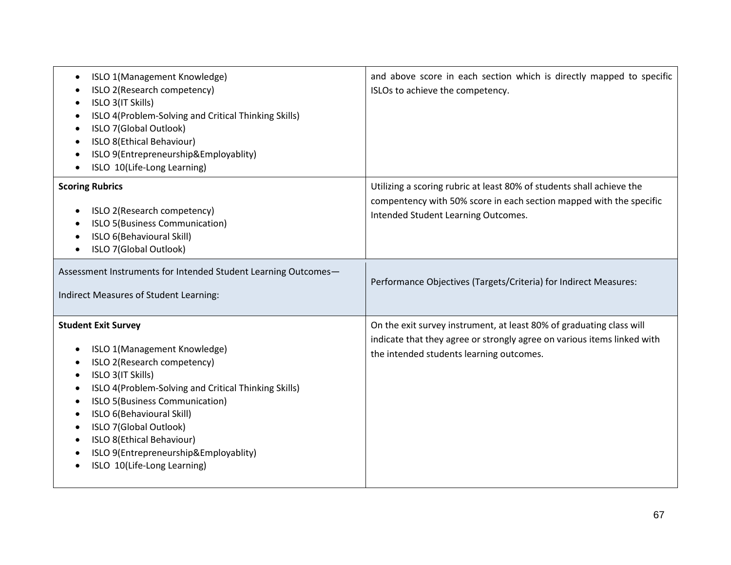| | |
|---|---|
| • ISLO 1(Management Knowledge)<br>• ISLO 2(Research competency)<br>• ISLO 3(IT Skills)<br>• ISLO 4(Problem-Solving and Critical Thinking Skills)<br>• ISLO 7(Global Outlook)<br>• ISLO 8(Ethical Behaviour)<br>• ISLO 9(Entrepreneurship&Employablity)<br>• ISLO 10(Life-Long Learning) | and above score in each section which is directly mapped to specific ISLOs to achieve the competency. |
| **Scoring Rubrics**<br><br>• ISLO 2(Research competency)<br>• ISLO 5(Business Communication)<br>• ISLO 6(Behavioural Skill)<br>• ISLO 7(Global Outlook) | Utilizing a scoring rubric at least 80% of students shall achieve the compentency with 50% score in each section mapped with the specific Intended Student Learning Outcomes. |
| Assessment Instruments for Intended Student Learning Outcomes—<br><br>Indirect Measures of Student Learning: | Performance Objectives (Targets/Criteria) for Indirect Measures: |
| **Student Exit Survey**<br><br>• ISLO 1(Management Knowledge)<br>• ISLO 2(Research competency)<br>• ISLO 3(IT Skills)<br>• ISLO 4(Problem-Solving and Critical Thinking Skills)<br>• ISLO 5(Business Communication)<br>• ISLO 6(Behavioural Skill)<br>• ISLO 7(Global Outlook)<br>• ISLO 8(Ethical Behaviour)<br>• ISLO 9(Entrepreneurship&Employablity)<br>• ISLO 10(Life-Long Learning) | On the exit survey instrument, at least 80% of graduating class will indicate that they agree or strongly agree on various items linked with the intended students learning outcomes. |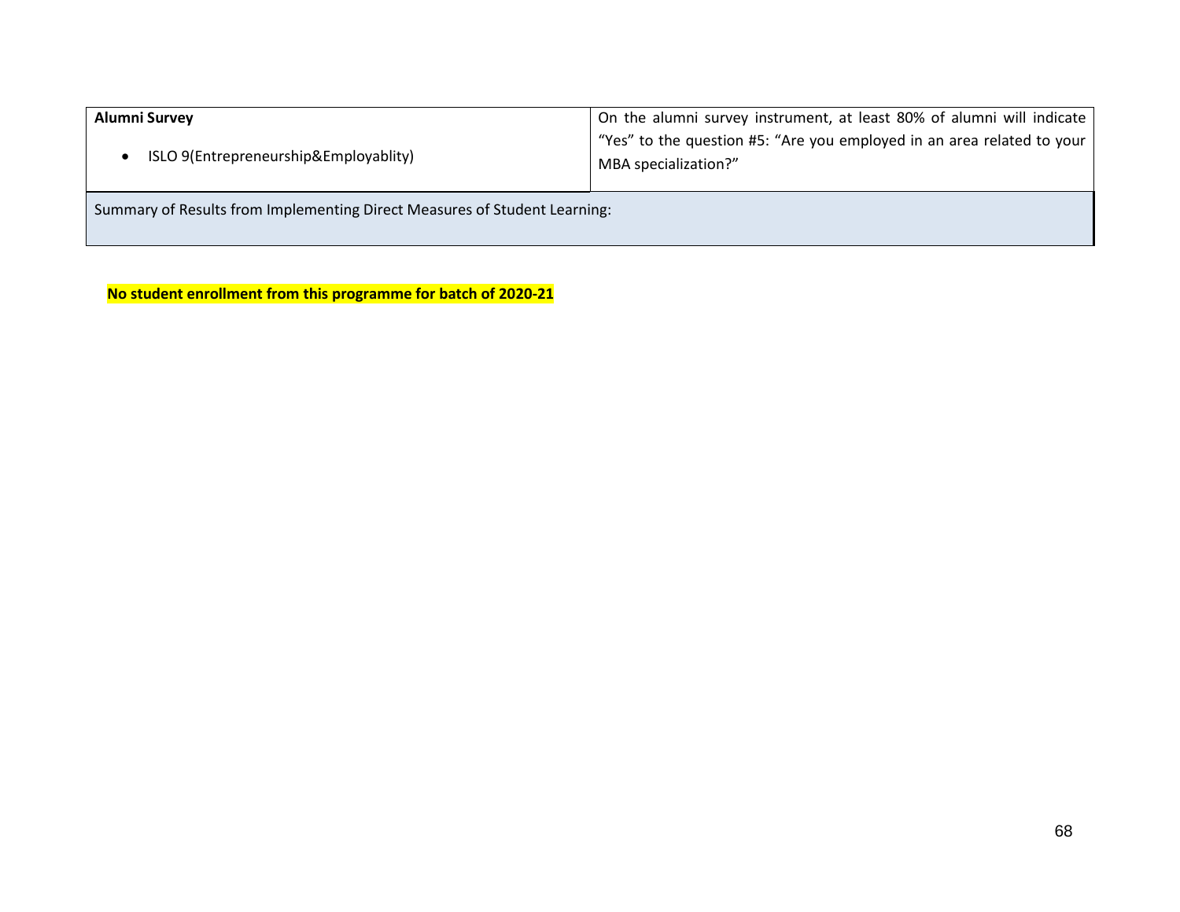| | |
|---|---|
| **Alumni Survey**<br><br>• ISLO 9(Entrepreneurship&Employablity) | On the alumni survey instrument, at least 80% of alumni will indicate "Yes" to the question #5: "Are you employed in an area related to your MBA specialization?" |
| Summary of Results from Implementing Direct Measures of Student Learning: | |

**No student enrollment from this programme for batch of 2020-21**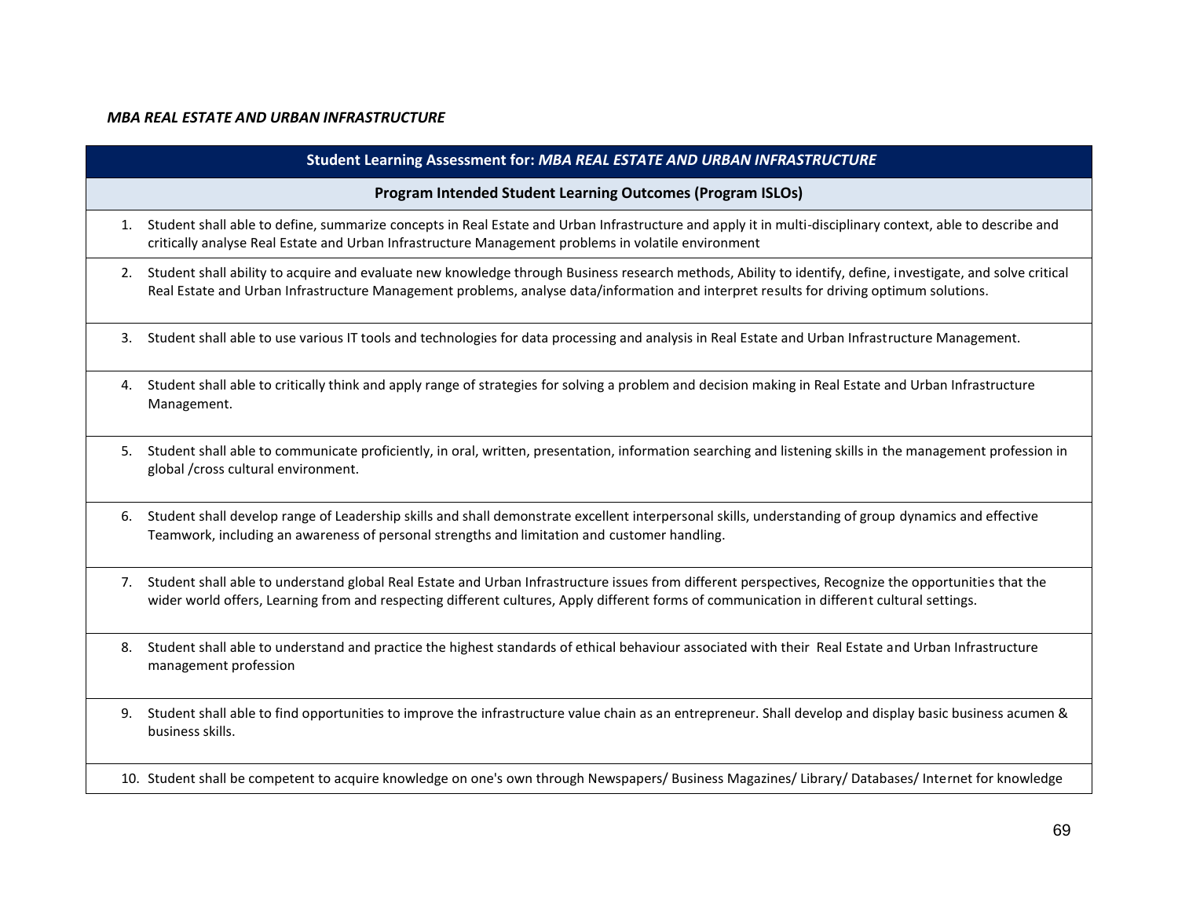*MBA REAL ESTATE AND URBAN INFRASTRUCTURE*

| **Student Learning Assessment for:** ***MBA REAL ESTATE AND URBAN INFRASTRUCTURE*** |
|---|
| **Program Intended Student Learning Outcomes (Program ISLOs)** |
| 1. Student shall able to define, summarize concepts in Real Estate and Urban Infrastructure and apply it in multi-disciplinary context, able to describe and critically analyse Real Estate and Urban Infrastructure Management problems in volatile environment |
| 2. Student shall ability to acquire and evaluate new knowledge through Business research methods, Ability to identify, define, investigate, and solve critical Real Estate and Urban Infrastructure Management problems, analyse data/information and interpret results for driving optimum solutions. |
| 3. Student shall able to use various IT tools and technologies for data processing and analysis in Real Estate and Urban Infrastructure Management. |
| 4. Student shall able to critically think and apply range of strategies for solving a problem and decision making in Real Estate and Urban Infrastructure Management. |
| 5. Student shall able to communicate proficiently, in oral, written, presentation, information searching and listening skills in the management profession in global /cross cultural environment. |
| 6. Student shall develop range of Leadership skills and shall demonstrate excellent interpersonal skills, understanding of group dynamics and effective Teamwork, including an awareness of personal strengths and limitation and customer handling. |
| 7. Student shall able to understand global Real Estate and Urban Infrastructure issues from different perspectives, Recognize the opportunities that the wider world offers, Learning from and respecting different cultures, Apply different forms of communication in different cultural settings. |
| 8. Student shall able to understand and practice the highest standards of ethical behaviour associated with their Real Estate and Urban Infrastructure management profession |
| 9. Student shall able to find opportunities to improve the infrastructure value chain as an entrepreneur. Shall develop and display basic business acumen & business skills. |
| 10. Student shall be competent to acquire knowledge on one's own through Newspapers/ Business Magazines/ Library/ Databases/ Internet for knowledge |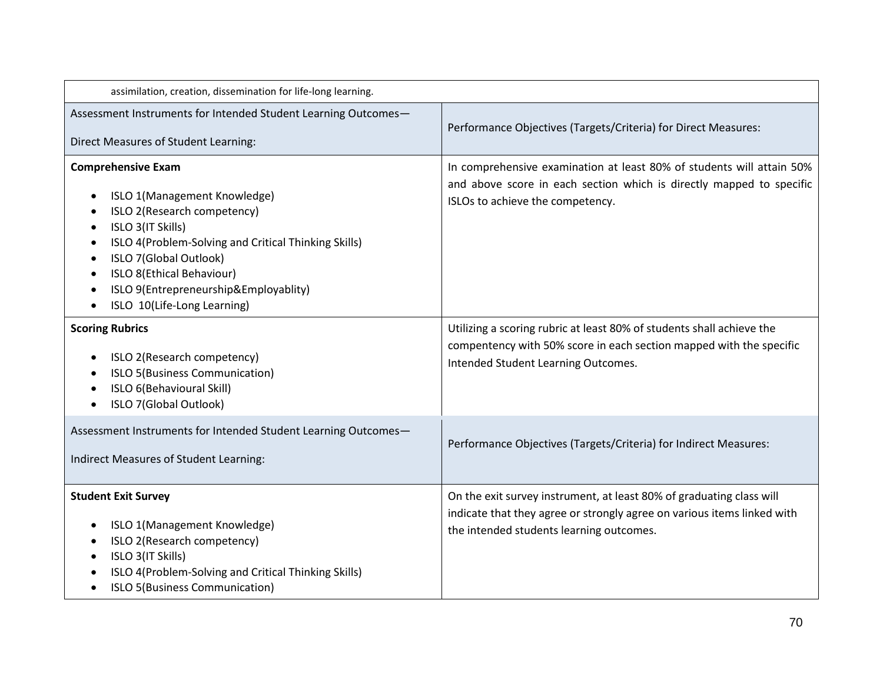| assimilation, creation, dissemination for life-long learning. | |
|---|---|
| Assessment Instruments for Intended Student Learning Outcomes—<br><br>Direct Measures of Student Learning: | Performance Objectives (Targets/Criteria) for Direct Measures: |
| **Comprehensive Exam**<br><br>• ISLO 1(Management Knowledge)<br>• ISLO 2(Research competency)<br>• ISLO 3(IT Skills)<br>• ISLO 4(Problem-Solving and Critical Thinking Skills)<br>• ISLO 7(Global Outlook)<br>• ISLO 8(Ethical Behaviour)<br>• ISLO 9(Entrepreneurship&Employablity)<br>• ISLO 10(Life-Long Learning) | In comprehensive examination at least 80% of students will attain 50% and above score in each section which is directly mapped to specific ISLOs to achieve the competency. |
| **Scoring Rubrics**<br><br>• ISLO 2(Research competency)<br>• ISLO 5(Business Communication)<br>• ISLO 6(Behavioural Skill)<br>• ISLO 7(Global Outlook) | Utilizing a scoring rubric at least 80% of students shall achieve the compentency with 50% score in each section mapped with the specific Intended Student Learning Outcomes. |
| Assessment Instruments for Intended Student Learning Outcomes—<br><br>Indirect Measures of Student Learning: | Performance Objectives (Targets/Criteria) for Indirect Measures: |
| **Student Exit Survey**<br><br>• ISLO 1(Management Knowledge)<br>• ISLO 2(Research competency)<br>• ISLO 3(IT Skills)<br>• ISLO 4(Problem-Solving and Critical Thinking Skills)<br>• ISLO 5(Business Communication) | On the exit survey instrument, at least 80% of graduating class will indicate that they agree or strongly agree on various items linked with the intended students learning outcomes. |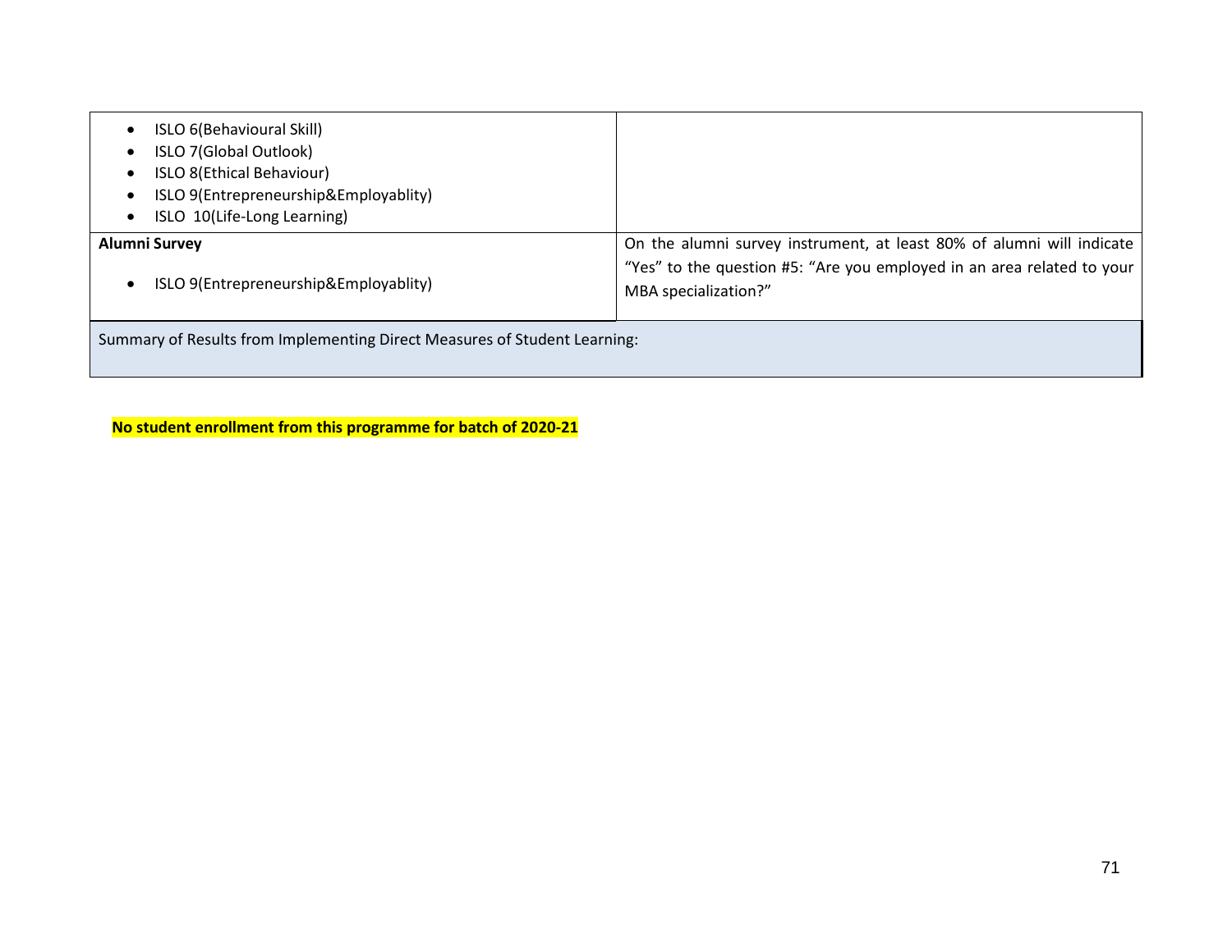| | |
|---|---|
| • ISLO 6(Behavioural Skill)<br>• ISLO 7(Global Outlook)<br>• ISLO 8(Ethical Behaviour)<br>• ISLO 9(Entrepreneurship&Employablity)<br>• ISLO 10(Life-Long Learning) | |
| **Alumni Survey**<br><br>• ISLO 9(Entrepreneurship&Employablity) | On the alumni survey instrument, at least 80% of alumni will indicate "Yes" to the question #5: "Are you employed in an area related to your MBA specialization?" |
| Summary of Results from Implementing Direct Measures of Student Learning: | |

**No student enrollment from this programme for batch of 2020-21**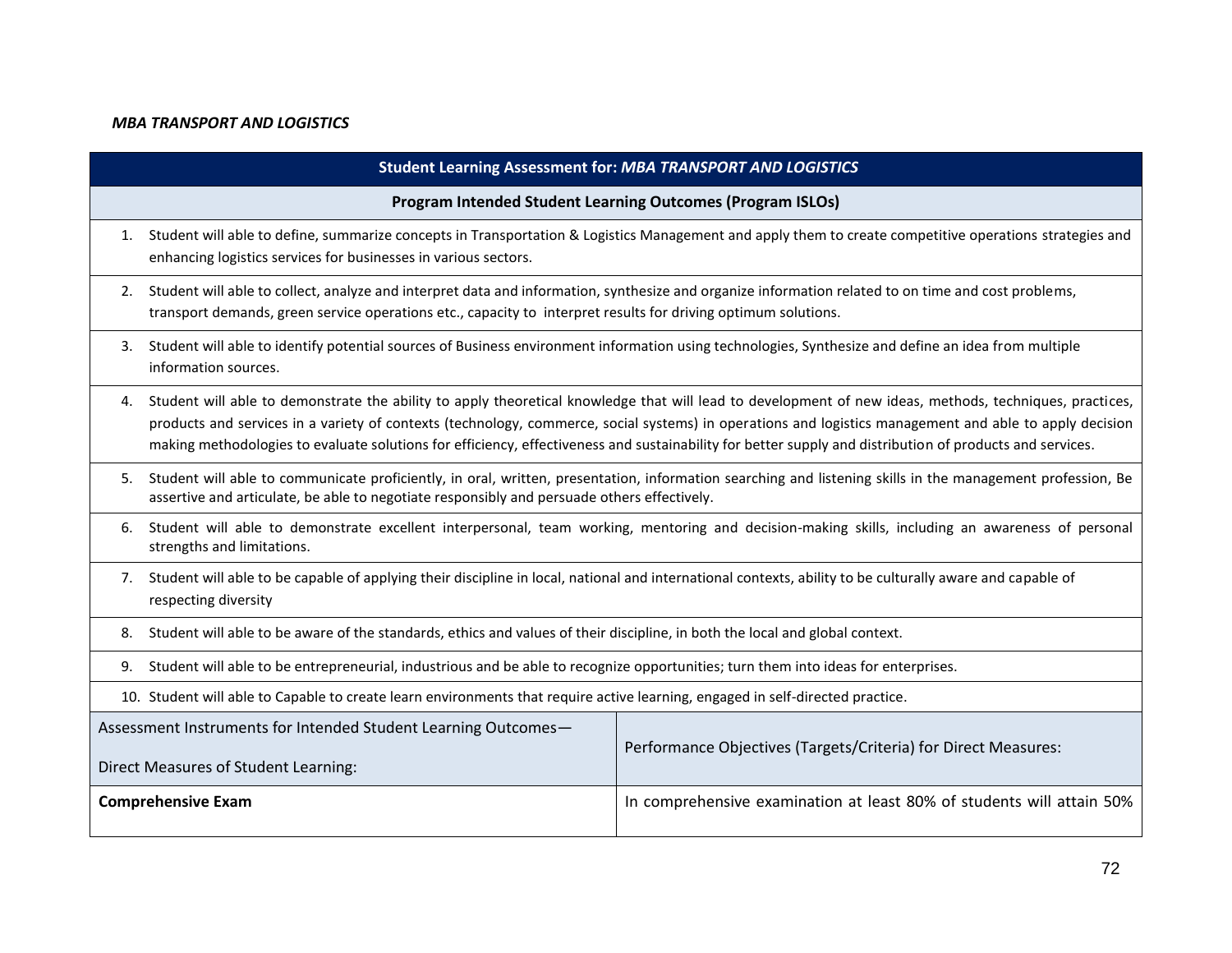*MBA TRANSPORT AND LOGISTICS*

| Student Learning Assessment for: *MBA TRANSPORT AND LOGISTICS* | |
|---|---|
| **Program Intended Student Learning Outcomes (Program ISLOs)** | |
| 1. Student will able to define, summarize concepts in Transportation & Logistics Management and apply them to create competitive operations strategies and enhancing logistics services for businesses in various sectors. | |
| 2. Student will able to collect, analyze and interpret data and information, synthesize and organize information related to on time and cost problems, transport demands, green service operations etc., capacity to interpret results for driving optimum solutions. | |
| 3. Student will able to identify potential sources of Business environment information using technologies, Synthesize and define an idea from multiple information sources. | |
| 4. Student will able to demonstrate the ability to apply theoretical knowledge that will lead to development of new ideas, methods, techniques, practices, products and services in a variety of contexts (technology, commerce, social systems) in operations and logistics management and able to apply decision making methodologies to evaluate solutions for efficiency, effectiveness and sustainability for better supply and distribution of products and services. | |
| 5. Student will able to communicate proficiently, in oral, written, presentation, information searching and listening skills in the management profession, Be assertive and articulate, be able to negotiate responsibly and persuade others effectively. | |
| 6. Student will able to demonstrate excellent interpersonal, team working, mentoring and decision-making skills, including an awareness of personal strengths and limitations. | |
| 7. Student will able to be capable of applying their discipline in local, national and international contexts, ability to be culturally aware and capable of respecting diversity | |
| 8. Student will able to be aware of the standards, ethics and values of their discipline, in both the local and global context. | |
| 9. Student will able to be entrepreneurial, industrious and be able to recognize opportunities; turn them into ideas for enterprises. | |
| 10. Student will able to Capable to create learn environments that require active learning, engaged in self-directed practice. | |
| Assessment Instruments for Intended Student Learning Outcomes— Direct Measures of Student Learning: | Performance Objectives (Targets/Criteria) for Direct Measures: |
| **Comprehensive Exam** | In comprehensive examination at least 80% of students will attain 50% |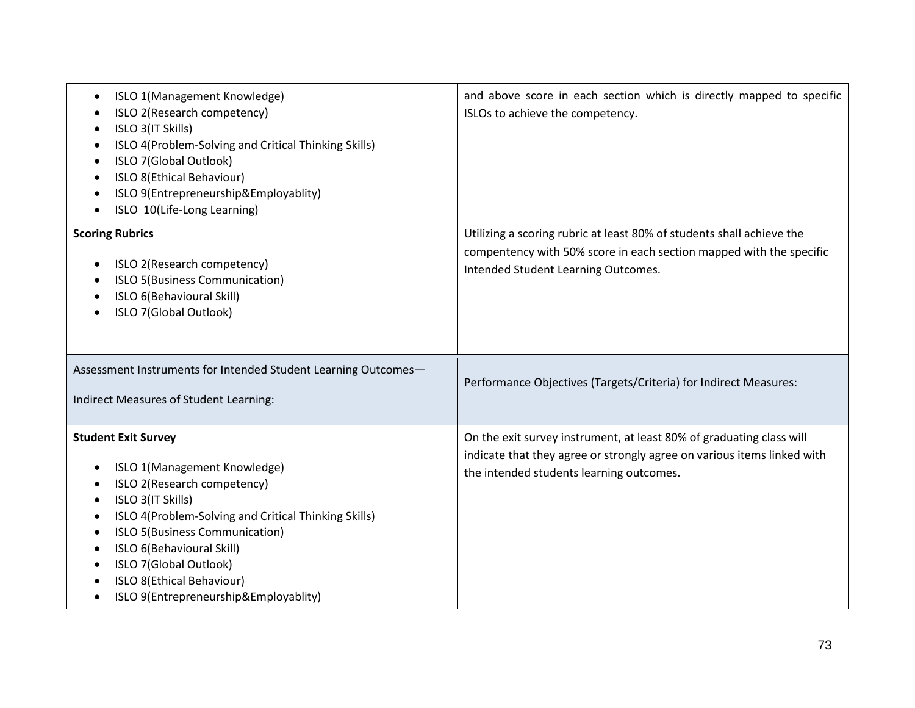| | |
|---|---|
| • ISLO 1(Management Knowledge)<br>• ISLO 2(Research competency)<br>• ISLO 3(IT Skills)<br>• ISLO 4(Problem-Solving and Critical Thinking Skills)<br>• ISLO 7(Global Outlook)<br>• ISLO 8(Ethical Behaviour)<br>• ISLO 9(Entrepreneurship&Employablity)<br>• ISLO 10(Life-Long Learning) | and above score in each section which is directly mapped to specific ISLOs to achieve the competency. |
| **Scoring Rubrics**<br>• ISLO 2(Research competency)<br>• ISLO 5(Business Communication)<br>• ISLO 6(Behavioural Skill)<br>• ISLO 7(Global Outlook) | Utilizing a scoring rubric at least 80% of students shall achieve the compentency with 50% score in each section mapped with the specific Intended Student Learning Outcomes. |
| Assessment Instruments for Intended Student Learning Outcomes—<br><br>Indirect Measures of Student Learning: | Performance Objectives (Targets/Criteria) for Indirect Measures: |
| **Student Exit Survey**<br>• ISLO 1(Management Knowledge)<br>• ISLO 2(Research competency)<br>• ISLO 3(IT Skills)<br>• ISLO 4(Problem-Solving and Critical Thinking Skills)<br>• ISLO 5(Business Communication)<br>• ISLO 6(Behavioural Skill)<br>• ISLO 7(Global Outlook)<br>• ISLO 8(Ethical Behaviour)<br>• ISLO 9(Entrepreneurship&Employablity) | On the exit survey instrument, at least 80% of graduating class will indicate that they agree or strongly agree on various items linked with the intended students learning outcomes. |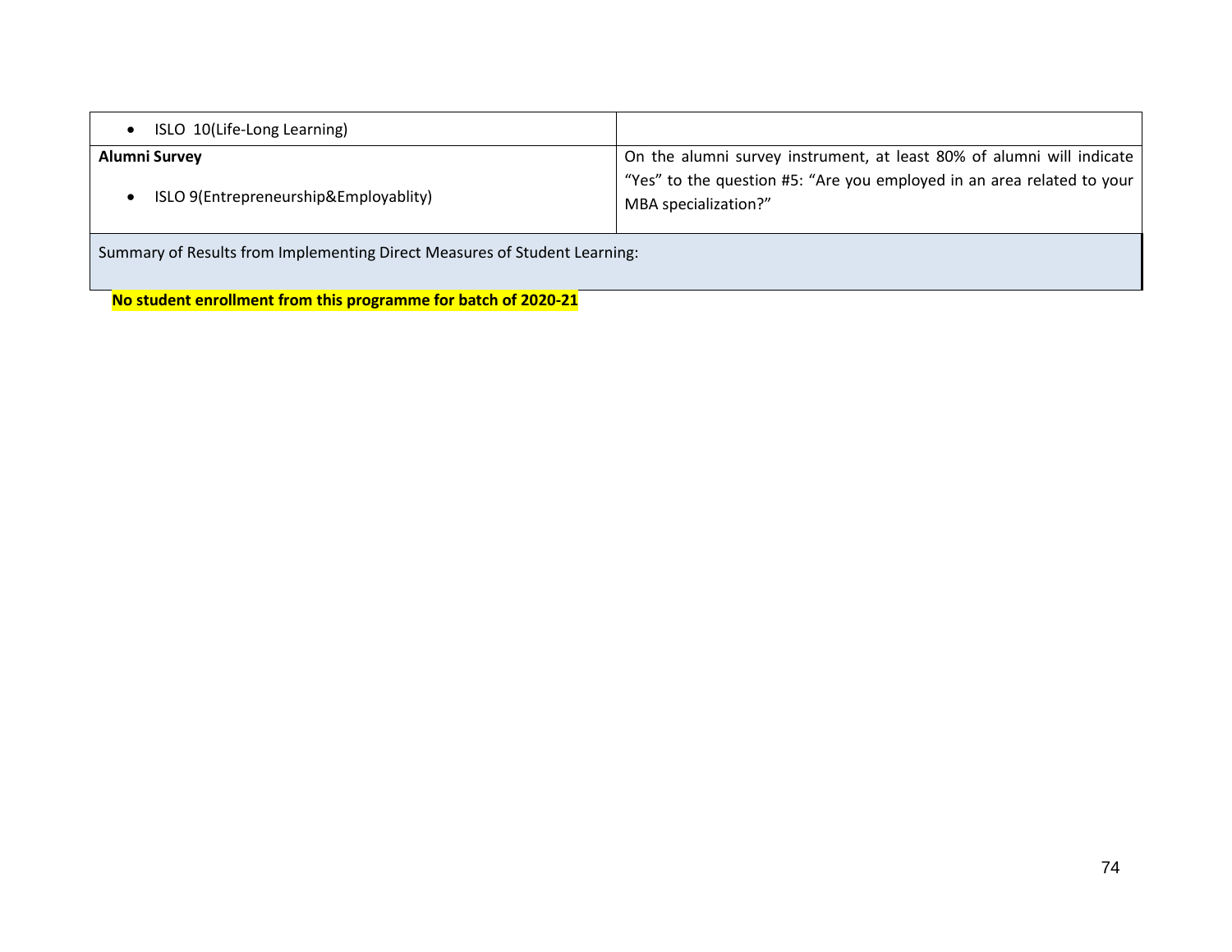| | |
|---|---|
| • ISLO 10(Life-Long Learning) | |
| **Alumni Survey**<br><br>• ISLO 9(Entrepreneurship&Employablity) | On the alumni survey instrument, at least 80% of alumni will indicate "Yes" to the question #5: "Are you employed in an area related to your MBA specialization?" |
| Summary of Results from Implementing Direct Measures of Student Learning: | |

**No student enrollment from this programme for batch of 2020-21**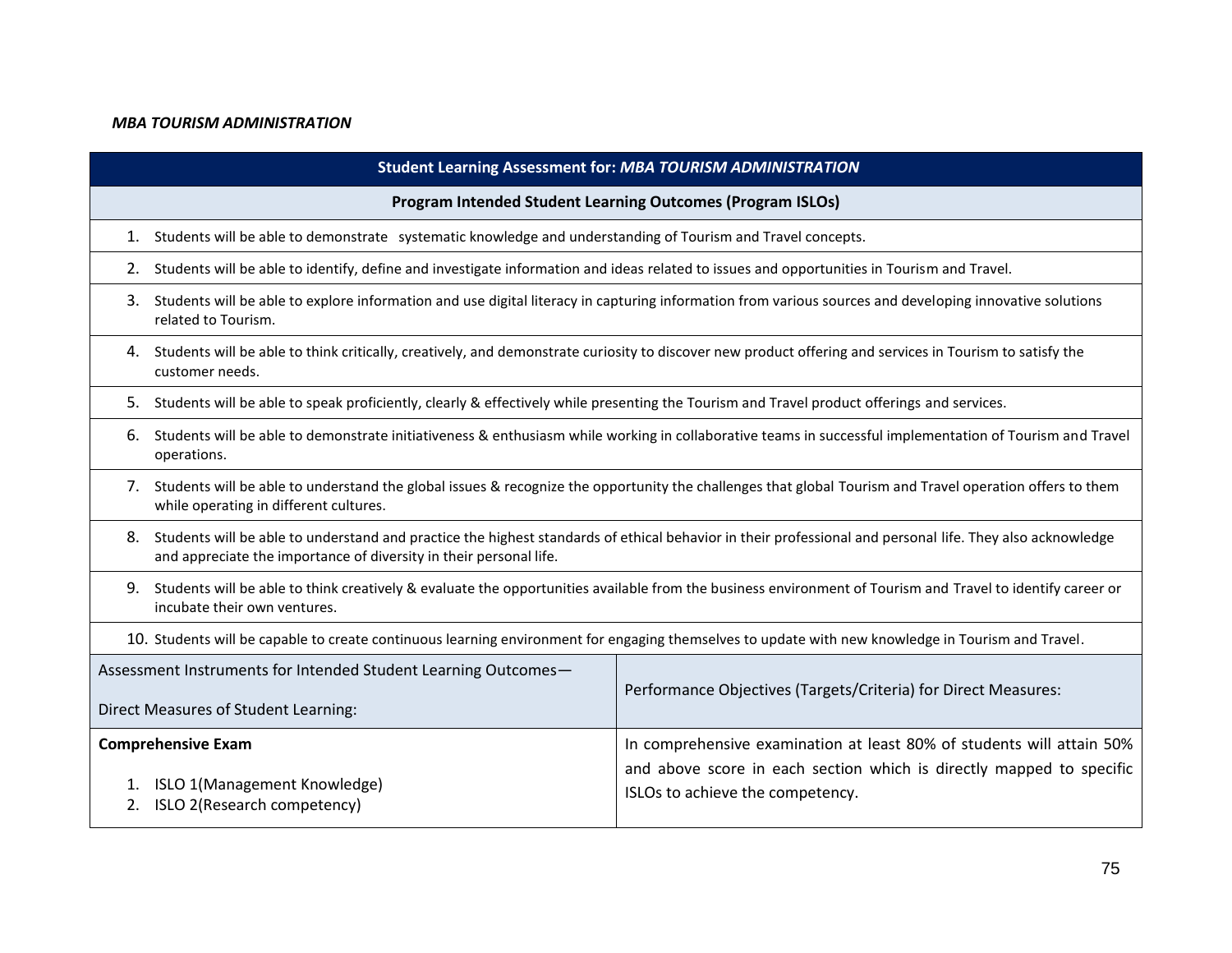*MBA TOURISM ADMINISTRATION*

| Student Learning Assessment for: *MBA TOURISM ADMINISTRATION* | |
|---|---|
| **Program Intended Student Learning Outcomes (Program ISLOs)** | |
| 1. Students will be able to demonstrate systematic knowledge and understanding of Tourism and Travel concepts. | |
| 2. Students will be able to identify, define and investigate information and ideas related to issues and opportunities in Tourism and Travel. | |
| 3. Students will be able to explore information and use digital literacy in capturing information from various sources and developing innovative solutions related to Tourism. | |
| 4. Students will be able to think critically, creatively, and demonstrate curiosity to discover new product offering and services in Tourism to satisfy the customer needs. | |
| 5. Students will be able to speak proficiently, clearly & effectively while presenting the Tourism and Travel product offerings and services. | |
| 6. Students will be able to demonstrate initiativeness & enthusiasm while working in collaborative teams in successful implementation of Tourism and Travel operations. | |
| 7. Students will be able to understand the global issues & recognize the opportunity the challenges that global Tourism and Travel operation offers to them while operating in different cultures. | |
| 8. Students will be able to understand and practice the highest standards of ethical behavior in their professional and personal life. They also acknowledge and appreciate the importance of diversity in their personal life. | |
| 9. Students will be able to think creatively & evaluate the opportunities available from the business environment of Tourism and Travel to identify career or incubate their own ventures. | |
| 10. Students will be capable to create continuous learning environment for engaging themselves to update with new knowledge in Tourism and Travel. | |
| Assessment Instruments for Intended Student Learning Outcomes— Direct Measures of Student Learning: | Performance Objectives (Targets/Criteria) for Direct Measures: |
| **Comprehensive Exam**<br>1. ISLO 1(Management Knowledge)<br>2. ISLO 2(Research competency) | In comprehensive examination at least 80% of students will attain 50% and above score in each section which is directly mapped to specific ISLOs to achieve the competency. |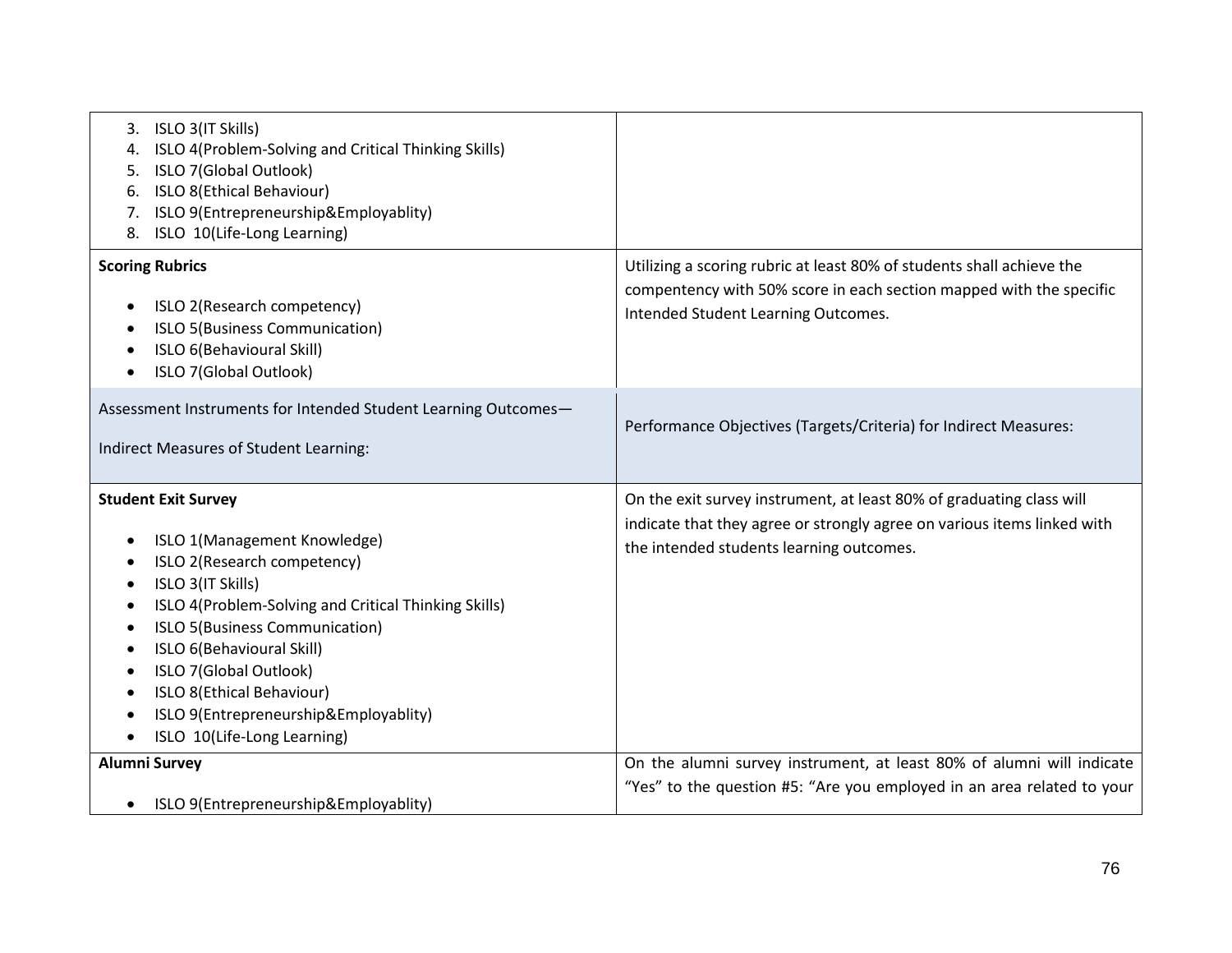| | |
|---|---|
| 3. ISLO 3(IT Skills)<br>4. ISLO 4(Problem-Solving and Critical Thinking Skills)<br>5. ISLO 7(Global Outlook)<br>6. ISLO 8(Ethical Behaviour)<br>7. ISLO 9(Entrepreneurship&Employablity)<br>8. ISLO 10(Life-Long Learning) | |
| **Scoring Rubrics**<br><br>• ISLO 2(Research competency)<br>• ISLO 5(Business Communication)<br>• ISLO 6(Behavioural Skill)<br>• ISLO 7(Global Outlook) | Utilizing a scoring rubric at least 80% of students shall achieve the compentency with 50% score in each section mapped with the specific Intended Student Learning Outcomes. |
| Assessment Instruments for Intended Student Learning Outcomes—<br><br>Indirect Measures of Student Learning: | Performance Objectives (Targets/Criteria) for Indirect Measures: |
| **Student Exit Survey**<br><br>• ISLO 1(Management Knowledge)<br>• ISLO 2(Research competency)<br>• ISLO 3(IT Skills)<br>• ISLO 4(Problem-Solving and Critical Thinking Skills)<br>• ISLO 5(Business Communication)<br>• ISLO 6(Behavioural Skill)<br>• ISLO 7(Global Outlook)<br>• ISLO 8(Ethical Behaviour)<br>• ISLO 9(Entrepreneurship&Employablity)<br>• ISLO 10(Life-Long Learning) | On the exit survey instrument, at least 80% of graduating class will indicate that they agree or strongly agree on various items linked with the intended students learning outcomes. |
| **Alumni Survey**<br><br>• ISLO 9(Entrepreneurship&Employablity) | On the alumni survey instrument, at least 80% of alumni will indicate "Yes" to the question #5: "Are you employed in an area related to your |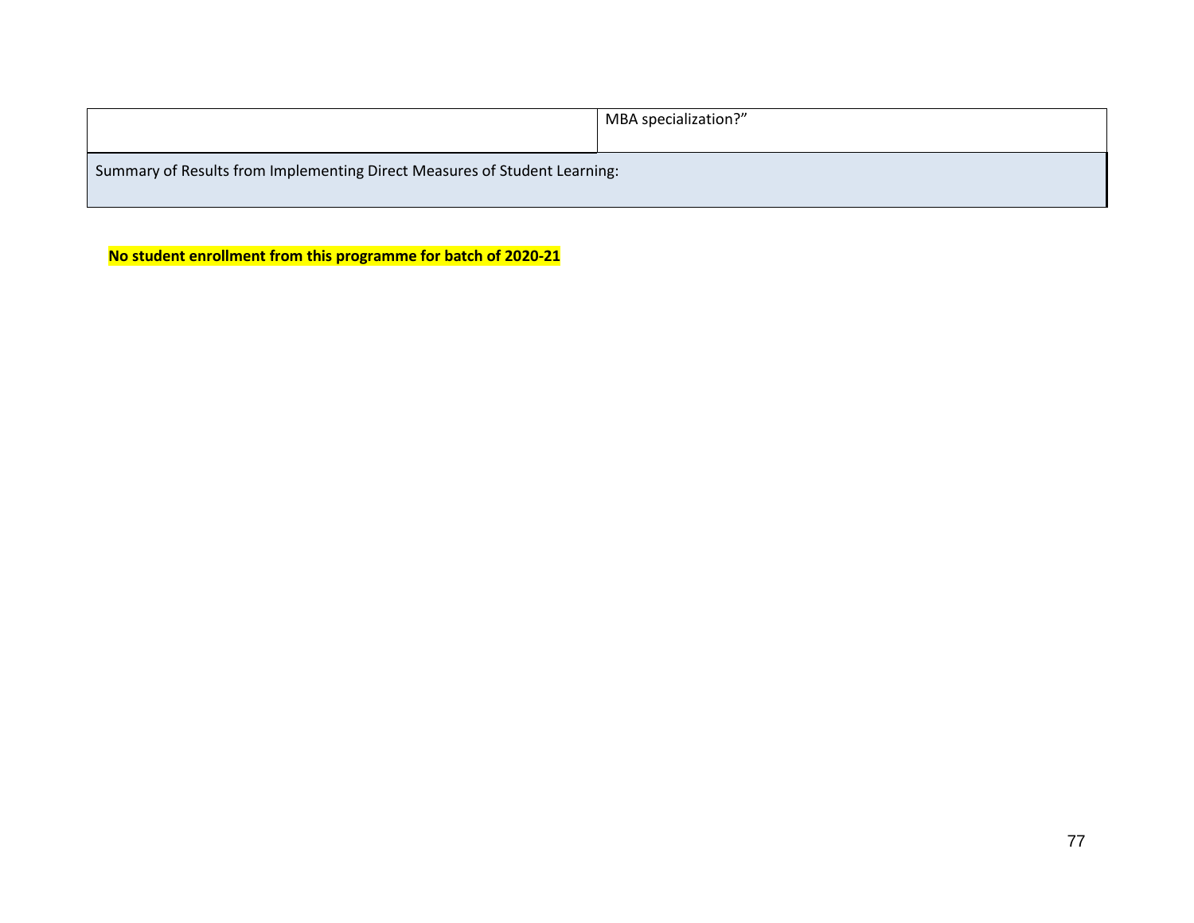| | |
|---|---|
| | MBA specialization?” |
| Summary of Results from Implementing Direct Measures of Student Learning: | |

**No student enrollment from this programme for batch of 2020-21**